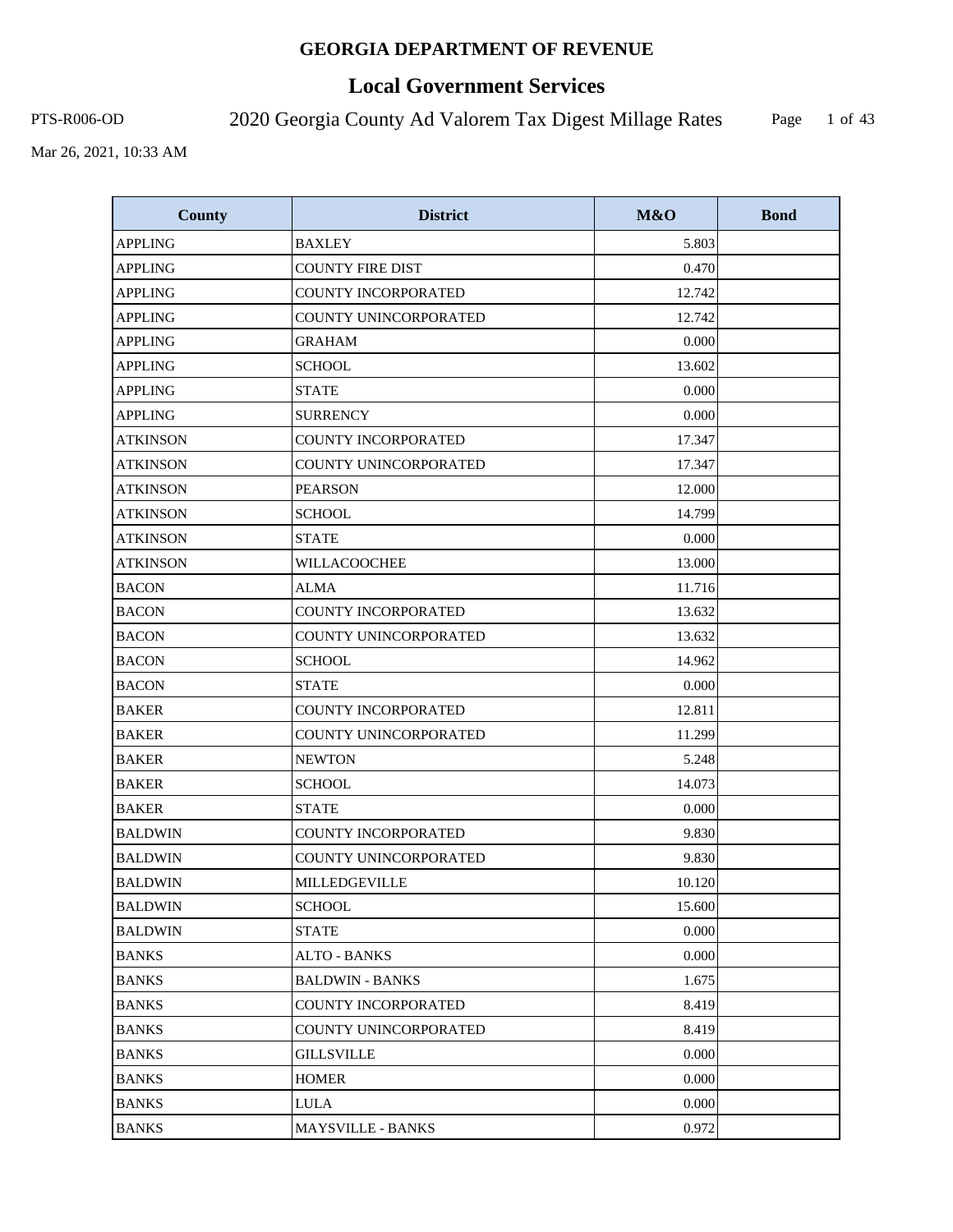# GEORGIA DEPARTMENT OF REVENUE

## Local Government Services

PTS-R006-OD

2020 Georgia County Ad Valorem Tax Digest Millage Rates

Mar 26, 2021, 10:33 AM

| County | District | M&O | Bond |
|---|---|---|---|
| APPLING | BAXLEY | 5.803 | |
| APPLING | COUNTY FIRE DIST | 0.470 | |
| APPLING | COUNTY INCORPORATED | 12.742 | |
| APPLING | COUNTY UNINCORPORATED | 12.742 | |
| APPLING | GRAHAM | 0.000 | |
| APPLING | SCHOOL | 13.602 | |
| APPLING | STATE | 0.000 | |
| APPLING | SURRENCY | 0.000 | |
| ATKINSON | COUNTY INCORPORATED | 17.347 | |
| ATKINSON | COUNTY UNINCORPORATED | 17.347 | |
| ATKINSON | PEARSON | 12.000 | |
| ATKINSON | SCHOOL | 14.799 | |
| ATKINSON | STATE | 0.000 | |
| ATKINSON | WILLACOOCHEE | 13.000 | |
| BACON | ALMA | 11.716 | |
| BACON | COUNTY INCORPORATED | 13.632 | |
| BACON | COUNTY UNINCORPORATED | 13.632 | |
| BACON | SCHOOL | 14.962 | |
| BACON | STATE | 0.000 | |
| BAKER | COUNTY INCORPORATED | 12.811 | |
| BAKER | COUNTY UNINCORPORATED | 11.299 | |
| BAKER | NEWTON | 5.248 | |
| BAKER | SCHOOL | 14.073 | |
| BAKER | STATE | 0.000 | |
| BALDWIN | COUNTY INCORPORATED | 9.830 | |
| BALDWIN | COUNTY UNINCORPORATED | 9.830 | |
| BALDWIN | MILLEDGEVILLE | 10.120 | |
| BALDWIN | SCHOOL | 15.600 | |
| BALDWIN | STATE | 0.000 | |
| BANKS | ALTO - BANKS | 0.000 | |
| BANKS | BALDWIN - BANKS | 1.675 | |
| BANKS | COUNTY INCORPORATED | 8.419 | |
| BANKS | COUNTY UNINCORPORATED | 8.419 | |
| BANKS | GILLSVILLE | 0.000 | |
| BANKS | HOMER | 0.000 | |
| BANKS | LULA | 0.000 | |
| BANKS | MAYSVILLE - BANKS | 0.972 | |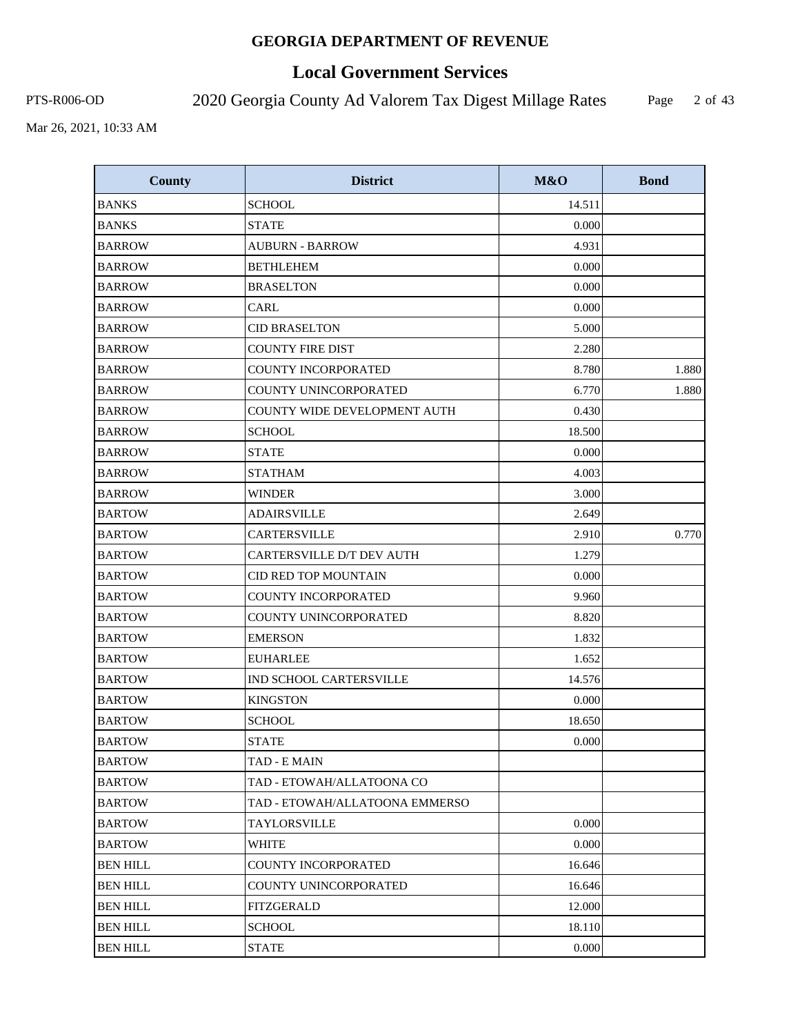| County | District | M&O | Bond |
|---|---|---|---|
| BANKS | SCHOOL | 14.511 | |
| BANKS | STATE | 0.000 | |
| BARROW | AUBURN - BARROW | 4.931 | |
| BARROW | BETHLEHEM | 0.000 | |
| BARROW | BRASELTON | 0.000 | |
| BARROW | CARL | 0.000 | |
| BARROW | CID BRASELTON | 5.000 | |
| BARROW | COUNTY FIRE DIST | 2.280 | |
| BARROW | COUNTY INCORPORATED | 8.780 | 1.880 |
| BARROW | COUNTY UNINCORPORATED | 6.770 | 1.880 |
| BARROW | COUNTY WIDE DEVELOPMENT AUTH | 0.430 | |
| BARROW | SCHOOL | 18.500 | |
| BARROW | STATE | 0.000 | |
| BARROW | STATHAM | 4.003 | |
| BARROW | WINDER | 3.000 | |
| BARTOW | ADAIRSVILLE | 2.649 | |
| BARTOW | CARTERSVILLE | 2.910 | 0.770 |
| BARTOW | CARTERSVILLE D/T DEV AUTH | 1.279 | |
| BARTOW | CID RED TOP MOUNTAIN | 0.000 | |
| BARTOW | COUNTY INCORPORATED | 9.960 | |
| BARTOW | COUNTY UNINCORPORATED | 8.820 | |
| BARTOW | EMERSON | 1.832 | |
| BARTOW | EUHARLEE | 1.652 | |
| BARTOW | IND SCHOOL CARTERSVILLE | 14.576 | |
| BARTOW | KINGSTON | 0.000 | |
| BARTOW | SCHOOL | 18.650 | |
| BARTOW | STATE | 0.000 | |
| BARTOW | TAD - E MAIN | | |
| BARTOW | TAD - ETOWAH/ALLATOONA CO | | |
| BARTOW | TAD - ETOWAH/ALLATOONA EMMERSO | | |
| BARTOW | TAYLORSVILLE | 0.000 | |
| BARTOW | WHITE | 0.000 | |
| BEN HILL | COUNTY INCORPORATED | 16.646 | |
| BEN HILL | COUNTY UNINCORPORATED | 16.646 | |
| BEN HILL | FITZGERALD | 12.000 | |
| BEN HILL | SCHOOL | 18.110 | |
| BEN HILL | STATE | 0.000 | |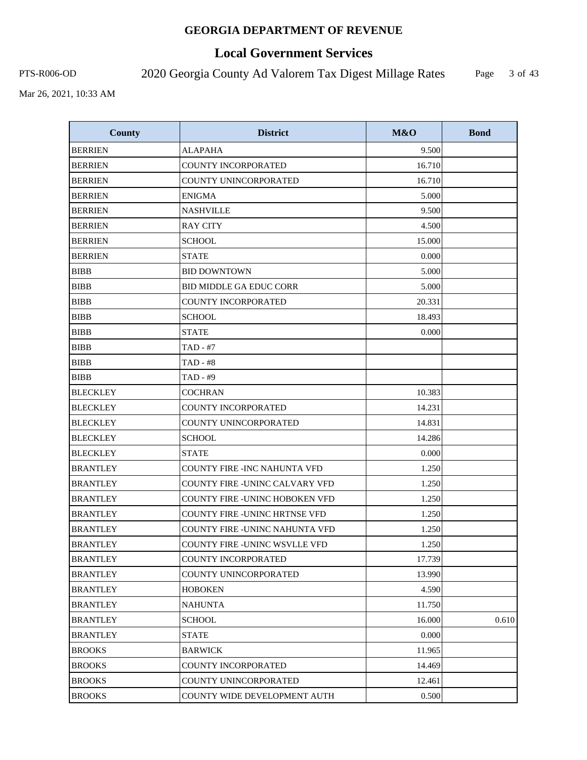**GEORGIA DEPARTMENT OF REVENUE**

# Local Government Services

PTS-R006-OD

## 2020 Georgia County Ad Valorem Tax Digest Millage Rates

Mar 26, 2021, 10:33 AM

| County | District | M&O | Bond |
|---|---|---|---|
| BERRIEN | ALAPAHA | 9.500 | |
| BERRIEN | COUNTY INCORPORATED | 16.710 | |
| BERRIEN | COUNTY UNINCORPORATED | 16.710 | |
| BERRIEN | ENIGMA | 5.000 | |
| BERRIEN | NASHVILLE | 9.500 | |
| BERRIEN | RAY CITY | 4.500 | |
| BERRIEN | SCHOOL | 15.000 | |
| BERRIEN | STATE | 0.000 | |
| BIBB | BID DOWNTOWN | 5.000 | |
| BIBB | BID MIDDLE GA EDUC CORR | 5.000 | |
| BIBB | COUNTY INCORPORATED | 20.331 | |
| BIBB | SCHOOL | 18.493 | |
| BIBB | STATE | 0.000 | |
| BIBB | TAD - #7 | | |
| BIBB | TAD - #8 | | |
| BIBB | TAD - #9 | | |
| BLECKLEY | COCHRAN | 10.383 | |
| BLECKLEY | COUNTY INCORPORATED | 14.231 | |
| BLECKLEY | COUNTY UNINCORPORATED | 14.831 | |
| BLECKLEY | SCHOOL | 14.286 | |
| BLECKLEY | STATE | 0.000 | |
| BRANTLEY | COUNTY FIRE -INC NAHUNTA VFD | 1.250 | |
| BRANTLEY | COUNTY FIRE -UNINC CALVARY VFD | 1.250 | |
| BRANTLEY | COUNTY FIRE -UNINC HOBOKEN VFD | 1.250 | |
| BRANTLEY | COUNTY FIRE -UNINC HRTNSE VFD | 1.250 | |
| BRANTLEY | COUNTY FIRE -UNINC NAHUNTA VFD | 1.250 | |
| BRANTLEY | COUNTY FIRE -UNINC WSVLLE VFD | 1.250 | |
| BRANTLEY | COUNTY INCORPORATED | 17.739 | |
| BRANTLEY | COUNTY UNINCORPORATED | 13.990 | |
| BRANTLEY | HOBOKEN | 4.590 | |
| BRANTLEY | NAHUNTA | 11.750 | |
| BRANTLEY | SCHOOL | 16.000 | 0.610 |
| BRANTLEY | STATE | 0.000 | |
| BROOKS | BARWICK | 11.965 | |
| BROOKS | COUNTY INCORPORATED | 14.469 | |
| BROOKS | COUNTY UNINCORPORATED | 12.461 | |
| BROOKS | COUNTY WIDE DEVELOPMENT AUTH | 0.500 | |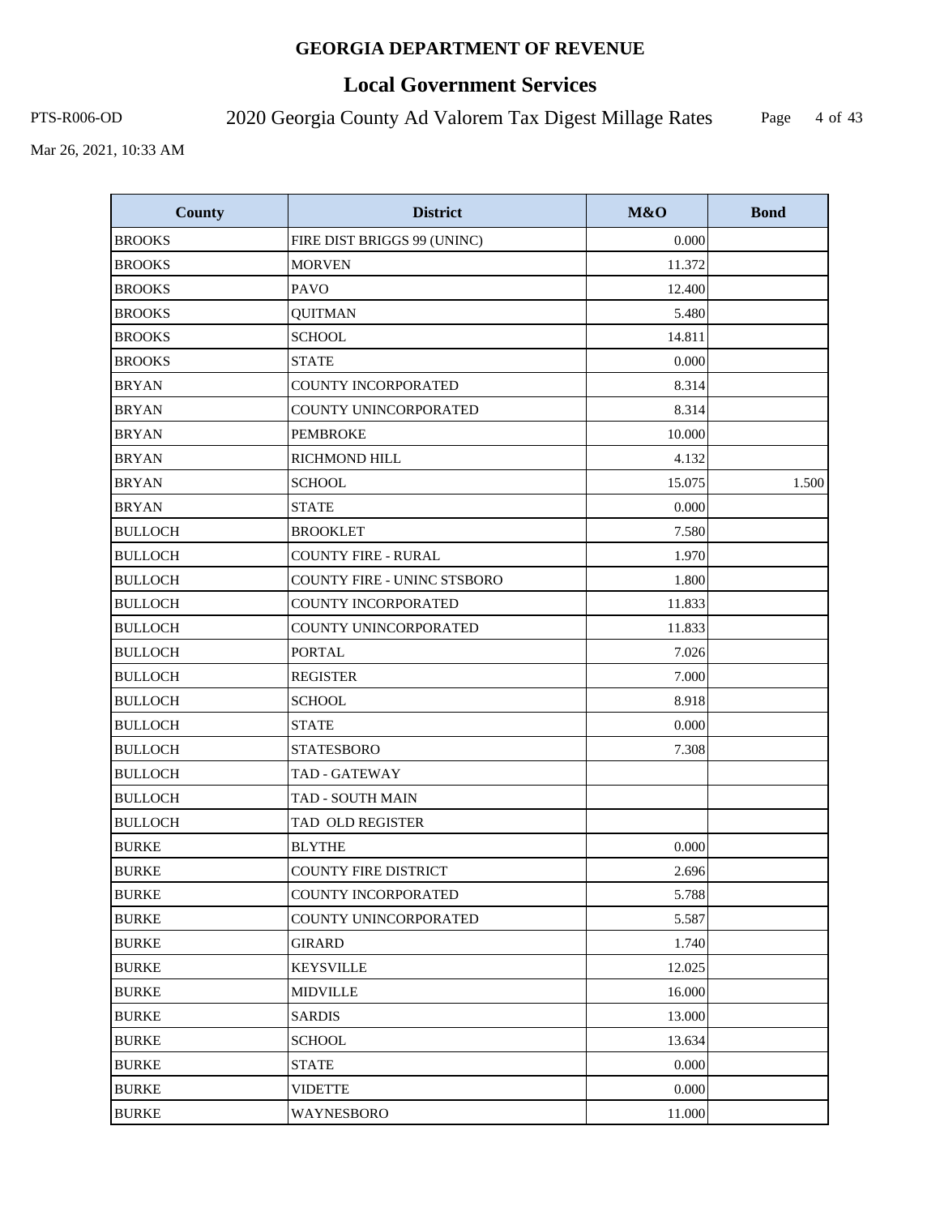**GEORGIA DEPARTMENT OF REVENUE**

**Local Government Services**

PTS-R006-OD 2020 Georgia County Ad Valorem Tax Digest Millage Rates

Mar 26, 2021, 10:33 AM

| County | District | M&O | Bond |
|---|---|---|---|
| BROOKS | FIRE DIST BRIGGS 99 (UNINC) | 0.000 | |
| BROOKS | MORVEN | 11.372 | |
| BROOKS | PAVO | 12.400 | |
| BROOKS | QUITMAN | 5.480 | |
| BROOKS | SCHOOL | 14.811 | |
| BROOKS | STATE | 0.000 | |
| BRYAN | COUNTY INCORPORATED | 8.314 | |
| BRYAN | COUNTY UNINCORPORATED | 8.314 | |
| BRYAN | PEMBROKE | 10.000 | |
| BRYAN | RICHMOND HILL | 4.132 | |
| BRYAN | SCHOOL | 15.075 | 1.500 |
| BRYAN | STATE | 0.000 | |
| BULLOCH | BROOKLET | 7.580 | |
| BULLOCH | COUNTY FIRE - RURAL | 1.970 | |
| BULLOCH | COUNTY FIRE - UNINC STSBORO | 1.800 | |
| BULLOCH | COUNTY INCORPORATED | 11.833 | |
| BULLOCH | COUNTY UNINCORPORATED | 11.833 | |
| BULLOCH | PORTAL | 7.026 | |
| BULLOCH | REGISTER | 7.000 | |
| BULLOCH | SCHOOL | 8.918 | |
| BULLOCH | STATE | 0.000 | |
| BULLOCH | STATESBORO | 7.308 | |
| BULLOCH | TAD - GATEWAY | | |
| BULLOCH | TAD - SOUTH MAIN | | |
| BULLOCH | TAD OLD REGISTER | | |
| BURKE | BLYTHE | 0.000 | |
| BURKE | COUNTY FIRE DISTRICT | 2.696 | |
| BURKE | COUNTY INCORPORATED | 5.788 | |
| BURKE | COUNTY UNINCORPORATED | 5.587 | |
| BURKE | GIRARD | 1.740 | |
| BURKE | KEYSVILLE | 12.025 | |
| BURKE | MIDVILLE | 16.000 | |
| BURKE | SARDIS | 13.000 | |
| BURKE | SCHOOL | 13.634 | |
| BURKE | STATE | 0.000 | |
| BURKE | VIDETTE | 0.000 | |
| BURKE | WAYNESBORO | 11.000 | |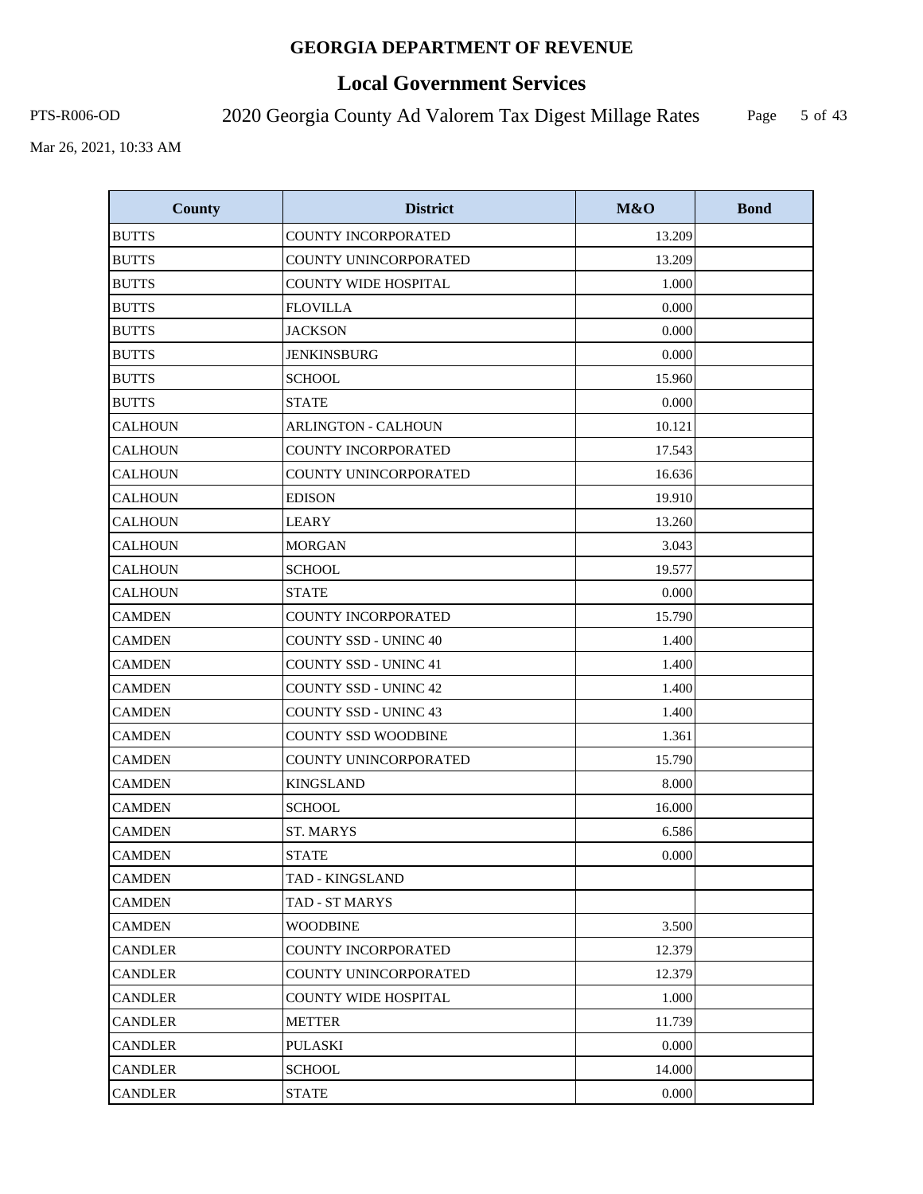# GEORGIA DEPARTMENT OF REVENUE

## Local Government Services

PTS-R006-OD 2020 Georgia County Ad Valorem Tax Digest Millage Rates

Mar 26, 2021, 10:33 AM

| County | District | M&O | Bond |
|---|---|---|---|
| BUTTS | COUNTY INCORPORATED | 13.209 | |
| BUTTS | COUNTY UNINCORPORATED | 13.209 | |
| BUTTS | COUNTY WIDE HOSPITAL | 1.000 | |
| BUTTS | FLOVILLA | 0.000 | |
| BUTTS | JACKSON | 0.000 | |
| BUTTS | JENKINSBURG | 0.000 | |
| BUTTS | SCHOOL | 15.960 | |
| BUTTS | STATE | 0.000 | |
| CALHOUN | ARLINGTON - CALHOUN | 10.121 | |
| CALHOUN | COUNTY INCORPORATED | 17.543 | |
| CALHOUN | COUNTY UNINCORPORATED | 16.636 | |
| CALHOUN | EDISON | 19.910 | |
| CALHOUN | LEARY | 13.260 | |
| CALHOUN | MORGAN | 3.043 | |
| CALHOUN | SCHOOL | 19.577 | |
| CALHOUN | STATE | 0.000 | |
| CAMDEN | COUNTY INCORPORATED | 15.790 | |
| CAMDEN | COUNTY SSD - UNINC 40 | 1.400 | |
| CAMDEN | COUNTY SSD - UNINC 41 | 1.400 | |
| CAMDEN | COUNTY SSD - UNINC 42 | 1.400 | |
| CAMDEN | COUNTY SSD - UNINC 43 | 1.400 | |
| CAMDEN | COUNTY SSD WOODBINE | 1.361 | |
| CAMDEN | COUNTY UNINCORPORATED | 15.790 | |
| CAMDEN | KINGSLAND | 8.000 | |
| CAMDEN | SCHOOL | 16.000 | |
| CAMDEN | ST. MARYS | 6.586 | |
| CAMDEN | STATE | 0.000 | |
| CAMDEN | TAD - KINGSLAND | | |
| CAMDEN | TAD - ST MARYS | | |
| CAMDEN | WOODBINE | 3.500 | |
| CANDLER | COUNTY INCORPORATED | 12.379 | |
| CANDLER | COUNTY UNINCORPORATED | 12.379 | |
| CANDLER | COUNTY WIDE HOSPITAL | 1.000 | |
| CANDLER | METTER | 11.739 | |
| CANDLER | PULASKI | 0.000 | |
| CANDLER | SCHOOL | 14.000 | |
| CANDLER | STATE | 0.000 | |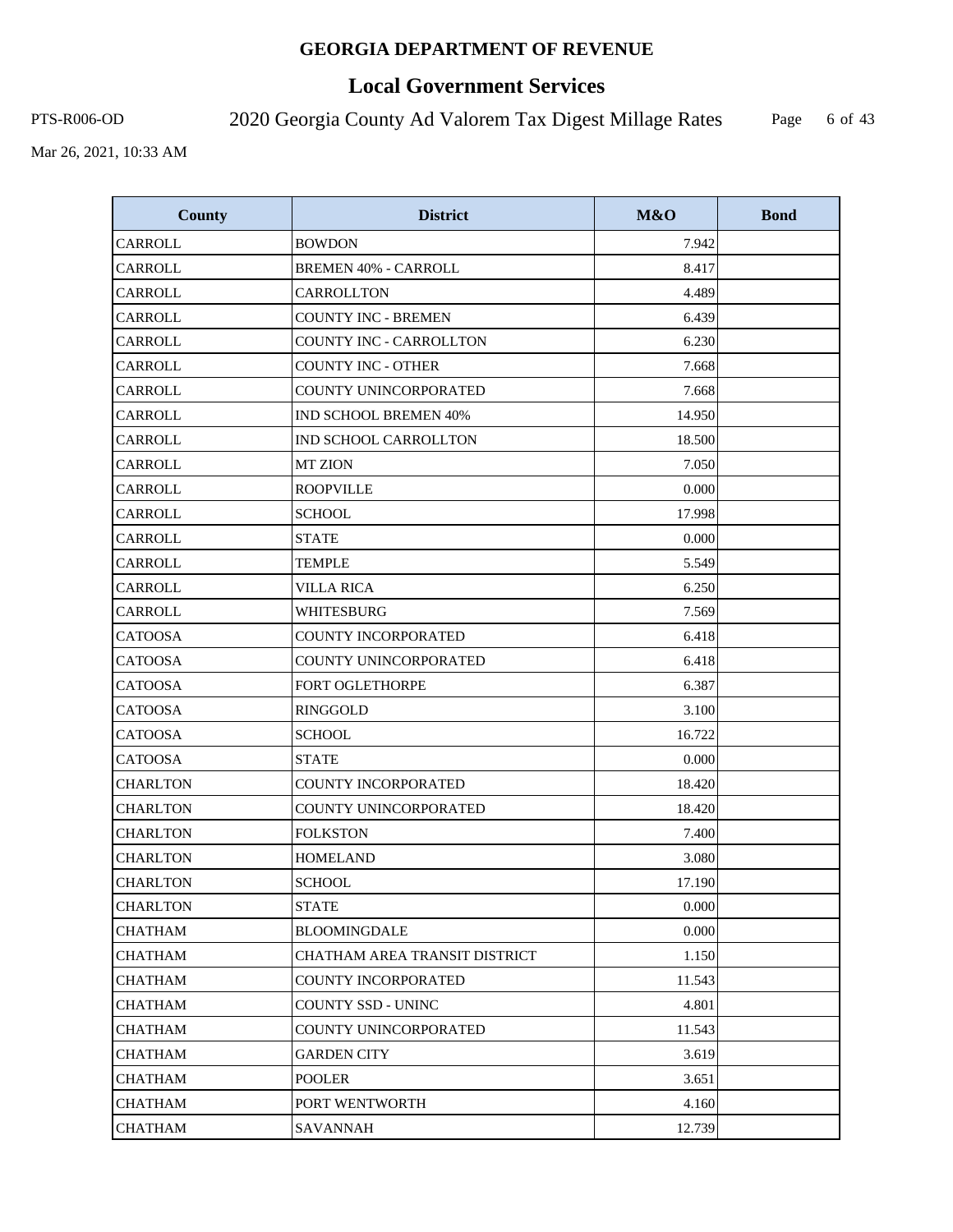# GEORGIA DEPARTMENT OF REVENUE

## Local Government Services

PTS-R006-OD 2020 Georgia County Ad Valorem Tax Digest Millage Rates

Mar 26, 2021, 10:33 AM

| County | District | M&O | Bond |
|---|---|---|---|
| CARROLL | BOWDON | 7.942 | |
| CARROLL | BREMEN 40% - CARROLL | 8.417 | |
| CARROLL | CARROLLTON | 4.489 | |
| CARROLL | COUNTY INC - BREMEN | 6.439 | |
| CARROLL | COUNTY INC - CARROLLTON | 6.230 | |
| CARROLL | COUNTY INC - OTHER | 7.668 | |
| CARROLL | COUNTY UNINCORPORATED | 7.668 | |
| CARROLL | IND SCHOOL BREMEN 40% | 14.950 | |
| CARROLL | IND SCHOOL CARROLLTON | 18.500 | |
| CARROLL | MT ZION | 7.050 | |
| CARROLL | ROOPVILLE | 0.000 | |
| CARROLL | SCHOOL | 17.998 | |
| CARROLL | STATE | 0.000 | |
| CARROLL | TEMPLE | 5.549 | |
| CARROLL | VILLA RICA | 6.250 | |
| CARROLL | WHITESBURG | 7.569 | |
| CATOOSA | COUNTY INCORPORATED | 6.418 | |
| CATOOSA | COUNTY UNINCORPORATED | 6.418 | |
| CATOOSA | FORT OGLETHORPE | 6.387 | |
| CATOOSA | RINGGOLD | 3.100 | |
| CATOOSA | SCHOOL | 16.722 | |
| CATOOSA | STATE | 0.000 | |
| CHARLTON | COUNTY INCORPORATED | 18.420 | |
| CHARLTON | COUNTY UNINCORPORATED | 18.420 | |
| CHARLTON | FOLKSTON | 7.400 | |
| CHARLTON | HOMELAND | 3.080 | |
| CHARLTON | SCHOOL | 17.190 | |
| CHARLTON | STATE | 0.000 | |
| CHATHAM | BLOOMINGDALE | 0.000 | |
| CHATHAM | CHATHAM AREA TRANSIT DISTRICT | 1.150 | |
| CHATHAM | COUNTY INCORPORATED | 11.543 | |
| CHATHAM | COUNTY SSD - UNINC | 4.801 | |
| CHATHAM | COUNTY UNINCORPORATED | 11.543 | |
| CHATHAM | GARDEN CITY | 3.619 | |
| CHATHAM | POOLER | 3.651 | |
| CHATHAM | PORT WENTWORTH | 4.160 | |
| CHATHAM | SAVANNAH | 12.739 | |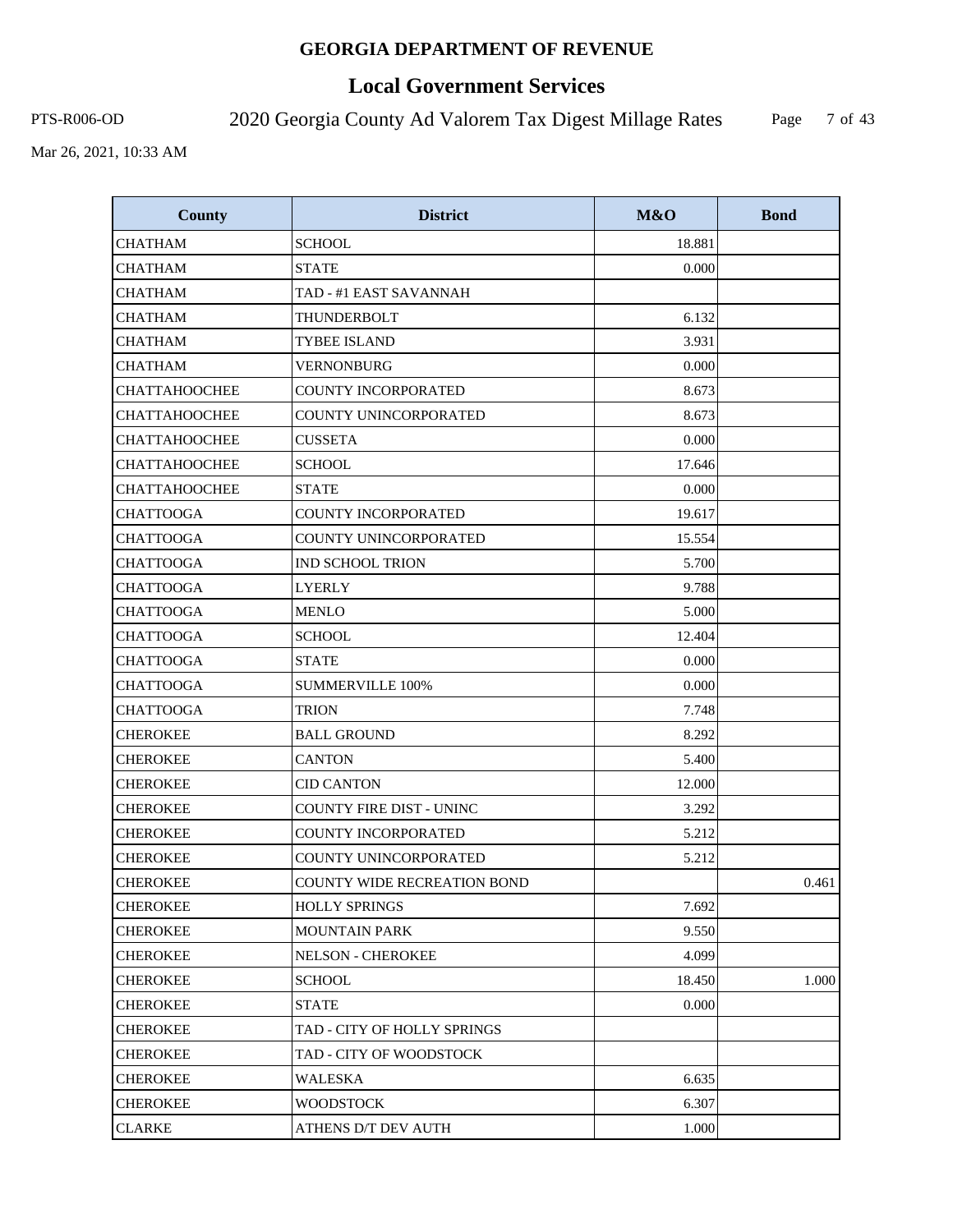# GEORGIA DEPARTMENT OF REVENUE

## Local Government Services

PTS-R006-OD 2020 Georgia County Ad Valorem Tax Digest Millage Rates

Mar 26, 2021, 10:33 AM

| County | District | M&O | Bond |
|---|---|---|---|
| CHATHAM | SCHOOL | 18.881 | |
| CHATHAM | STATE | 0.000 | |
| CHATHAM | TAD - #1 EAST SAVANNAH | | |
| CHATHAM | THUNDERBOLT | 6.132 | |
| CHATHAM | TYBEE ISLAND | 3.931 | |
| CHATHAM | VERNONBURG | 0.000 | |
| CHATTAHOOCHEE | COUNTY INCORPORATED | 8.673 | |
| CHATTAHOOCHEE | COUNTY UNINCORPORATED | 8.673 | |
| CHATTAHOOCHEE | CUSSETA | 0.000 | |
| CHATTAHOOCHEE | SCHOOL | 17.646 | |
| CHATTAHOOCHEE | STATE | 0.000 | |
| CHATTOOGA | COUNTY INCORPORATED | 19.617 | |
| CHATTOOGA | COUNTY UNINCORPORATED | 15.554 | |
| CHATTOOGA | IND SCHOOL TRION | 5.700 | |
| CHATTOOGA | LYERLY | 9.788 | |
| CHATTOOGA | MENLO | 5.000 | |
| CHATTOOGA | SCHOOL | 12.404 | |
| CHATTOOGA | STATE | 0.000 | |
| CHATTOOGA | SUMMERVILLE 100% | 0.000 | |
| CHATTOOGA | TRION | 7.748 | |
| CHEROKEE | BALL GROUND | 8.292 | |
| CHEROKEE | CANTON | 5.400 | |
| CHEROKEE | CID CANTON | 12.000 | |
| CHEROKEE | COUNTY FIRE DIST - UNINC | 3.292 | |
| CHEROKEE | COUNTY INCORPORATED | 5.212 | |
| CHEROKEE | COUNTY UNINCORPORATED | 5.212 | |
| CHEROKEE | COUNTY WIDE RECREATION BOND | | 0.461 |
| CHEROKEE | HOLLY SPRINGS | 7.692 | |
| CHEROKEE | MOUNTAIN PARK | 9.550 | |
| CHEROKEE | NELSON - CHEROKEE | 4.099 | |
| CHEROKEE | SCHOOL | 18.450 | 1.000 |
| CHEROKEE | STATE | 0.000 | |
| CHEROKEE | TAD - CITY OF HOLLY SPRINGS | | |
| CHEROKEE | TAD - CITY OF WOODSTOCK | | |
| CHEROKEE | WALESKA | 6.635 | |
| CHEROKEE | WOODSTOCK | 6.307 | |
| CLARKE | ATHENS D/T DEV AUTH | 1.000 | |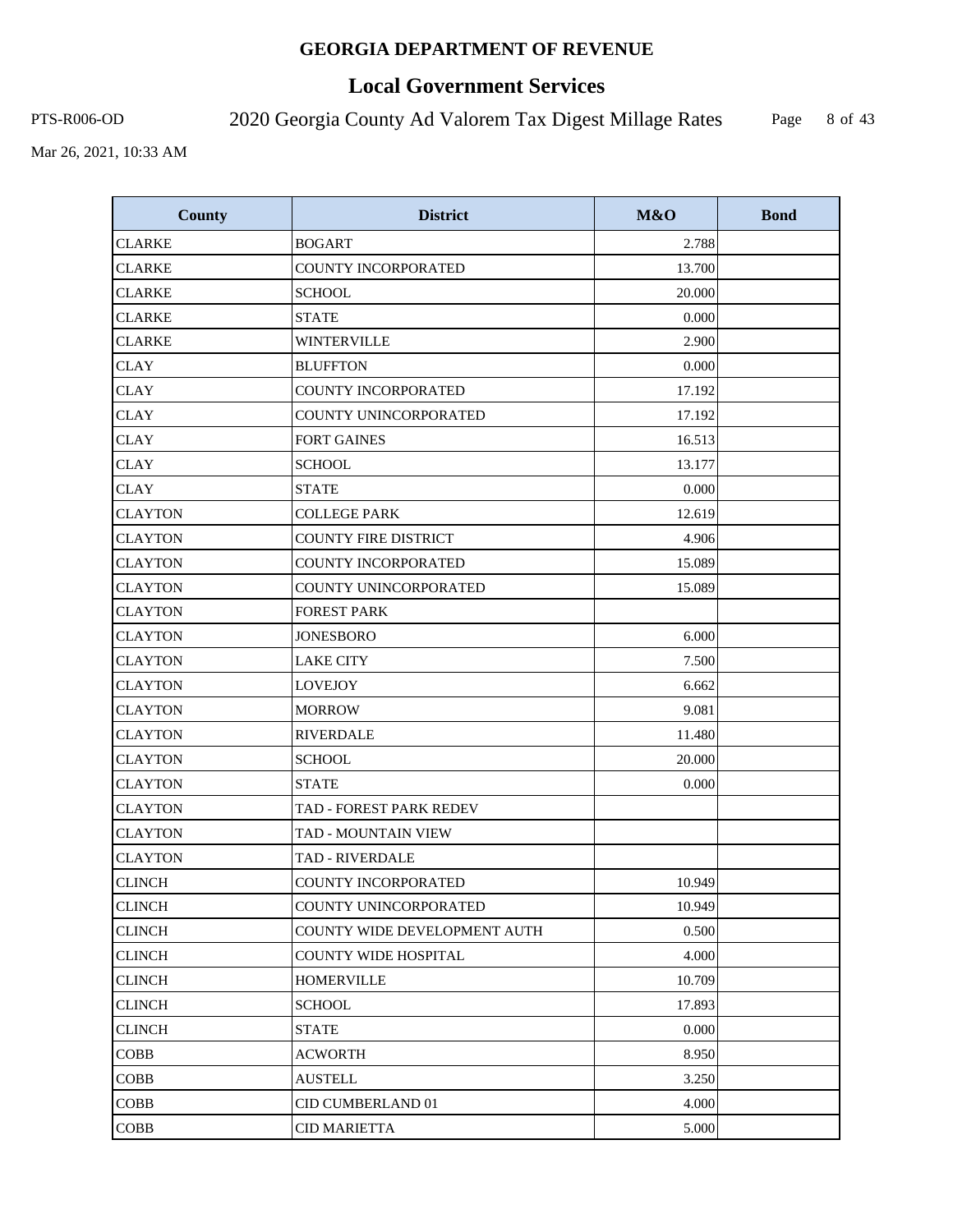**GEORGIA DEPARTMENT OF REVENUE**

# Local Government Services

PTS-R006-OD

## 2020 Georgia County Ad Valorem Tax Digest Millage Rates

Mar 26, 2021, 10:33 AM

| County | District | M&O | Bond |
|---|---|---|---|
| CLARKE | BOGART | 2.788 | |
| CLARKE | COUNTY INCORPORATED | 13.700 | |
| CLARKE | SCHOOL | 20.000 | |
| CLARKE | STATE | 0.000 | |
| CLARKE | WINTERVILLE | 2.900 | |
| CLAY | BLUFFTON | 0.000 | |
| CLAY | COUNTY INCORPORATED | 17.192 | |
| CLAY | COUNTY UNINCORPORATED | 17.192 | |
| CLAY | FORT GAINES | 16.513 | |
| CLAY | SCHOOL | 13.177 | |
| CLAY | STATE | 0.000 | |
| CLAYTON | COLLEGE PARK | 12.619 | |
| CLAYTON | COUNTY FIRE DISTRICT | 4.906 | |
| CLAYTON | COUNTY INCORPORATED | 15.089 | |
| CLAYTON | COUNTY UNINCORPORATED | 15.089 | |
| CLAYTON | FOREST PARK | | |
| CLAYTON | JONESBORO | 6.000 | |
| CLAYTON | LAKE CITY | 7.500 | |
| CLAYTON | LOVEJOY | 6.662 | |
| CLAYTON | MORROW | 9.081 | |
| CLAYTON | RIVERDALE | 11.480 | |
| CLAYTON | SCHOOL | 20.000 | |
| CLAYTON | STATE | 0.000 | |
| CLAYTON | TAD - FOREST PARK REDEV | | |
| CLAYTON | TAD - MOUNTAIN VIEW | | |
| CLAYTON | TAD - RIVERDALE | | |
| CLINCH | COUNTY INCORPORATED | 10.949 | |
| CLINCH | COUNTY UNINCORPORATED | 10.949 | |
| CLINCH | COUNTY WIDE DEVELOPMENT AUTH | 0.500 | |
| CLINCH | COUNTY WIDE HOSPITAL | 4.000 | |
| CLINCH | HOMERVILLE | 10.709 | |
| CLINCH | SCHOOL | 17.893 | |
| CLINCH | STATE | 0.000 | |
| COBB | ACWORTH | 8.950 | |
| COBB | AUSTELL | 3.250 | |
| COBB | CID CUMBERLAND 01 | 4.000 | |
| COBB | CID MARIETTA | 5.000 | |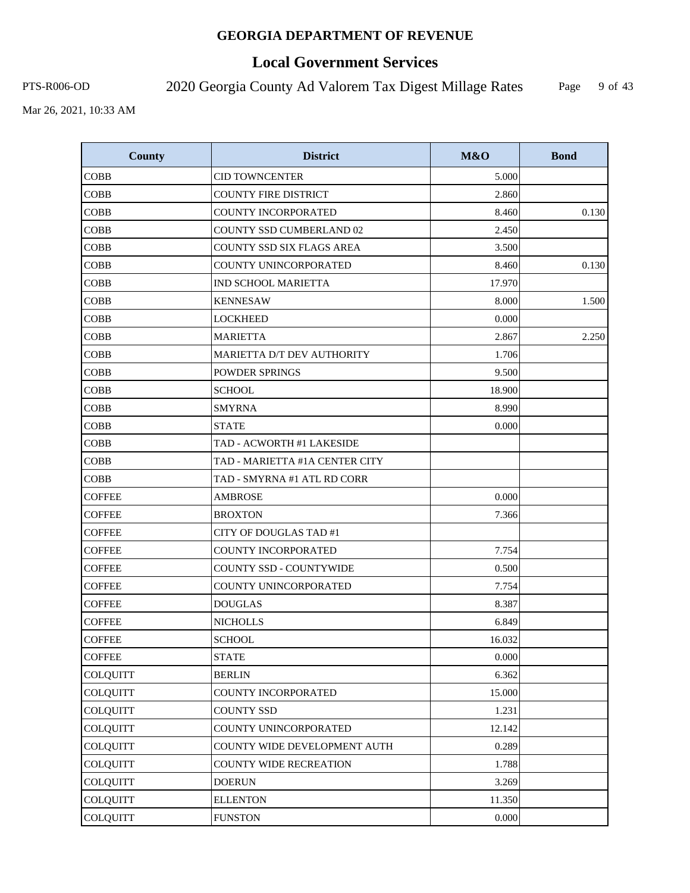| County | District | M&O | Bond |
|---|---|---|---|
| COBB | CID TOWNCENTER | 5.000 | |
| COBB | COUNTY FIRE DISTRICT | 2.860 | |
| COBB | COUNTY INCORPORATED | 8.460 | 0.130 |
| COBB | COUNTY SSD CUMBERLAND 02 | 2.450 | |
| COBB | COUNTY SSD SIX FLAGS AREA | 3.500 | |
| COBB | COUNTY UNINCORPORATED | 8.460 | 0.130 |
| COBB | IND SCHOOL MARIETTA | 17.970 | |
| COBB | KENNESAW | 8.000 | 1.500 |
| COBB | LOCKHEED | 0.000 | |
| COBB | MARIETTA | 2.867 | 2.250 |
| COBB | MARIETTA D/T DEV AUTHORITY | 1.706 | |
| COBB | POWDER SPRINGS | 9.500 | |
| COBB | SCHOOL | 18.900 | |
| COBB | SMYRNA | 8.990 | |
| COBB | STATE | 0.000 | |
| COBB | TAD - ACWORTH #1 LAKESIDE | | |
| COBB | TAD - MARIETTA #1A CENTER CITY | | |
| COBB | TAD - SMYRNA #1 ATL RD CORR | | |
| COFFEE | AMBROSE | 0.000 | |
| COFFEE | BROXTON | 7.366 | |
| COFFEE | CITY OF DOUGLAS TAD #1 | | |
| COFFEE | COUNTY INCORPORATED | 7.754 | |
| COFFEE | COUNTY SSD - COUNTYWIDE | 0.500 | |
| COFFEE | COUNTY UNINCORPORATED | 7.754 | |
| COFFEE | DOUGLAS | 8.387 | |
| COFFEE | NICHOLLS | 6.849 | |
| COFFEE | SCHOOL | 16.032 | |
| COFFEE | STATE | 0.000 | |
| COLQUITT | BERLIN | 6.362 | |
| COLQUITT | COUNTY INCORPORATED | 15.000 | |
| COLQUITT | COUNTY SSD | 1.231 | |
| COLQUITT | COUNTY UNINCORPORATED | 12.142 | |
| COLQUITT | COUNTY WIDE DEVELOPMENT AUTH | 0.289 | |
| COLQUITT | COUNTY WIDE RECREATION | 1.788 | |
| COLQUITT | DOERUN | 3.269 | |
| COLQUITT | ELLENTON | 11.350 | |
| COLQUITT | FUNSTON | 0.000 | |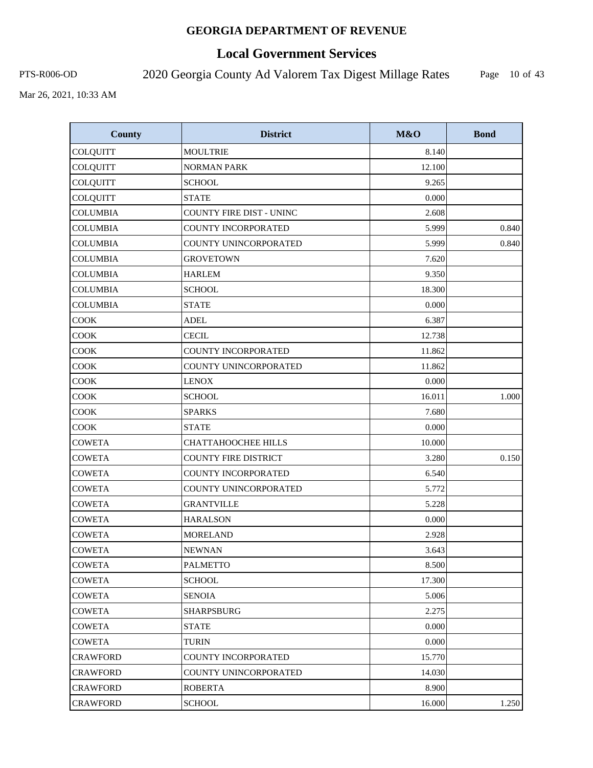# GEORGIA DEPARTMENT OF REVENUE

## Local Government Services

PTS-R006-OD 2020 Georgia County Ad Valorem Tax Digest Millage Rates

Mar 26, 2021, 10:33 AM

| County | District | M&O | Bond |
|---|---|---|---|
| COLQUITT | MOULTRIE | 8.140 | |
| COLQUITT | NORMAN PARK | 12.100 | |
| COLQUITT | SCHOOL | 9.265 | |
| COLQUITT | STATE | 0.000 | |
| COLUMBIA | COUNTY FIRE DIST - UNINC | 2.608 | |
| COLUMBIA | COUNTY INCORPORATED | 5.999 | 0.840 |
| COLUMBIA | COUNTY UNINCORPORATED | 5.999 | 0.840 |
| COLUMBIA | GROVETOWN | 7.620 | |
| COLUMBIA | HARLEM | 9.350 | |
| COLUMBIA | SCHOOL | 18.300 | |
| COLUMBIA | STATE | 0.000 | |
| COOK | ADEL | 6.387 | |
| COOK | CECIL | 12.738 | |
| COOK | COUNTY INCORPORATED | 11.862 | |
| COOK | COUNTY UNINCORPORATED | 11.862 | |
| COOK | LENOX | 0.000 | |
| COOK | SCHOOL | 16.011 | 1.000 |
| COOK | SPARKS | 7.680 | |
| COOK | STATE | 0.000 | |
| COWETA | CHATTAHOOCHEE HILLS | 10.000 | |
| COWETA | COUNTY FIRE DISTRICT | 3.280 | 0.150 |
| COWETA | COUNTY INCORPORATED | 6.540 | |
| COWETA | COUNTY UNINCORPORATED | 5.772 | |
| COWETA | GRANTVILLE | 5.228 | |
| COWETA | HARALSON | 0.000 | |
| COWETA | MORELAND | 2.928 | |
| COWETA | NEWNAN | 3.643 | |
| COWETA | PALMETTO | 8.500 | |
| COWETA | SCHOOL | 17.300 | |
| COWETA | SENOIA | 5.006 | |
| COWETA | SHARPSBURG | 2.275 | |
| COWETA | STATE | 0.000 | |
| COWETA | TURIN | 0.000 | |
| CRAWFORD | COUNTY INCORPORATED | 15.770 | |
| CRAWFORD | COUNTY UNINCORPORATED | 14.030 | |
| CRAWFORD | ROBERTA | 8.900 | |
| CRAWFORD | SCHOOL | 16.000 | 1.250 |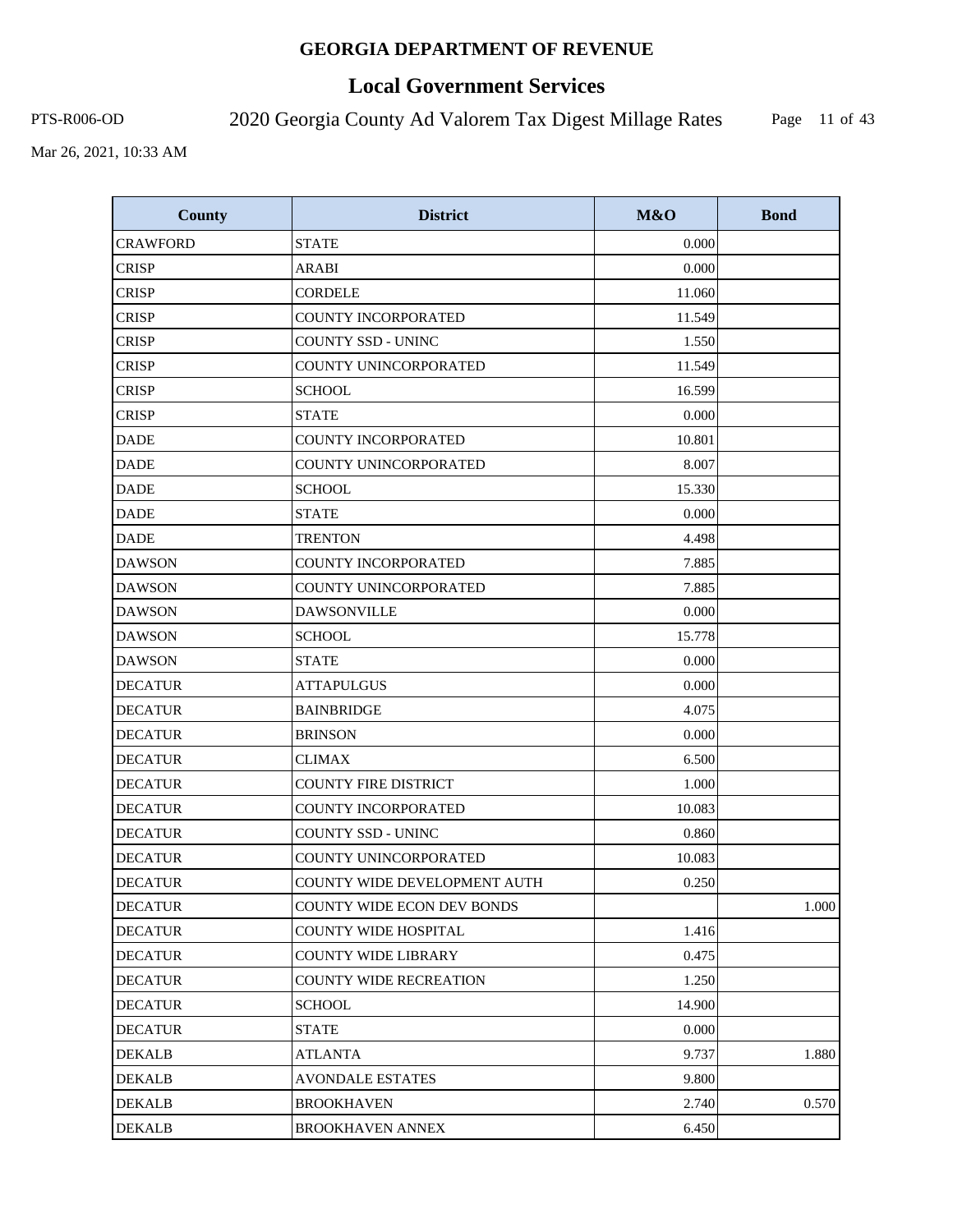# GEORGIA DEPARTMENT OF REVENUE

## Local Government Services

PTS-R006-OD 2020 Georgia County Ad Valorem Tax Digest Millage Rates

Mar 26, 2021, 10:33 AM

| County | District | M&O | Bond |
|---|---|---|---|
| CRAWFORD | STATE | 0.000 | |
| CRISP | ARABI | 0.000 | |
| CRISP | CORDELE | 11.060 | |
| CRISP | COUNTY INCORPORATED | 11.549 | |
| CRISP | COUNTY SSD - UNINC | 1.550 | |
| CRISP | COUNTY UNINCORPORATED | 11.549 | |
| CRISP | SCHOOL | 16.599 | |
| CRISP | STATE | 0.000 | |
| DADE | COUNTY INCORPORATED | 10.801 | |
| DADE | COUNTY UNINCORPORATED | 8.007 | |
| DADE | SCHOOL | 15.330 | |
| DADE | STATE | 0.000 | |
| DADE | TRENTON | 4.498 | |
| DAWSON | COUNTY INCORPORATED | 7.885 | |
| DAWSON | COUNTY UNINCORPORATED | 7.885 | |
| DAWSON | DAWSONVILLE | 0.000 | |
| DAWSON | SCHOOL | 15.778 | |
| DAWSON | STATE | 0.000 | |
| DECATUR | ATTAPULGUS | 0.000 | |
| DECATUR | BAINBRIDGE | 4.075 | |
| DECATUR | BRINSON | 0.000 | |
| DECATUR | CLIMAX | 6.500 | |
| DECATUR | COUNTY FIRE DISTRICT | 1.000 | |
| DECATUR | COUNTY INCORPORATED | 10.083 | |
| DECATUR | COUNTY SSD - UNINC | 0.860 | |
| DECATUR | COUNTY UNINCORPORATED | 10.083 | |
| DECATUR | COUNTY WIDE DEVELOPMENT AUTH | 0.250 | |
| DECATUR | COUNTY WIDE ECON DEV BONDS | | 1.000 |
| DECATUR | COUNTY WIDE HOSPITAL | 1.416 | |
| DECATUR | COUNTY WIDE LIBRARY | 0.475 | |
| DECATUR | COUNTY WIDE RECREATION | 1.250 | |
| DECATUR | SCHOOL | 14.900 | |
| DECATUR | STATE | 0.000 | |
| DEKALB | ATLANTA | 9.737 | 1.880 |
| DEKALB | AVONDALE ESTATES | 9.800 | |
| DEKALB | BROOKHAVEN | 2.740 | 0.570 |
| DEKALB | BROOKHAVEN ANNEX | 6.450 | |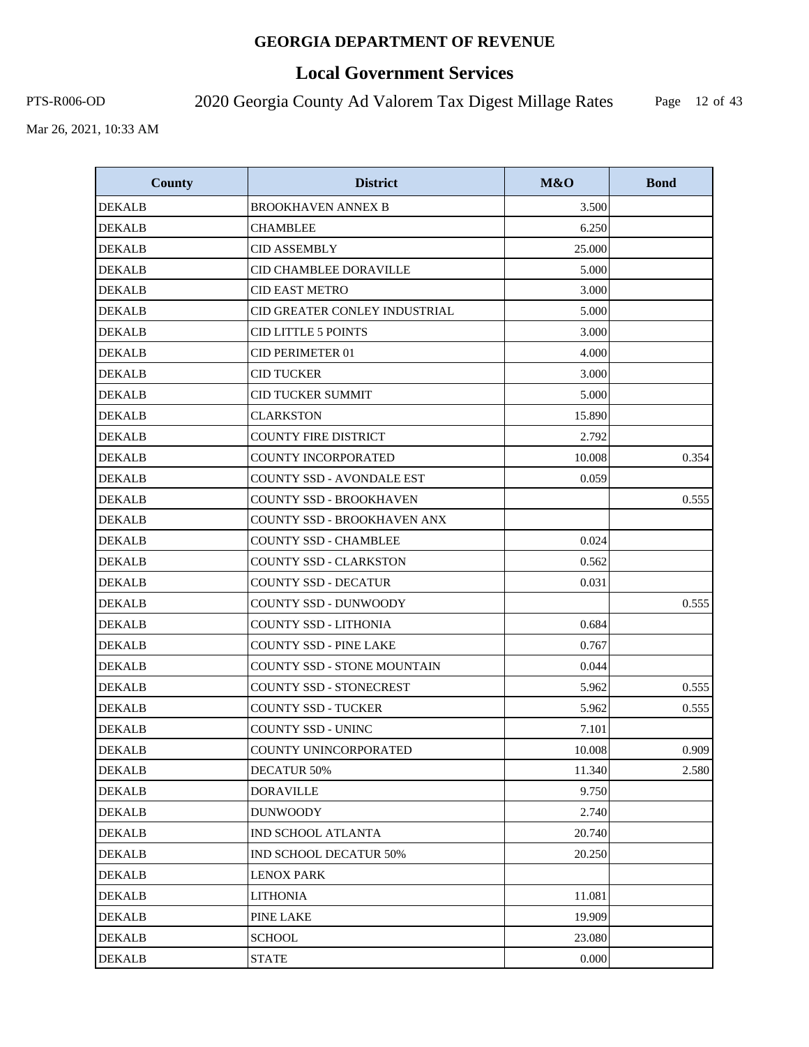# GEORGIA DEPARTMENT OF REVENUE

## Local Government Services

PTS-R006-OD 2020 Georgia County Ad Valorem Tax Digest Millage Rates

Mar 26, 2021, 10:33 AM

| County | District | M&O | Bond |
|---|---|---|---|
| DEKALB | BROOKHAVEN ANNEX B | 3.500 | |
| DEKALB | CHAMBLEE | 6.250 | |
| DEKALB | CID ASSEMBLY | 25.000 | |
| DEKALB | CID CHAMBLEE DORAVILLE | 5.000 | |
| DEKALB | CID EAST METRO | 3.000 | |
| DEKALB | CID GREATER CONLEY INDUSTRIAL | 5.000 | |
| DEKALB | CID LITTLE 5 POINTS | 3.000 | |
| DEKALB | CID PERIMETER 01 | 4.000 | |
| DEKALB | CID TUCKER | 3.000 | |
| DEKALB | CID TUCKER SUMMIT | 5.000 | |
| DEKALB | CLARKSTON | 15.890 | |
| DEKALB | COUNTY FIRE DISTRICT | 2.792 | |
| DEKALB | COUNTY INCORPORATED | 10.008 | 0.354 |
| DEKALB | COUNTY SSD - AVONDALE EST | 0.059 | |
| DEKALB | COUNTY SSD - BROOKHAVEN | | 0.555 |
| DEKALB | COUNTY SSD - BROOKHAVEN ANX | | |
| DEKALB | COUNTY SSD - CHAMBLEE | 0.024 | |
| DEKALB | COUNTY SSD - CLARKSTON | 0.562 | |
| DEKALB | COUNTY SSD - DECATUR | 0.031 | |
| DEKALB | COUNTY SSD - DUNWOODY | | 0.555 |
| DEKALB | COUNTY SSD - LITHONIA | 0.684 | |
| DEKALB | COUNTY SSD - PINE LAKE | 0.767 | |
| DEKALB | COUNTY SSD - STONE MOUNTAIN | 0.044 | |
| DEKALB | COUNTY SSD - STONECREST | 5.962 | 0.555 |
| DEKALB | COUNTY SSD - TUCKER | 5.962 | 0.555 |
| DEKALB | COUNTY SSD - UNINC | 7.101 | |
| DEKALB | COUNTY UNINCORPORATED | 10.008 | 0.909 |
| DEKALB | DECATUR 50% | 11.340 | 2.580 |
| DEKALB | DORAVILLE | 9.750 | |
| DEKALB | DUNWOODY | 2.740 | |
| DEKALB | IND SCHOOL ATLANTA | 20.740 | |
| DEKALB | IND SCHOOL DECATUR 50% | 20.250 | |
| DEKALB | LENOX PARK | | |
| DEKALB | LITHONIA | 11.081 | |
| DEKALB | PINE LAKE | 19.909 | |
| DEKALB | SCHOOL | 23.080 | |
| DEKALB | STATE | 0.000 | |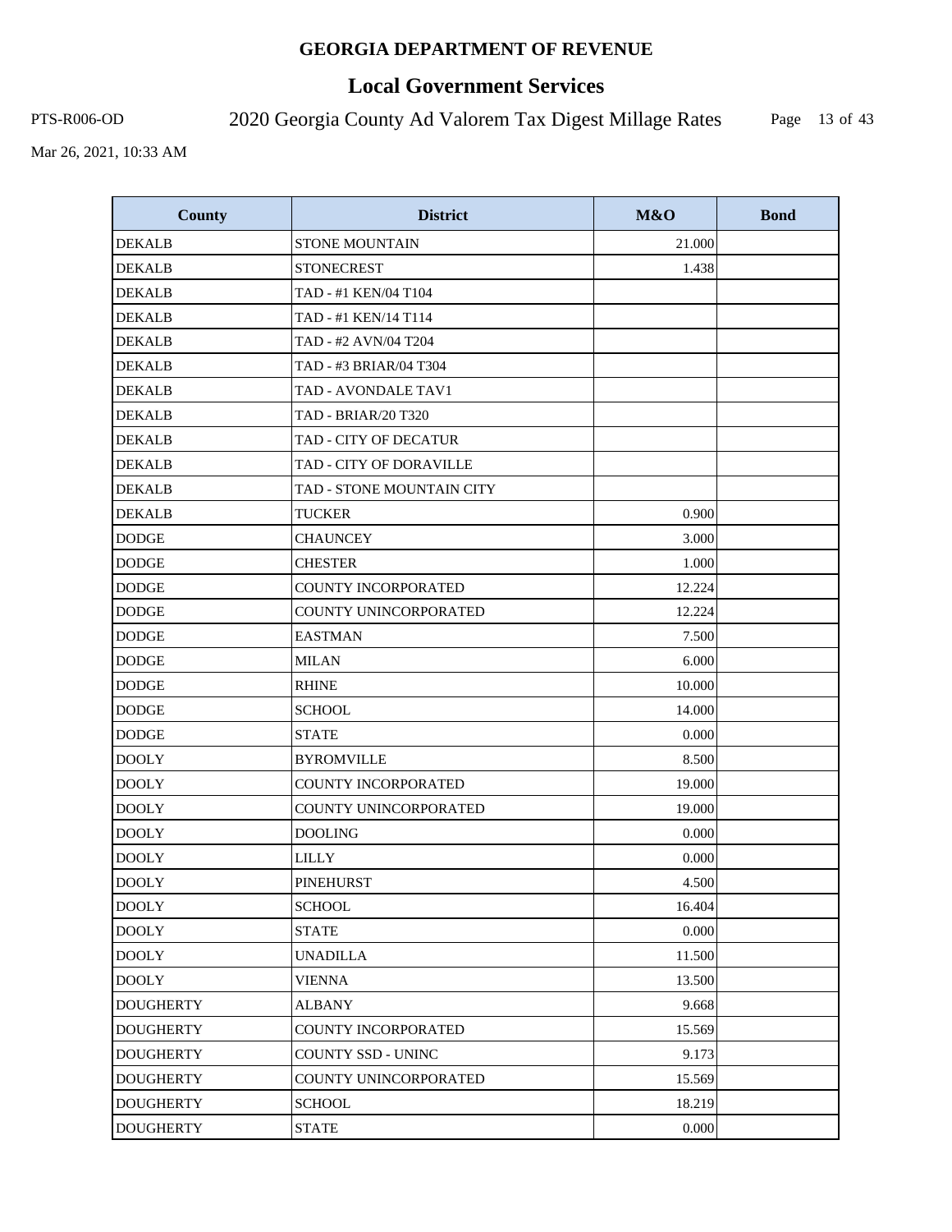**GEORGIA DEPARTMENT OF REVENUE**

# Local Government Services

PTS-R006-OD

2020 Georgia County Ad Valorem Tax Digest Millage Rates

Mar 26, 2021, 10:33 AM

| County | District | M&O | Bond |
|---|---|---|---|
| DEKALB | STONE MOUNTAIN | 21.000 | |
| DEKALB | STONECREST | 1.438 | |
| DEKALB | TAD - #1 KEN/04 T104 | | |
| DEKALB | TAD - #1 KEN/14 T114 | | |
| DEKALB | TAD - #2 AVN/04 T204 | | |
| DEKALB | TAD - #3 BRIAR/04 T304 | | |
| DEKALB | TAD - AVONDALE TAV1 | | |
| DEKALB | TAD - BRIAR/20 T320 | | |
| DEKALB | TAD - CITY OF DECATUR | | |
| DEKALB | TAD - CITY OF DORAVILLE | | |
| DEKALB | TAD - STONE MOUNTAIN CITY | | |
| DEKALB | TUCKER | 0.900 | |
| DODGE | CHAUNCEY | 3.000 | |
| DODGE | CHESTER | 1.000 | |
| DODGE | COUNTY INCORPORATED | 12.224 | |
| DODGE | COUNTY UNINCORPORATED | 12.224 | |
| DODGE | EASTMAN | 7.500 | |
| DODGE | MILAN | 6.000 | |
| DODGE | RHINE | 10.000 | |
| DODGE | SCHOOL | 14.000 | |
| DODGE | STATE | 0.000 | |
| DOOLY | BYROMVILLE | 8.500 | |
| DOOLY | COUNTY INCORPORATED | 19.000 | |
| DOOLY | COUNTY UNINCORPORATED | 19.000 | |
| DOOLY | DOOLING | 0.000 | |
| DOOLY | LILLY | 0.000 | |
| DOOLY | PINEHURST | 4.500 | |
| DOOLY | SCHOOL | 16.404 | |
| DOOLY | STATE | 0.000 | |
| DOOLY | UNADILLA | 11.500 | |
| DOOLY | VIENNA | 13.500 | |
| DOUGHERTY | ALBANY | 9.668 | |
| DOUGHERTY | COUNTY INCORPORATED | 15.569 | |
| DOUGHERTY | COUNTY SSD - UNINC | 9.173 | |
| DOUGHERTY | COUNTY UNINCORPORATED | 15.569 | |
| DOUGHERTY | SCHOOL | 18.219 | |
| DOUGHERTY | STATE | 0.000 | |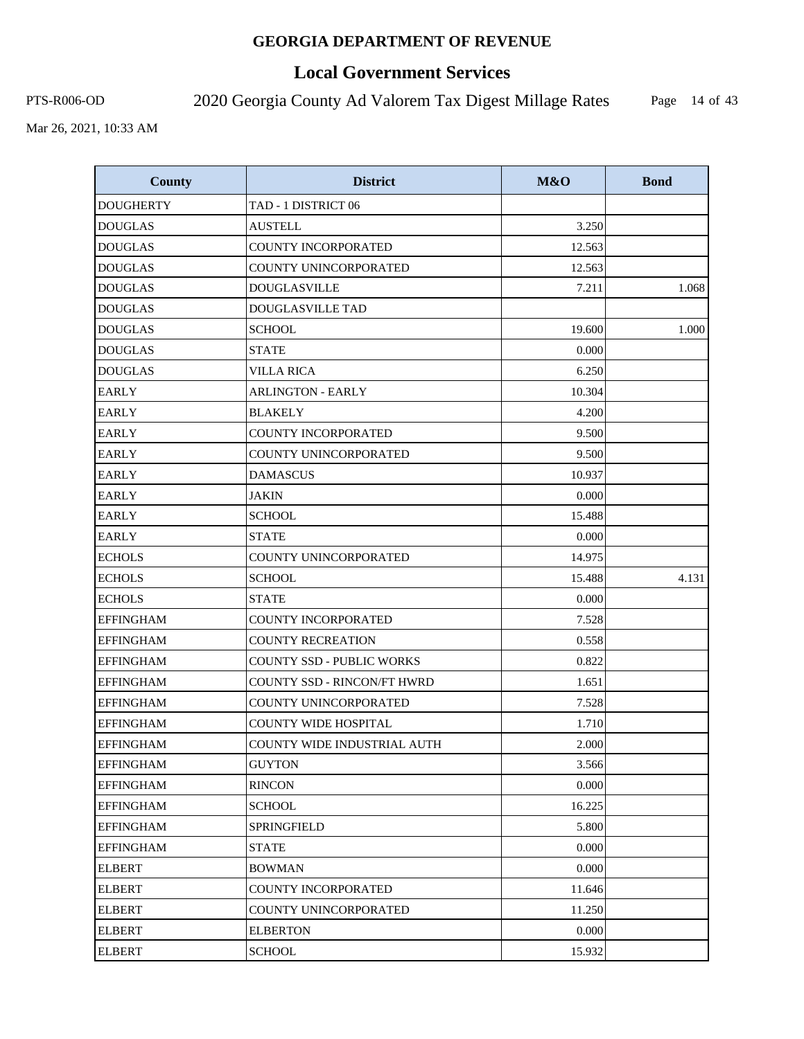# GEORGIA DEPARTMENT OF REVENUE

## Local Government Services

PTS-R006-OD 2020 Georgia County Ad Valorem Tax Digest Millage Rates

Mar 26, 2021, 10:33 AM

| County | District | M&O | Bond |
|---|---|---|---|
| DOUGHERTY | TAD - 1 DISTRICT 06 | | |
| DOUGLAS | AUSTELL | 3.250 | |
| DOUGLAS | COUNTY INCORPORATED | 12.563 | |
| DOUGLAS | COUNTY UNINCORPORATED | 12.563 | |
| DOUGLAS | DOUGLASVILLE | 7.211 | 1.068 |
| DOUGLAS | DOUGLASVILLE TAD | | |
| DOUGLAS | SCHOOL | 19.600 | 1.000 |
| DOUGLAS | STATE | 0.000 | |
| DOUGLAS | VILLA RICA | 6.250 | |
| EARLY | ARLINGTON - EARLY | 10.304 | |
| EARLY | BLAKELY | 4.200 | |
| EARLY | COUNTY INCORPORATED | 9.500 | |
| EARLY | COUNTY UNINCORPORATED | 9.500 | |
| EARLY | DAMASCUS | 10.937 | |
| EARLY | JAKIN | 0.000 | |
| EARLY | SCHOOL | 15.488 | |
| EARLY | STATE | 0.000 | |
| ECHOLS | COUNTY UNINCORPORATED | 14.975 | |
| ECHOLS | SCHOOL | 15.488 | 4.131 |
| ECHOLS | STATE | 0.000 | |
| EFFINGHAM | COUNTY INCORPORATED | 7.528 | |
| EFFINGHAM | COUNTY RECREATION | 0.558 | |
| EFFINGHAM | COUNTY SSD - PUBLIC WORKS | 0.822 | |
| EFFINGHAM | COUNTY SSD - RINCON/FT HWRD | 1.651 | |
| EFFINGHAM | COUNTY UNINCORPORATED | 7.528 | |
| EFFINGHAM | COUNTY WIDE HOSPITAL | 1.710 | |
| EFFINGHAM | COUNTY WIDE INDUSTRIAL AUTH | 2.000 | |
| EFFINGHAM | GUYTON | 3.566 | |
| EFFINGHAM | RINCON | 0.000 | |
| EFFINGHAM | SCHOOL | 16.225 | |
| EFFINGHAM | SPRINGFIELD | 5.800 | |
| EFFINGHAM | STATE | 0.000 | |
| ELBERT | BOWMAN | 0.000 | |
| ELBERT | COUNTY INCORPORATED | 11.646 | |
| ELBERT | COUNTY UNINCORPORATED | 11.250 | |
| ELBERT | ELBERTON | 0.000 | |
| ELBERT | SCHOOL | 15.932 | |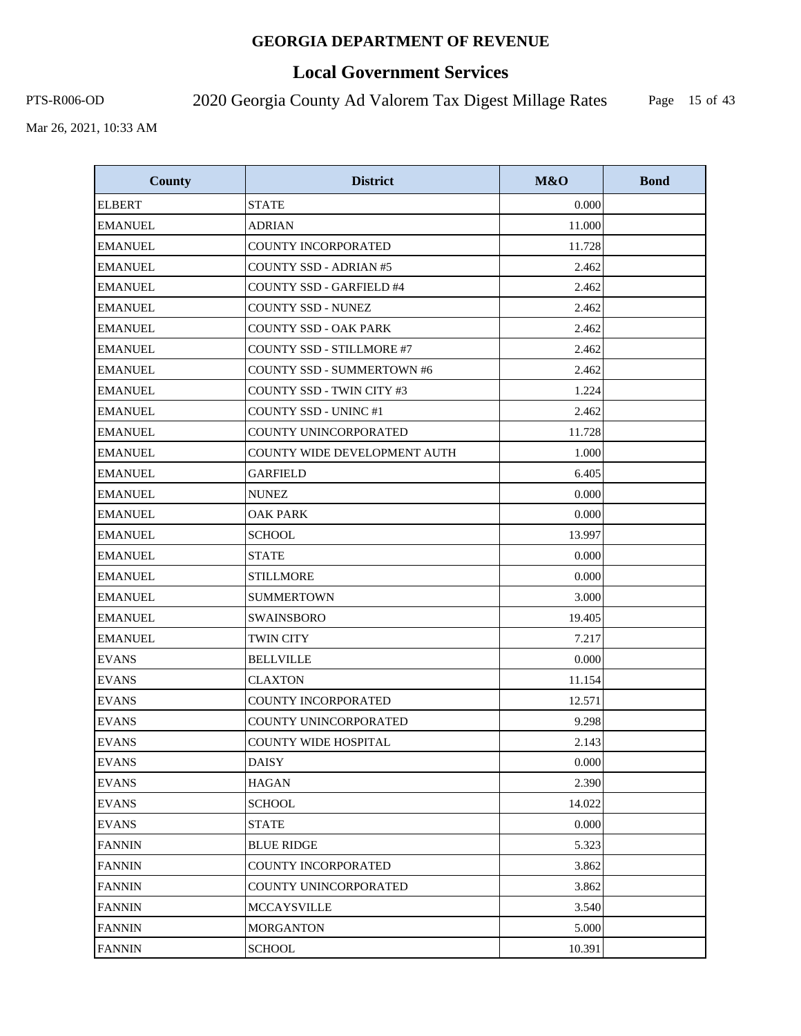# GEORGIA DEPARTMENT OF REVENUE

## Local Government Services

PTS-R006-OD 2020 Georgia County Ad Valorem Tax Digest Millage Rates

Mar 26, 2021, 10:33 AM

| County | District | M&O | Bond |
|---|---|---|---|
| ELBERT | STATE | 0.000 | |
| EMANUEL | ADRIAN | 11.000 | |
| EMANUEL | COUNTY INCORPORATED | 11.728 | |
| EMANUEL | COUNTY SSD - ADRIAN #5 | 2.462 | |
| EMANUEL | COUNTY SSD - GARFIELD #4 | 2.462 | |
| EMANUEL | COUNTY SSD - NUNEZ | 2.462 | |
| EMANUEL | COUNTY SSD - OAK PARK | 2.462 | |
| EMANUEL | COUNTY SSD - STILLMORE #7 | 2.462 | |
| EMANUEL | COUNTY SSD - SUMMERTOWN #6 | 2.462 | |
| EMANUEL | COUNTY SSD - TWIN CITY #3 | 1.224 | |
| EMANUEL | COUNTY SSD - UNINC #1 | 2.462 | |
| EMANUEL | COUNTY UNINCORPORATED | 11.728 | |
| EMANUEL | COUNTY WIDE DEVELOPMENT AUTH | 1.000 | |
| EMANUEL | GARFIELD | 6.405 | |
| EMANUEL | NUNEZ | 0.000 | |
| EMANUEL | OAK PARK | 0.000 | |
| EMANUEL | SCHOOL | 13.997 | |
| EMANUEL | STATE | 0.000 | |
| EMANUEL | STILLMORE | 0.000 | |
| EMANUEL | SUMMERTOWN | 3.000 | |
| EMANUEL | SWAINSBORO | 19.405 | |
| EMANUEL | TWIN CITY | 7.217 | |
| EVANS | BELLVILLE | 0.000 | |
| EVANS | CLAXTON | 11.154 | |
| EVANS | COUNTY INCORPORATED | 12.571 | |
| EVANS | COUNTY UNINCORPORATED | 9.298 | |
| EVANS | COUNTY WIDE HOSPITAL | 2.143 | |
| EVANS | DAISY | 0.000 | |
| EVANS | HAGAN | 2.390 | |
| EVANS | SCHOOL | 14.022 | |
| EVANS | STATE | 0.000 | |
| FANNIN | BLUE RIDGE | 5.323 | |
| FANNIN | COUNTY INCORPORATED | 3.862 | |
| FANNIN | COUNTY UNINCORPORATED | 3.862 | |
| FANNIN | MCCAYSVILLE | 3.540 | |
| FANNIN | MORGANTON | 5.000 | |
| FANNIN | SCHOOL | 10.391 | |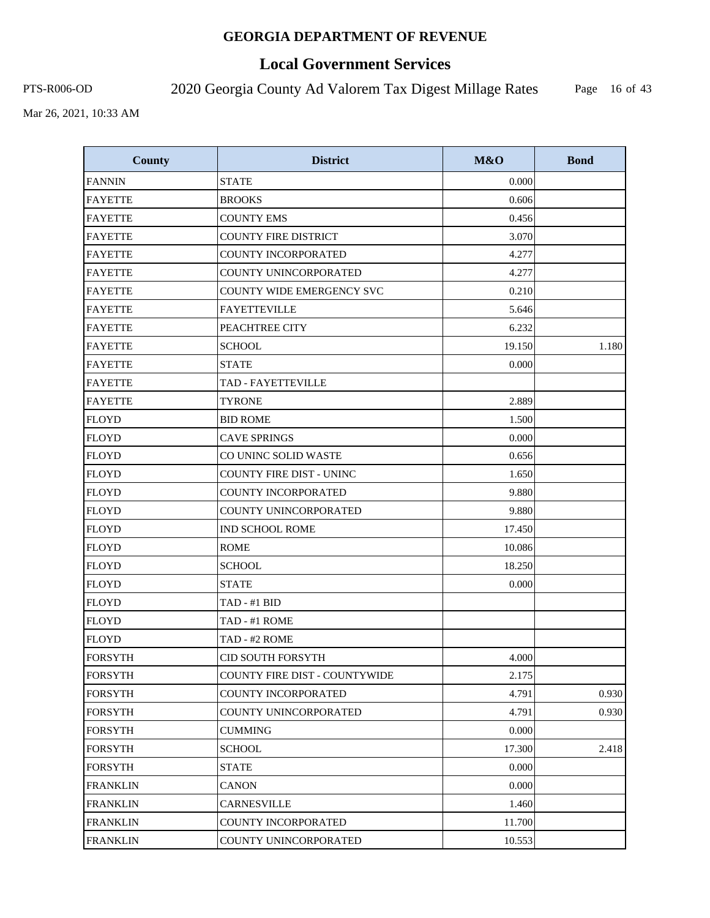# GEORGIA DEPARTMENT OF REVENUE

## Local Government Services

PTS-R006-OD

2020 Georgia County Ad Valorem Tax Digest Millage Rates

Mar 26, 2021, 10:33 AM

| County | District | M&O | Bond |
|---|---|---|---|
| FANNIN | STATE | 0.000 | |
| FAYETTE | BROOKS | 0.606 | |
| FAYETTE | COUNTY EMS | 0.456 | |
| FAYETTE | COUNTY FIRE DISTRICT | 3.070 | |
| FAYETTE | COUNTY INCORPORATED | 4.277 | |
| FAYETTE | COUNTY UNINCORPORATED | 4.277 | |
| FAYETTE | COUNTY WIDE EMERGENCY SVC | 0.210 | |
| FAYETTE | FAYETTEVILLE | 5.646 | |
| FAYETTE | PEACHTREE CITY | 6.232 | |
| FAYETTE | SCHOOL | 19.150 | 1.180 |
| FAYETTE | STATE | 0.000 | |
| FAYETTE | TAD - FAYETTEVILLE | | |
| FAYETTE | TYRONE | 2.889 | |
| FLOYD | BID ROME | 1.500 | |
| FLOYD | CAVE SPRINGS | 0.000 | |
| FLOYD | CO UNINC SOLID WASTE | 0.656 | |
| FLOYD | COUNTY FIRE DIST - UNINC | 1.650 | |
| FLOYD | COUNTY INCORPORATED | 9.880 | |
| FLOYD | COUNTY UNINCORPORATED | 9.880 | |
| FLOYD | IND SCHOOL ROME | 17.450 | |
| FLOYD | ROME | 10.086 | |
| FLOYD | SCHOOL | 18.250 | |
| FLOYD | STATE | 0.000 | |
| FLOYD | TAD - #1 BID | | |
| FLOYD | TAD - #1 ROME | | |
| FLOYD | TAD - #2 ROME | | |
| FORSYTH | CID SOUTH FORSYTH | 4.000 | |
| FORSYTH | COUNTY FIRE DIST - COUNTYWIDE | 2.175 | |
| FORSYTH | COUNTY INCORPORATED | 4.791 | 0.930 |
| FORSYTH | COUNTY UNINCORPORATED | 4.791 | 0.930 |
| FORSYTH | CUMMING | 0.000 | |
| FORSYTH | SCHOOL | 17.300 | 2.418 |
| FORSYTH | STATE | 0.000 | |
| FRANKLIN | CANON | 0.000 | |
| FRANKLIN | CARNESVILLE | 1.460 | |
| FRANKLIN | COUNTY INCORPORATED | 11.700 | |
| FRANKLIN | COUNTY UNINCORPORATED | 10.553 | |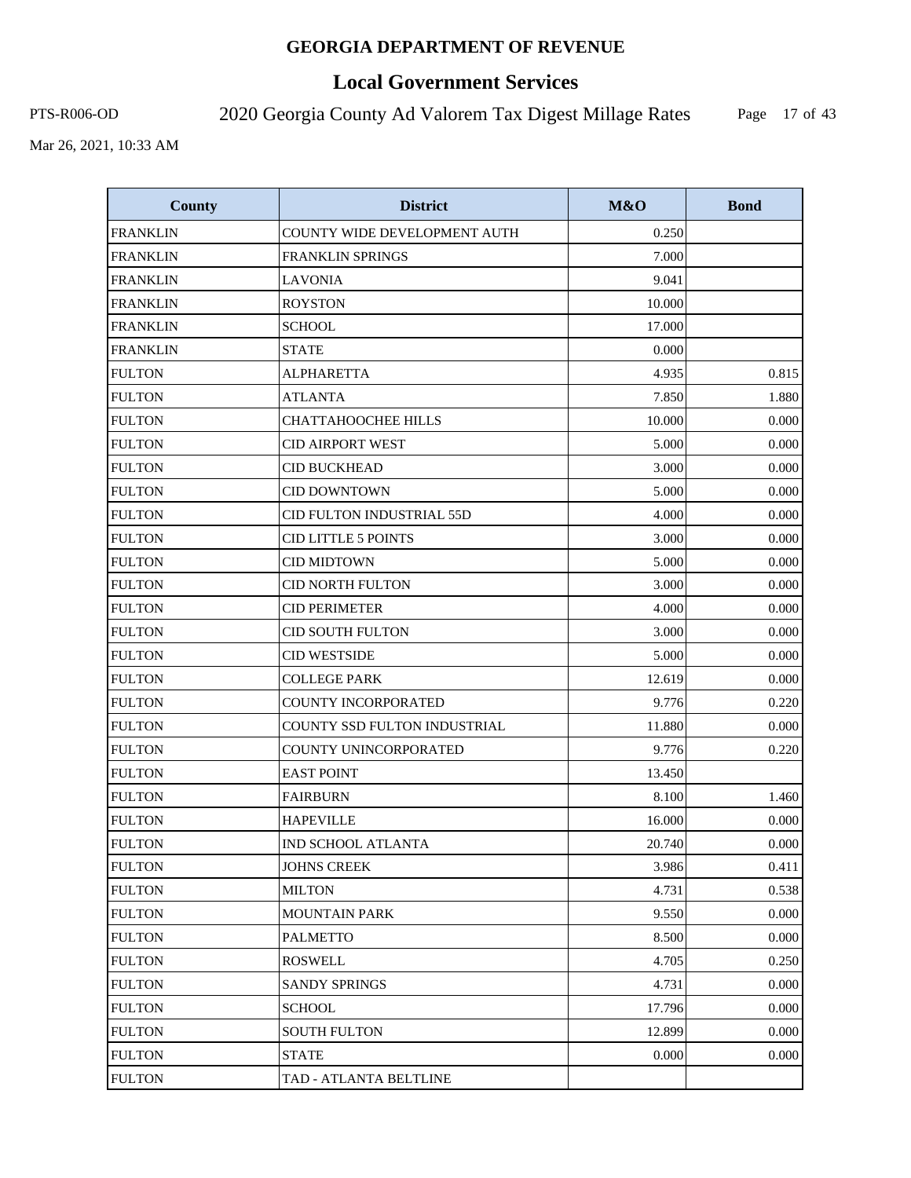# GEORGIA DEPARTMENT OF REVENUE

## Local Government Services

PTS-R006-OD

2020 Georgia County Ad Valorem Tax Digest Millage Rates

Mar 26, 2021, 10:33 AM

| County | District | M&O | Bond |
|---|---|---|---|
| FRANKLIN | COUNTY WIDE DEVELOPMENT AUTH | 0.250 | |
| FRANKLIN | FRANKLIN SPRINGS | 7.000 | |
| FRANKLIN | LAVONIA | 9.041 | |
| FRANKLIN | ROYSTON | 10.000 | |
| FRANKLIN | SCHOOL | 17.000 | |
| FRANKLIN | STATE | 0.000 | |
| FULTON | ALPHARETTA | 4.935 | 0.815 |
| FULTON | ATLANTA | 7.850 | 1.880 |
| FULTON | CHATTAHOOCHEE HILLS | 10.000 | 0.000 |
| FULTON | CID AIRPORT WEST | 5.000 | 0.000 |
| FULTON | CID BUCKHEAD | 3.000 | 0.000 |
| FULTON | CID DOWNTOWN | 5.000 | 0.000 |
| FULTON | CID FULTON INDUSTRIAL 55D | 4.000 | 0.000 |
| FULTON | CID LITTLE 5 POINTS | 3.000 | 0.000 |
| FULTON | CID MIDTOWN | 5.000 | 0.000 |
| FULTON | CID NORTH FULTON | 3.000 | 0.000 |
| FULTON | CID PERIMETER | 4.000 | 0.000 |
| FULTON | CID SOUTH FULTON | 3.000 | 0.000 |
| FULTON | CID WESTSIDE | 5.000 | 0.000 |
| FULTON | COLLEGE PARK | 12.619 | 0.000 |
| FULTON | COUNTY INCORPORATED | 9.776 | 0.220 |
| FULTON | COUNTY SSD FULTON INDUSTRIAL | 11.880 | 0.000 |
| FULTON | COUNTY UNINCORPORATED | 9.776 | 0.220 |
| FULTON | EAST POINT | 13.450 | |
| FULTON | FAIRBURN | 8.100 | 1.460 |
| FULTON | HAPEVILLE | 16.000 | 0.000 |
| FULTON | IND SCHOOL ATLANTA | 20.740 | 0.000 |
| FULTON | JOHNS CREEK | 3.986 | 0.411 |
| FULTON | MILTON | 4.731 | 0.538 |
| FULTON | MOUNTAIN PARK | 9.550 | 0.000 |
| FULTON | PALMETTO | 8.500 | 0.000 |
| FULTON | ROSWELL | 4.705 | 0.250 |
| FULTON | SANDY SPRINGS | 4.731 | 0.000 |
| FULTON | SCHOOL | 17.796 | 0.000 |
| FULTON | SOUTH FULTON | 12.899 | 0.000 |
| FULTON | STATE | 0.000 | 0.000 |
| FULTON | TAD - ATLANTA BELTLINE | | |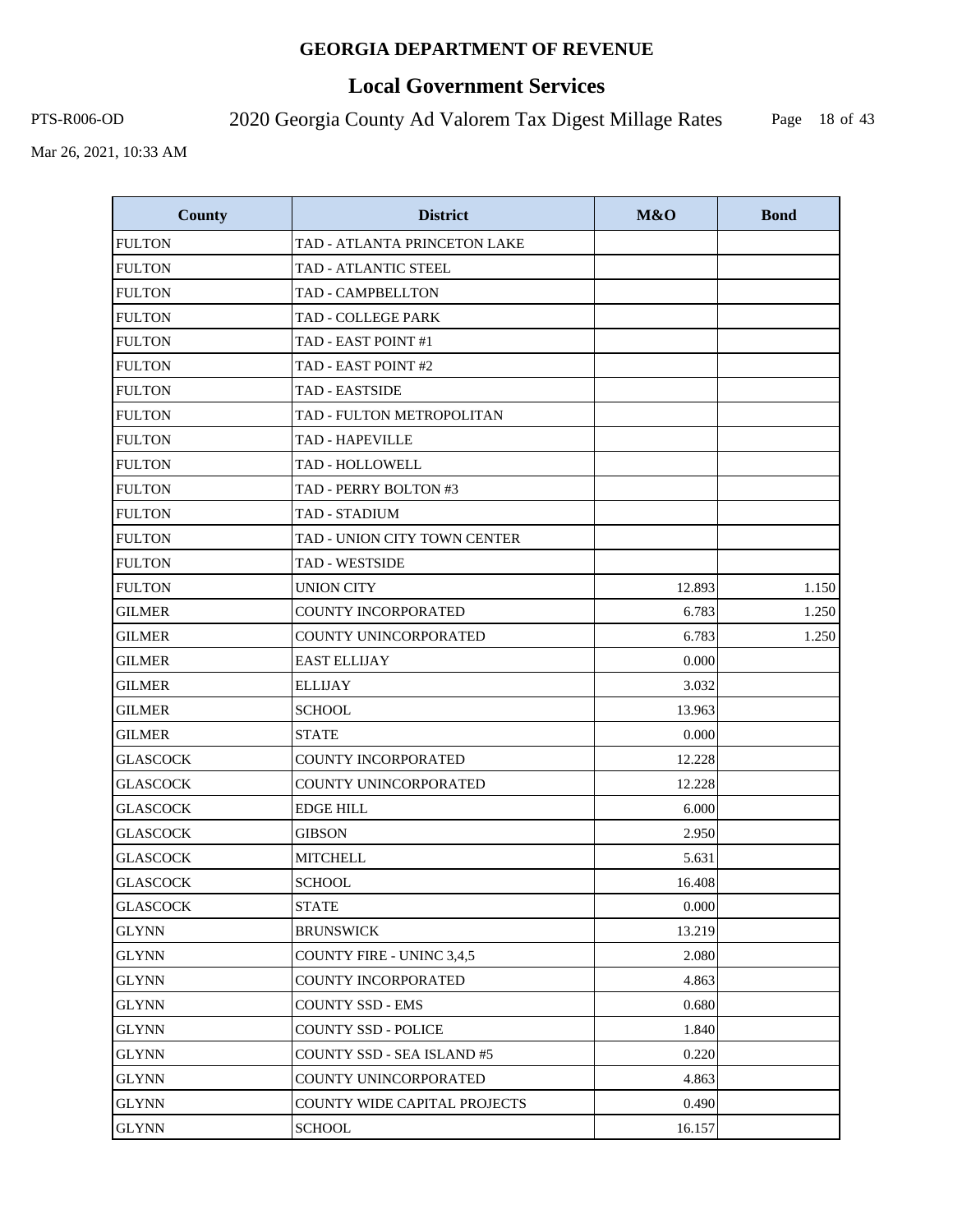# GEORGIA DEPARTMENT OF REVENUE

## Local Government Services

PTS-R006-OD 2020 Georgia County Ad Valorem Tax Digest Millage Rates

Mar 26, 2021, 10:33 AM

| County | District | M&O | Bond |
|---|---|---|---|
| FULTON | TAD - ATLANTA PRINCETON LAKE | | |
| FULTON | TAD - ATLANTIC STEEL | | |
| FULTON | TAD - CAMPBELLTON | | |
| FULTON | TAD - COLLEGE PARK | | |
| FULTON | TAD - EAST POINT #1 | | |
| FULTON | TAD - EAST POINT #2 | | |
| FULTON | TAD - EASTSIDE | | |
| FULTON | TAD - FULTON METROPOLITAN | | |
| FULTON | TAD - HAPEVILLE | | |
| FULTON | TAD - HOLLOWELL | | |
| FULTON | TAD - PERRY BOLTON #3 | | |
| FULTON | TAD - STADIUM | | |
| FULTON | TAD - UNION CITY TOWN CENTER | | |
| FULTON | TAD - WESTSIDE | | |
| FULTON | UNION CITY | 12.893 | 1.150 |
| GILMER | COUNTY INCORPORATED | 6.783 | 1.250 |
| GILMER | COUNTY UNINCORPORATED | 6.783 | 1.250 |
| GILMER | EAST ELLIJAY | 0.000 | |
| GILMER | ELLIJAY | 3.032 | |
| GILMER | SCHOOL | 13.963 | |
| GILMER | STATE | 0.000 | |
| GLASCOCK | COUNTY INCORPORATED | 12.228 | |
| GLASCOCK | COUNTY UNINCORPORATED | 12.228 | |
| GLASCOCK | EDGE HILL | 6.000 | |
| GLASCOCK | GIBSON | 2.950 | |
| GLASCOCK | MITCHELL | 5.631 | |
| GLASCOCK | SCHOOL | 16.408 | |
| GLASCOCK | STATE | 0.000 | |
| GLYNN | BRUNSWICK | 13.219 | |
| GLYNN | COUNTY FIRE - UNINC 3,4,5 | 2.080 | |
| GLYNN | COUNTY INCORPORATED | 4.863 | |
| GLYNN | COUNTY SSD - EMS | 0.680 | |
| GLYNN | COUNTY SSD - POLICE | 1.840 | |
| GLYNN | COUNTY SSD - SEA ISLAND #5 | 0.220 | |
| GLYNN | COUNTY UNINCORPORATED | 4.863 | |
| GLYNN | COUNTY WIDE CAPITAL PROJECTS | 0.490 | |
| GLYNN | SCHOOL | 16.157 | |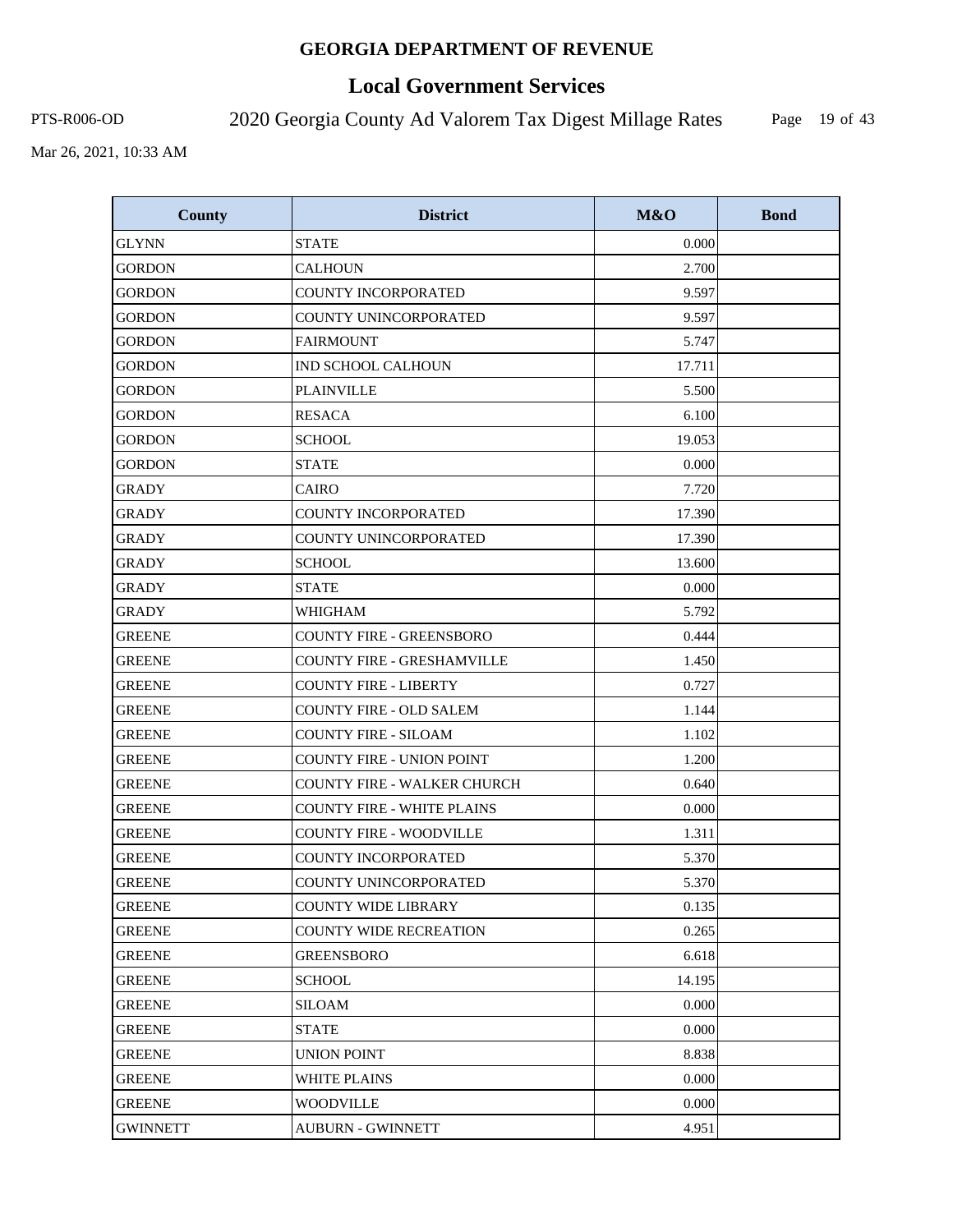# GEORGIA DEPARTMENT OF REVENUE

## Local Government Services

PTS-R006-OD 2020 Georgia County Ad Valorem Tax Digest Millage Rates

Mar 26, 2021, 10:33 AM

| County | District | M&O | Bond |
| --- | --- | --- | --- |
| GLYNN | STATE | 0.000 | |
| GORDON | CALHOUN | 2.700 | |
| GORDON | COUNTY INCORPORATED | 9.597 | |
| GORDON | COUNTY UNINCORPORATED | 9.597 | |
| GORDON | FAIRMOUNT | 5.747 | |
| GORDON | IND SCHOOL CALHOUN | 17.711 | |
| GORDON | PLAINVILLE | 5.500 | |
| GORDON | RESACA | 6.100 | |
| GORDON | SCHOOL | 19.053 | |
| GORDON | STATE | 0.000 | |
| GRADY | CAIRO | 7.720 | |
| GRADY | COUNTY INCORPORATED | 17.390 | |
| GRADY | COUNTY UNINCORPORATED | 17.390 | |
| GRADY | SCHOOL | 13.600 | |
| GRADY | STATE | 0.000 | |
| GRADY | WHIGHAM | 5.792 | |
| GREENE | COUNTY FIRE - GREENSBORO | 0.444 | |
| GREENE | COUNTY FIRE - GRESHAMVILLE | 1.450 | |
| GREENE | COUNTY FIRE - LIBERTY | 0.727 | |
| GREENE | COUNTY FIRE - OLD SALEM | 1.144 | |
| GREENE | COUNTY FIRE - SILOAM | 1.102 | |
| GREENE | COUNTY FIRE - UNION POINT | 1.200 | |
| GREENE | COUNTY FIRE - WALKER CHURCH | 0.640 | |
| GREENE | COUNTY FIRE - WHITE PLAINS | 0.000 | |
| GREENE | COUNTY FIRE - WOODVILLE | 1.311 | |
| GREENE | COUNTY INCORPORATED | 5.370 | |
| GREENE | COUNTY UNINCORPORATED | 5.370 | |
| GREENE | COUNTY WIDE LIBRARY | 0.135 | |
| GREENE | COUNTY WIDE RECREATION | 0.265 | |
| GREENE | GREENSBORO | 6.618 | |
| GREENE | SCHOOL | 14.195 | |
| GREENE | SILOAM | 0.000 | |
| GREENE | STATE | 0.000 | |
| GREENE | UNION POINT | 8.838 | |
| GREENE | WHITE PLAINS | 0.000 | |
| GREENE | WOODVILLE | 0.000 | |
| GWINNETT | AUBURN - GWINNETT | 4.951 | |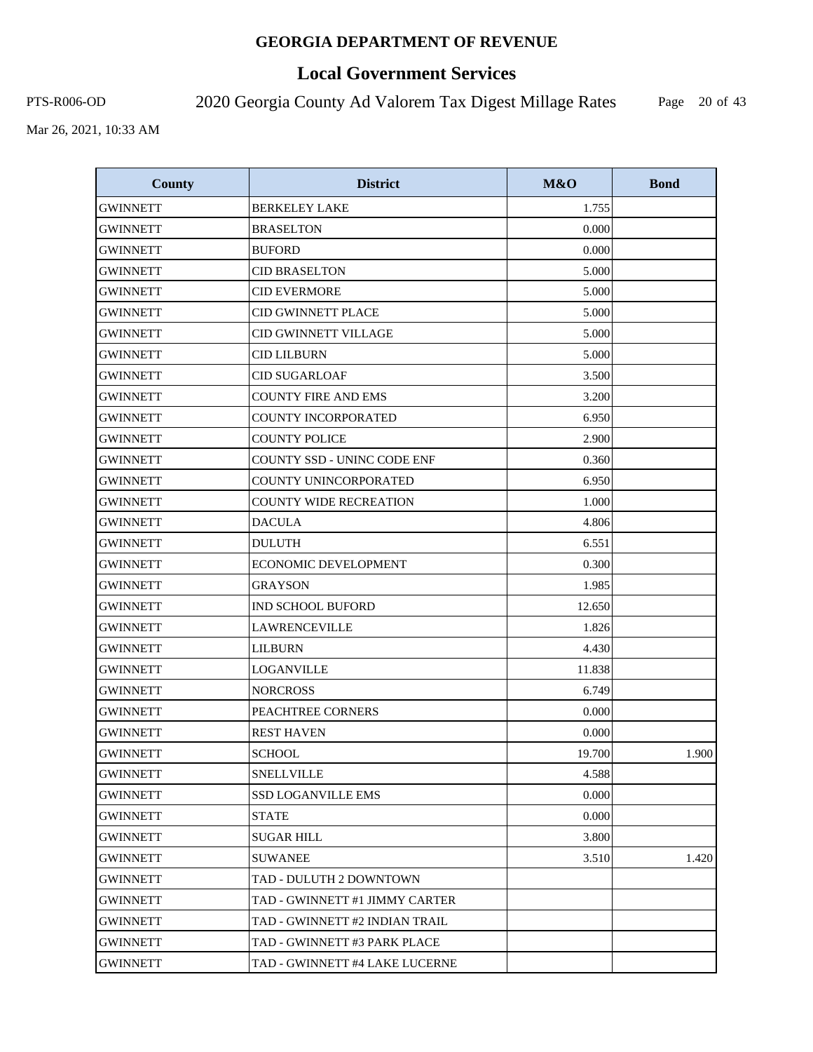# GEORGIA DEPARTMENT OF REVENUE

## Local Government Services

PTS-R006-OD 2020 Georgia County Ad Valorem Tax Digest Millage Rates

Mar 26, 2021, 10:33 AM

| County | District | M&O | Bond |
|---|---|---|---|
| GWINNETT | BERKELEY LAKE | 1.755 | |
| GWINNETT | BRASELTON | 0.000 | |
| GWINNETT | BUFORD | 0.000 | |
| GWINNETT | CID BRASELTON | 5.000 | |
| GWINNETT | CID EVERMORE | 5.000 | |
| GWINNETT | CID GWINNETT PLACE | 5.000 | |
| GWINNETT | CID GWINNETT VILLAGE | 5.000 | |
| GWINNETT | CID LILBURN | 5.000 | |
| GWINNETT | CID SUGARLOAF | 3.500 | |
| GWINNETT | COUNTY FIRE AND EMS | 3.200 | |
| GWINNETT | COUNTY INCORPORATED | 6.950 | |
| GWINNETT | COUNTY POLICE | 2.900 | |
| GWINNETT | COUNTY SSD - UNINC CODE ENF | 0.360 | |
| GWINNETT | COUNTY UNINCORPORATED | 6.950 | |
| GWINNETT | COUNTY WIDE RECREATION | 1.000 | |
| GWINNETT | DACULA | 4.806 | |
| GWINNETT | DULUTH | 6.551 | |
| GWINNETT | ECONOMIC DEVELOPMENT | 0.300 | |
| GWINNETT | GRAYSON | 1.985 | |
| GWINNETT | IND SCHOOL BUFORD | 12.650 | |
| GWINNETT | LAWRENCEVILLE | 1.826 | |
| GWINNETT | LILBURN | 4.430 | |
| GWINNETT | LOGANVILLE | 11.838 | |
| GWINNETT | NORCROSS | 6.749 | |
| GWINNETT | PEACHTREE CORNERS | 0.000 | |
| GWINNETT | REST HAVEN | 0.000 | |
| GWINNETT | SCHOOL | 19.700 | 1.900 |
| GWINNETT | SNELLVILLE | 4.588 | |
| GWINNETT | SSD LOGANVILLE EMS | 0.000 | |
| GWINNETT | STATE | 0.000 | |
| GWINNETT | SUGAR HILL | 3.800 | |
| GWINNETT | SUWANEE | 3.510 | 1.420 |
| GWINNETT | TAD - DULUTH 2 DOWNTOWN | | |
| GWINNETT | TAD - GWINNETT #1 JIMMY CARTER | | |
| GWINNETT | TAD - GWINNETT #2 INDIAN TRAIL | | |
| GWINNETT | TAD - GWINNETT #3 PARK PLACE | | |
| GWINNETT | TAD - GWINNETT #4 LAKE LUCERNE | | |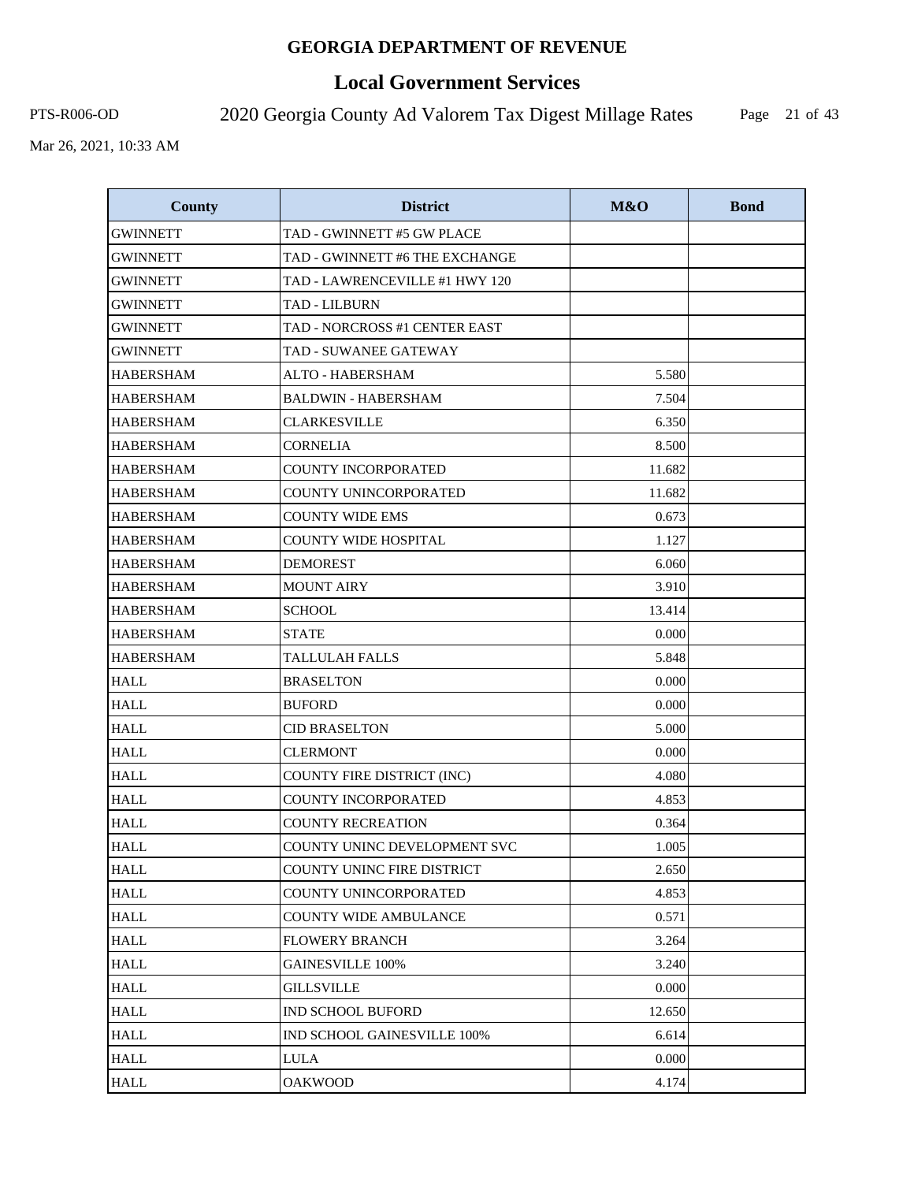# GEORGIA DEPARTMENT OF REVENUE

## Local Government Services

PTS-R006-OD 2020 Georgia County Ad Valorem Tax Digest Millage Rates

Mar 26, 2021, 10:33 AM

| County | District | M&O | Bond |
|---|---|---|---|
| GWINNETT | TAD - GWINNETT #5 GW PLACE | | |
| GWINNETT | TAD - GWINNETT #6 THE EXCHANGE | | |
| GWINNETT | TAD - LAWRENCEVILLE #1 HWY 120 | | |
| GWINNETT | TAD - LILBURN | | |
| GWINNETT | TAD - NORCROSS #1 CENTER EAST | | |
| GWINNETT | TAD - SUWANEE GATEWAY | | |
| HABERSHAM | ALTO - HABERSHAM | 5.580 | |
| HABERSHAM | BALDWIN - HABERSHAM | 7.504 | |
| HABERSHAM | CLARKESVILLE | 6.350 | |
| HABERSHAM | CORNELIA | 8.500 | |
| HABERSHAM | COUNTY INCORPORATED | 11.682 | |
| HABERSHAM | COUNTY UNINCORPORATED | 11.682 | |
| HABERSHAM | COUNTY WIDE EMS | 0.673 | |
| HABERSHAM | COUNTY WIDE HOSPITAL | 1.127 | |
| HABERSHAM | DEMOREST | 6.060 | |
| HABERSHAM | MOUNT AIRY | 3.910 | |
| HABERSHAM | SCHOOL | 13.414 | |
| HABERSHAM | STATE | 0.000 | |
| HABERSHAM | TALLULAH FALLS | 5.848 | |
| HALL | BRASELTON | 0.000 | |
| HALL | BUFORD | 0.000 | |
| HALL | CID BRASELTON | 5.000 | |
| HALL | CLERMONT | 0.000 | |
| HALL | COUNTY FIRE DISTRICT (INC) | 4.080 | |
| HALL | COUNTY INCORPORATED | 4.853 | |
| HALL | COUNTY RECREATION | 0.364 | |
| HALL | COUNTY UNINC DEVELOPMENT SVC | 1.005 | |
| HALL | COUNTY UNINC FIRE DISTRICT | 2.650 | |
| HALL | COUNTY UNINCORPORATED | 4.853 | |
| HALL | COUNTY WIDE AMBULANCE | 0.571 | |
| HALL | FLOWERY BRANCH | 3.264 | |
| HALL | GAINESVILLE 100% | 3.240 | |
| HALL | GILLSVILLE | 0.000 | |
| HALL | IND SCHOOL BUFORD | 12.650 | |
| HALL | IND SCHOOL GAINESVILLE 100% | 6.614 | |
| HALL | LULA | 0.000 | |
| HALL | OAKWOOD | 4.174 | |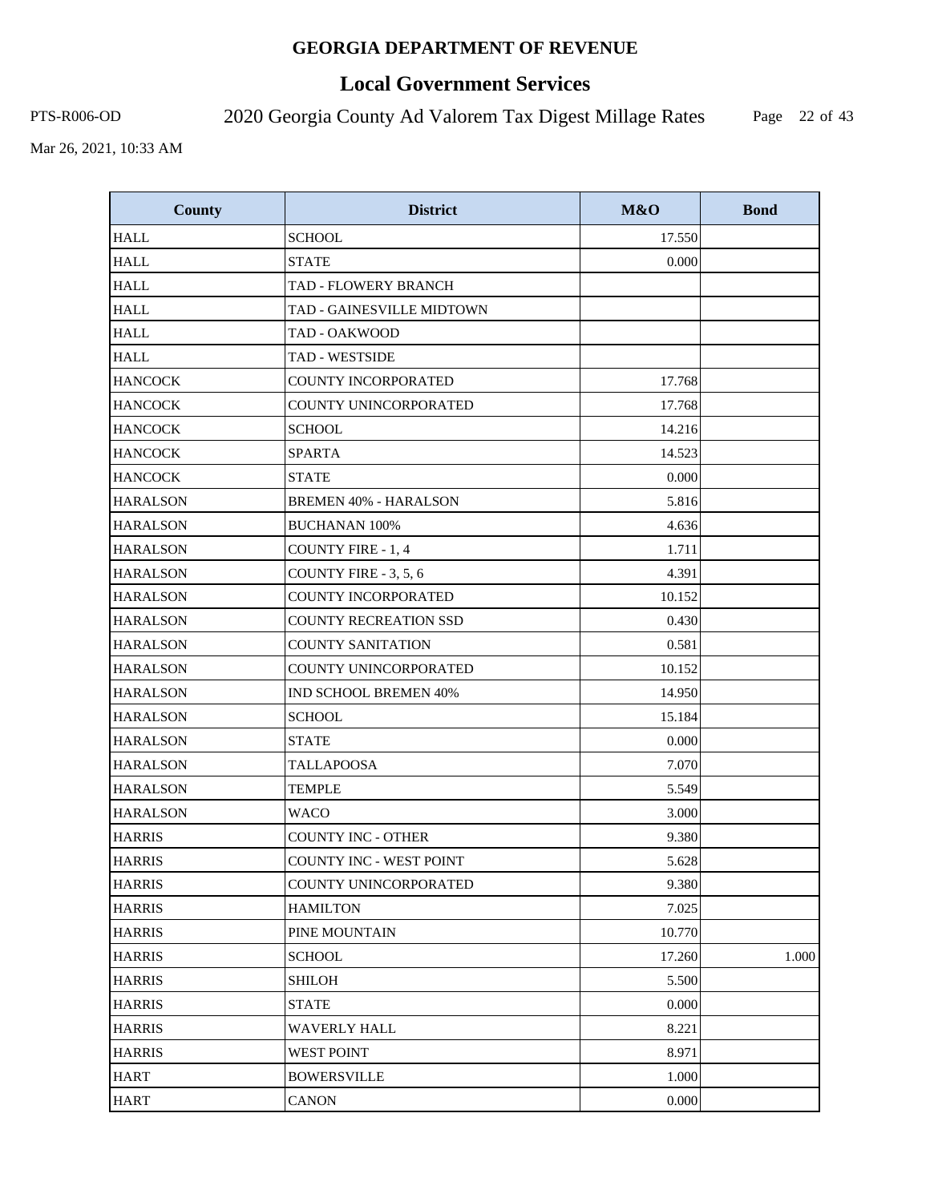# GEORGIA DEPARTMENT OF REVENUE

## Local Government Services

PTS-R006-OD

2020 Georgia County Ad Valorem Tax Digest Millage Rates

Mar 26, 2021, 10:33 AM

| County | District | M&O | Bond |
|---|---|---|---|
| HALL | SCHOOL | 17.550 | |
| HALL | STATE | 0.000 | |
| HALL | TAD - FLOWERY BRANCH | | |
| HALL | TAD - GAINESVILLE MIDTOWN | | |
| HALL | TAD - OAKWOOD | | |
| HALL | TAD - WESTSIDE | | |
| HANCOCK | COUNTY INCORPORATED | 17.768 | |
| HANCOCK | COUNTY UNINCORPORATED | 17.768 | |
| HANCOCK | SCHOOL | 14.216 | |
| HANCOCK | SPARTA | 14.523 | |
| HANCOCK | STATE | 0.000 | |
| HARALSON | BREMEN 40% - HARALSON | 5.816 | |
| HARALSON | BUCHANAN 100% | 4.636 | |
| HARALSON | COUNTY FIRE - 1, 4 | 1.711 | |
| HARALSON | COUNTY FIRE - 3, 5, 6 | 4.391 | |
| HARALSON | COUNTY INCORPORATED | 10.152 | |
| HARALSON | COUNTY RECREATION SSD | 0.430 | |
| HARALSON | COUNTY SANITATION | 0.581 | |
| HARALSON | COUNTY UNINCORPORATED | 10.152 | |
| HARALSON | IND SCHOOL BREMEN 40% | 14.950 | |
| HARALSON | SCHOOL | 15.184 | |
| HARALSON | STATE | 0.000 | |
| HARALSON | TALLAPOOSA | 7.070 | |
| HARALSON | TEMPLE | 5.549 | |
| HARALSON | WACO | 3.000 | |
| HARRIS | COUNTY INC - OTHER | 9.380 | |
| HARRIS | COUNTY INC - WEST POINT | 5.628 | |
| HARRIS | COUNTY UNINCORPORATED | 9.380 | |
| HARRIS | HAMILTON | 7.025 | |
| HARRIS | PINE MOUNTAIN | 10.770 | |
| HARRIS | SCHOOL | 17.260 | 1.000 |
| HARRIS | SHILOH | 5.500 | |
| HARRIS | STATE | 0.000 | |
| HARRIS | WAVERLY HALL | 8.221 | |
| HARRIS | WEST POINT | 8.971 | |
| HART | BOWERSVILLE | 1.000 | |
| HART | CANON | 0.000 | |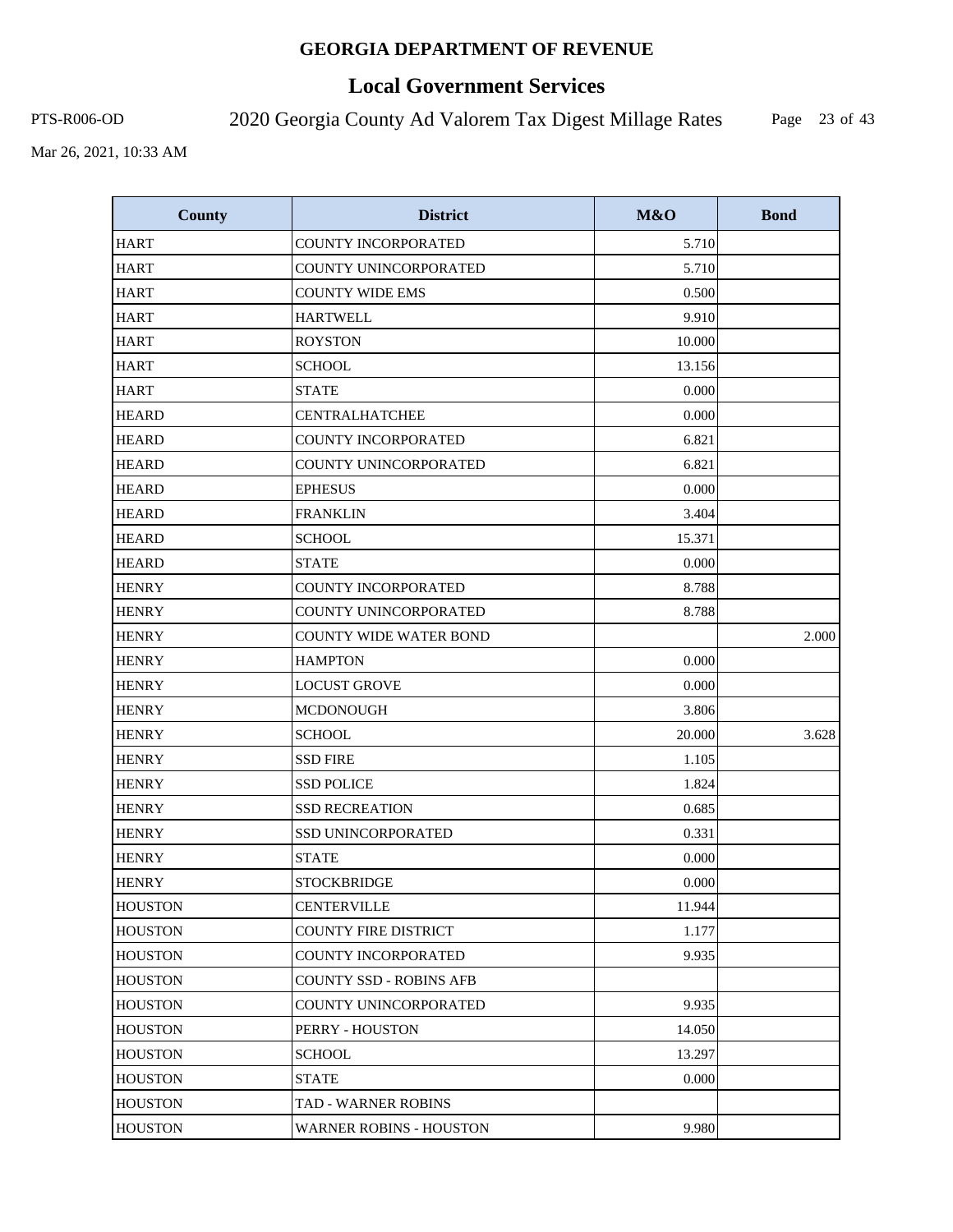# GEORGIA DEPARTMENT OF REVENUE

## Local Government Services

PTS-R006-OD 2020 Georgia County Ad Valorem Tax Digest Millage Rates

Mar 26, 2021, 10:33 AM

| County | District | M&O | Bond |
|---|---|---|---|
| HART | COUNTY INCORPORATED | 5.710 | |
| HART | COUNTY UNINCORPORATED | 5.710 | |
| HART | COUNTY WIDE EMS | 0.500 | |
| HART | HARTWELL | 9.910 | |
| HART | ROYSTON | 10.000 | |
| HART | SCHOOL | 13.156 | |
| HART | STATE | 0.000 | |
| HEARD | CENTRALHATCHEE | 0.000 | |
| HEARD | COUNTY INCORPORATED | 6.821 | |
| HEARD | COUNTY UNINCORPORATED | 6.821 | |
| HEARD | EPHESUS | 0.000 | |
| HEARD | FRANKLIN | 3.404 | |
| HEARD | SCHOOL | 15.371 | |
| HEARD | STATE | 0.000 | |
| HENRY | COUNTY INCORPORATED | 8.788 | |
| HENRY | COUNTY UNINCORPORATED | 8.788 | |
| HENRY | COUNTY WIDE WATER BOND | | 2.000 |
| HENRY | HAMPTON | 0.000 | |
| HENRY | LOCUST GROVE | 0.000 | |
| HENRY | MCDONOUGH | 3.806 | |
| HENRY | SCHOOL | 20.000 | 3.628 |
| HENRY | SSD FIRE | 1.105 | |
| HENRY | SSD POLICE | 1.824 | |
| HENRY | SSD RECREATION | 0.685 | |
| HENRY | SSD UNINCORPORATED | 0.331 | |
| HENRY | STATE | 0.000 | |
| HENRY | STOCKBRIDGE | 0.000 | |
| HOUSTON | CENTERVILLE | 11.944 | |
| HOUSTON | COUNTY FIRE DISTRICT | 1.177 | |
| HOUSTON | COUNTY INCORPORATED | 9.935 | |
| HOUSTON | COUNTY SSD - ROBINS AFB | | |
| HOUSTON | COUNTY UNINCORPORATED | 9.935 | |
| HOUSTON | PERRY - HOUSTON | 14.050 | |
| HOUSTON | SCHOOL | 13.297 | |
| HOUSTON | STATE | 0.000 | |
| HOUSTON | TAD - WARNER ROBINS | | |
| HOUSTON | WARNER ROBINS - HOUSTON | 9.980 | |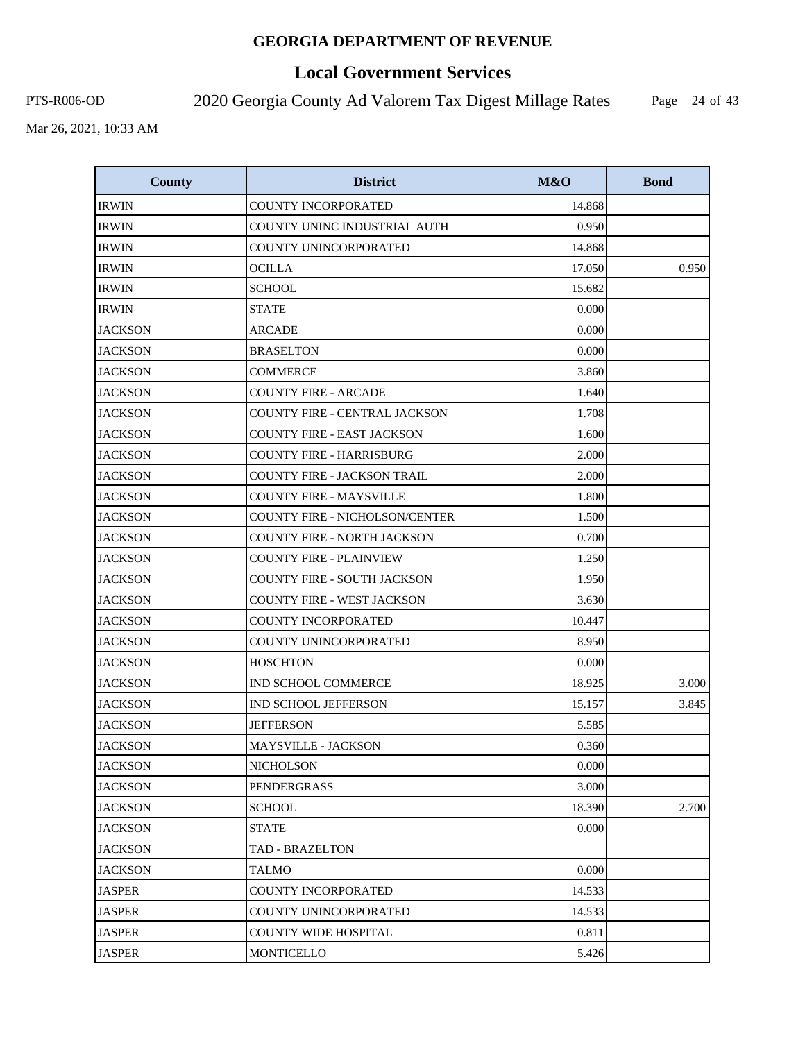# GEORGIA DEPARTMENT OF REVENUE

## Local Government Services

PTS-R006-OD 2020 Georgia County Ad Valorem Tax Digest Millage Rates

Mar 26, 2021, 10:33 AM

| County | District | M&O | Bond |
|---|---|---|---|
| IRWIN | COUNTY INCORPORATED | 14.868 | |
| IRWIN | COUNTY UNINC INDUSTRIAL AUTH | 0.950 | |
| IRWIN | COUNTY UNINCORPORATED | 14.868 | |
| IRWIN | OCILLA | 17.050 | 0.950 |
| IRWIN | SCHOOL | 15.682 | |
| IRWIN | STATE | 0.000 | |
| JACKSON | ARCADE | 0.000 | |
| JACKSON | BRASELTON | 0.000 | |
| JACKSON | COMMERCE | 3.860 | |
| JACKSON | COUNTY FIRE - ARCADE | 1.640 | |
| JACKSON | COUNTY FIRE - CENTRAL JACKSON | 1.708 | |
| JACKSON | COUNTY FIRE - EAST JACKSON | 1.600 | |
| JACKSON | COUNTY FIRE - HARRISBURG | 2.000 | |
| JACKSON | COUNTY FIRE - JACKSON TRAIL | 2.000 | |
| JACKSON | COUNTY FIRE - MAYSVILLE | 1.800 | |
| JACKSON | COUNTY FIRE - NICHOLSON/CENTER | 1.500 | |
| JACKSON | COUNTY FIRE - NORTH JACKSON | 0.700 | |
| JACKSON | COUNTY FIRE - PLAINVIEW | 1.250 | |
| JACKSON | COUNTY FIRE - SOUTH JACKSON | 1.950 | |
| JACKSON | COUNTY FIRE - WEST JACKSON | 3.630 | |
| JACKSON | COUNTY INCORPORATED | 10.447 | |
| JACKSON | COUNTY UNINCORPORATED | 8.950 | |
| JACKSON | HOSCHTON | 0.000 | |
| JACKSON | IND SCHOOL COMMERCE | 18.925 | 3.000 |
| JACKSON | IND SCHOOL JEFFERSON | 15.157 | 3.845 |
| JACKSON | JEFFERSON | 5.585 | |
| JACKSON | MAYSVILLE - JACKSON | 0.360 | |
| JACKSON | NICHOLSON | 0.000 | |
| JACKSON | PENDERGRASS | 3.000 | |
| JACKSON | SCHOOL | 18.390 | 2.700 |
| JACKSON | STATE | 0.000 | |
| JACKSON | TAD - BRAZELTON | | |
| JACKSON | TALMO | 0.000 | |
| JASPER | COUNTY INCORPORATED | 14.533 | |
| JASPER | COUNTY UNINCORPORATED | 14.533 | |
| JASPER | COUNTY WIDE HOSPITAL | 0.811 | |
| JASPER | MONTICELLO | 5.426 | |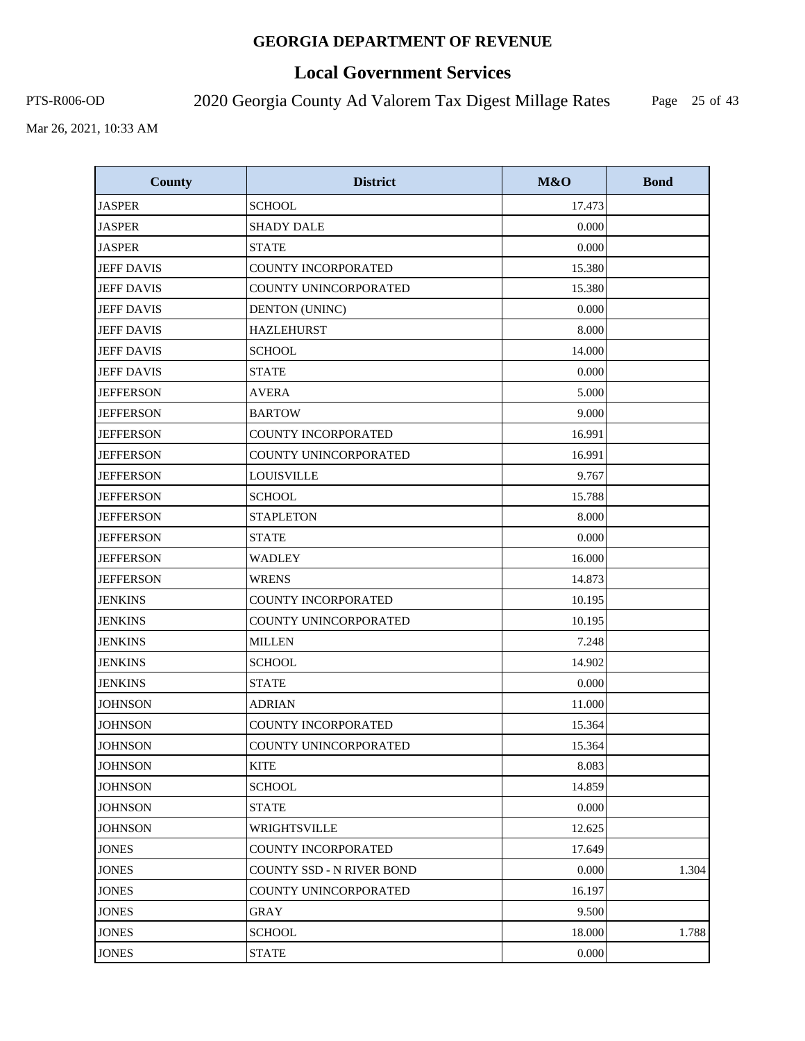# GEORGIA DEPARTMENT OF REVENUE

## Local Government Services

PTS-R006-OD 2020 Georgia County Ad Valorem Tax Digest Millage Rates

Mar 26, 2021, 10:33 AM

| County | District | M&O | Bond |
|---|---|---|---|
| JASPER | SCHOOL | 17.473 | |
| JASPER | SHADY DALE | 0.000 | |
| JASPER | STATE | 0.000 | |
| JEFF DAVIS | COUNTY INCORPORATED | 15.380 | |
| JEFF DAVIS | COUNTY UNINCORPORATED | 15.380 | |
| JEFF DAVIS | DENTON (UNINC) | 0.000 | |
| JEFF DAVIS | HAZLEHURST | 8.000 | |
| JEFF DAVIS | SCHOOL | 14.000 | |
| JEFF DAVIS | STATE | 0.000 | |
| JEFFERSON | AVERA | 5.000 | |
| JEFFERSON | BARTOW | 9.000 | |
| JEFFERSON | COUNTY INCORPORATED | 16.991 | |
| JEFFERSON | COUNTY UNINCORPORATED | 16.991 | |
| JEFFERSON | LOUISVILLE | 9.767 | |
| JEFFERSON | SCHOOL | 15.788 | |
| JEFFERSON | STAPLETON | 8.000 | |
| JEFFERSON | STATE | 0.000 | |
| JEFFERSON | WADLEY | 16.000 | |
| JEFFERSON | WRENS | 14.873 | |
| JENKINS | COUNTY INCORPORATED | 10.195 | |
| JENKINS | COUNTY UNINCORPORATED | 10.195 | |
| JENKINS | MILLEN | 7.248 | |
| JENKINS | SCHOOL | 14.902 | |
| JENKINS | STATE | 0.000 | |
| JOHNSON | ADRIAN | 11.000 | |
| JOHNSON | COUNTY INCORPORATED | 15.364 | |
| JOHNSON | COUNTY UNINCORPORATED | 15.364 | |
| JOHNSON | KITE | 8.083 | |
| JOHNSON | SCHOOL | 14.859 | |
| JOHNSON | STATE | 0.000 | |
| JOHNSON | WRIGHTSVILLE | 12.625 | |
| JONES | COUNTY INCORPORATED | 17.649 | |
| JONES | COUNTY SSD - N RIVER BOND | 0.000 | 1.304 |
| JONES | COUNTY UNINCORPORATED | 16.197 | |
| JONES | GRAY | 9.500 | |
| JONES | SCHOOL | 18.000 | 1.788 |
| JONES | STATE | 0.000 | |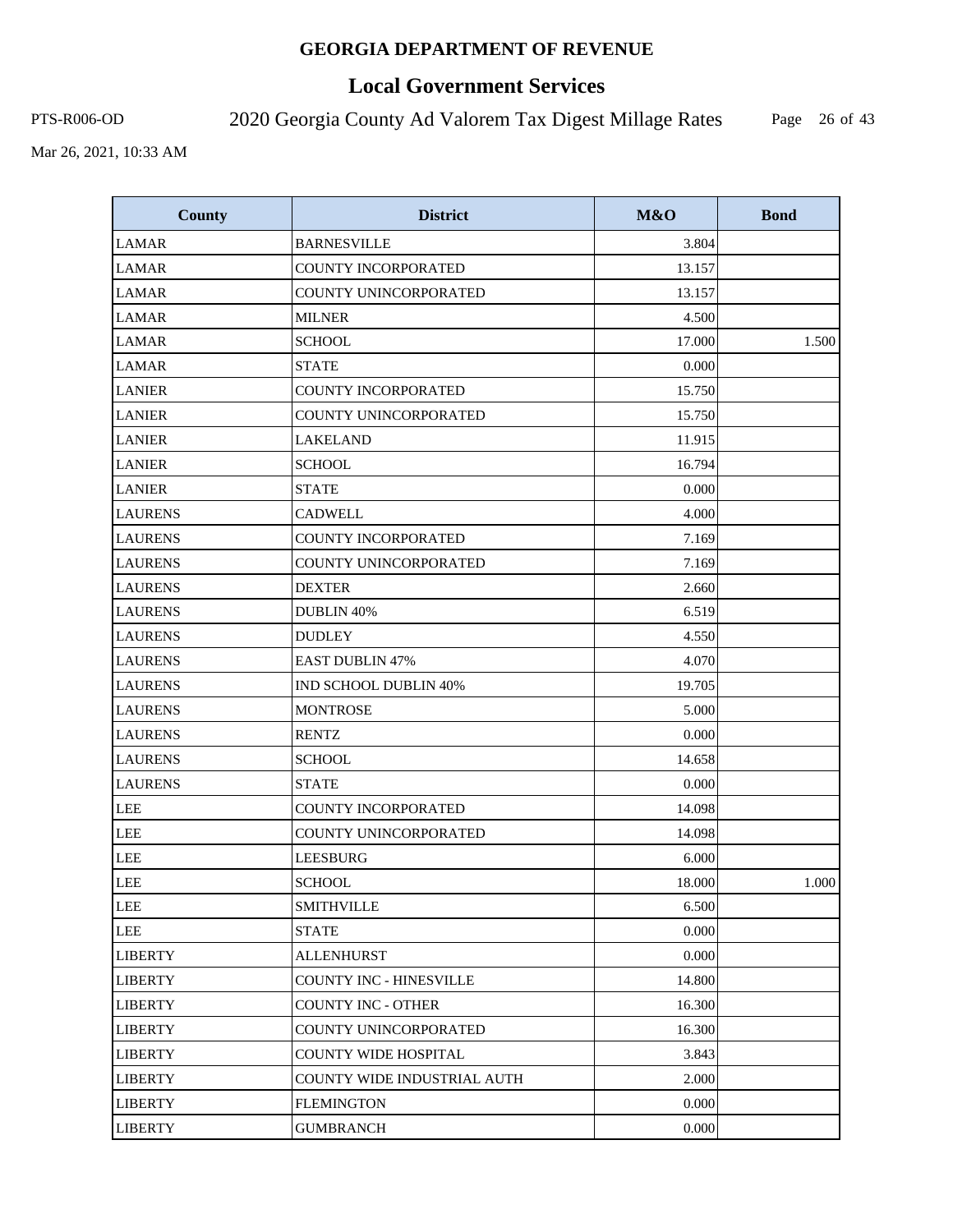# GEORGIA DEPARTMENT OF REVENUE

## Local Government Services

PTS-R006-OD

2020 Georgia County Ad Valorem Tax Digest Millage Rates

Mar 26, 2021, 10:33 AM

| County | District | M&O | Bond |
|---|---|---|---|
| LAMAR | BARNESVILLE | 3.804 | |
| LAMAR | COUNTY INCORPORATED | 13.157 | |
| LAMAR | COUNTY UNINCORPORATED | 13.157 | |
| LAMAR | MILNER | 4.500 | |
| LAMAR | SCHOOL | 17.000 | 1.500 |
| LAMAR | STATE | 0.000 | |
| LANIER | COUNTY INCORPORATED | 15.750 | |
| LANIER | COUNTY UNINCORPORATED | 15.750 | |
| LANIER | LAKELAND | 11.915 | |
| LANIER | SCHOOL | 16.794 | |
| LANIER | STATE | 0.000 | |
| LAURENS | CADWELL | 4.000 | |
| LAURENS | COUNTY INCORPORATED | 7.169 | |
| LAURENS | COUNTY UNINCORPORATED | 7.169 | |
| LAURENS | DEXTER | 2.660 | |
| LAURENS | DUBLIN 40% | 6.519 | |
| LAURENS | DUDLEY | 4.550 | |
| LAURENS | EAST DUBLIN 47% | 4.070 | |
| LAURENS | IND SCHOOL DUBLIN 40% | 19.705 | |
| LAURENS | MONTROSE | 5.000 | |
| LAURENS | RENTZ | 0.000 | |
| LAURENS | SCHOOL | 14.658 | |
| LAURENS | STATE | 0.000 | |
| LEE | COUNTY INCORPORATED | 14.098 | |
| LEE | COUNTY UNINCORPORATED | 14.098 | |
| LEE | LEESBURG | 6.000 | |
| LEE | SCHOOL | 18.000 | 1.000 |
| LEE | SMITHVILLE | 6.500 | |
| LEE | STATE | 0.000 | |
| LIBERTY | ALLENHURST | 0.000 | |
| LIBERTY | COUNTY INC - HINESVILLE | 14.800 | |
| LIBERTY | COUNTY INC - OTHER | 16.300 | |
| LIBERTY | COUNTY UNINCORPORATED | 16.300 | |
| LIBERTY | COUNTY WIDE HOSPITAL | 3.843 | |
| LIBERTY | COUNTY WIDE INDUSTRIAL AUTH | 2.000 | |
| LIBERTY | FLEMINGTON | 0.000 | |
| LIBERTY | GUMBRANCH | 0.000 | |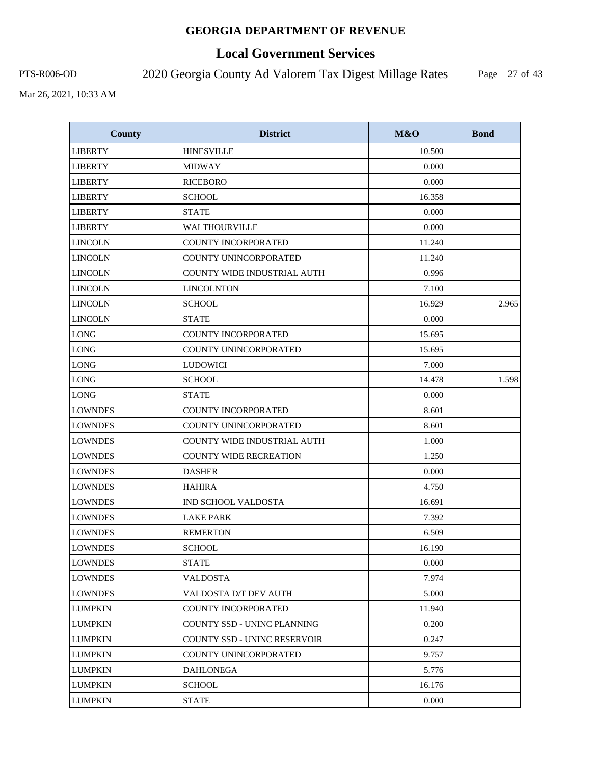# GEORGIA DEPARTMENT OF REVENUE

## Local Government Services

PTS-R006-OD 2020 Georgia County Ad Valorem Tax Digest Millage Rates

Mar 26, 2021, 10:33 AM

| County | District | M&O | Bond |
|---|---|---|---|
| LIBERTY | HINESVILLE | 10.500 | |
| LIBERTY | MIDWAY | 0.000 | |
| LIBERTY | RICEBORO | 0.000 | |
| LIBERTY | SCHOOL | 16.358 | |
| LIBERTY | STATE | 0.000 | |
| LIBERTY | WALTHOURVILLE | 0.000 | |
| LINCOLN | COUNTY INCORPORATED | 11.240 | |
| LINCOLN | COUNTY UNINCORPORATED | 11.240 | |
| LINCOLN | COUNTY WIDE INDUSTRIAL AUTH | 0.996 | |
| LINCOLN | LINCOLNTON | 7.100 | |
| LINCOLN | SCHOOL | 16.929 | 2.965 |
| LINCOLN | STATE | 0.000 | |
| LONG | COUNTY INCORPORATED | 15.695 | |
| LONG | COUNTY UNINCORPORATED | 15.695 | |
| LONG | LUDOWICI | 7.000 | |
| LONG | SCHOOL | 14.478 | 1.598 |
| LONG | STATE | 0.000 | |
| LOWNDES | COUNTY INCORPORATED | 8.601 | |
| LOWNDES | COUNTY UNINCORPORATED | 8.601 | |
| LOWNDES | COUNTY WIDE INDUSTRIAL AUTH | 1.000 | |
| LOWNDES | COUNTY WIDE RECREATION | 1.250 | |
| LOWNDES | DASHER | 0.000 | |
| LOWNDES | HAHIRA | 4.750 | |
| LOWNDES | IND SCHOOL VALDOSTA | 16.691 | |
| LOWNDES | LAKE PARK | 7.392 | |
| LOWNDES | REMERTON | 6.509 | |
| LOWNDES | SCHOOL | 16.190 | |
| LOWNDES | STATE | 0.000 | |
| LOWNDES | VALDOSTA | 7.974 | |
| LOWNDES | VALDOSTA D/T DEV AUTH | 5.000 | |
| LUMPKIN | COUNTY INCORPORATED | 11.940 | |
| LUMPKIN | COUNTY SSD - UNINC PLANNING | 0.200 | |
| LUMPKIN | COUNTY SSD - UNINC RESERVOIR | 0.247 | |
| LUMPKIN | COUNTY UNINCORPORATED | 9.757 | |
| LUMPKIN | DAHLONEGA | 5.776 | |
| LUMPKIN | SCHOOL | 16.176 | |
| LUMPKIN | STATE | 0.000 | |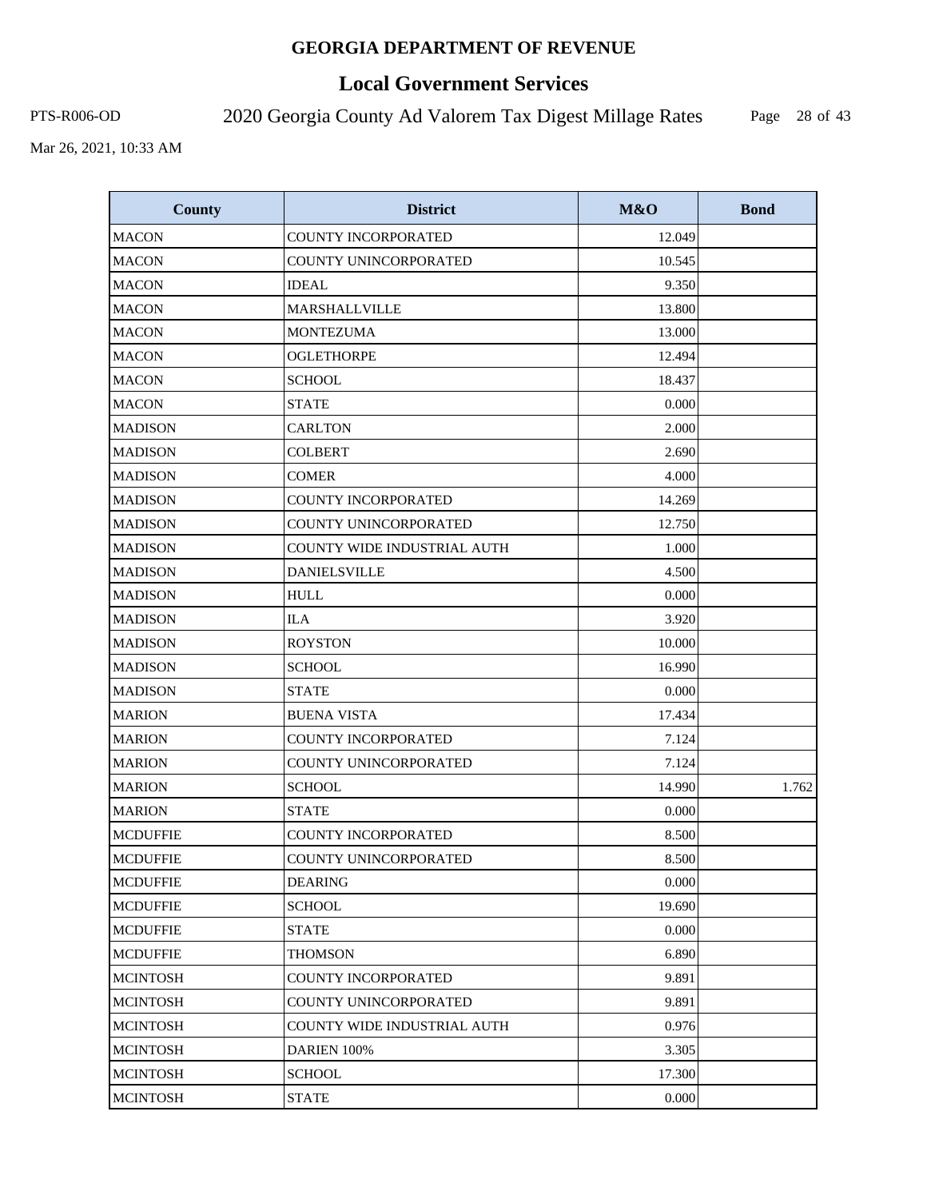# GEORGIA DEPARTMENT OF REVENUE

## Local Government Services

PTS-R006-OD 2020 Georgia County Ad Valorem Tax Digest Millage Rates

Mar 26, 2021, 10:33 AM

| County | District | M&O | Bond |
|---|---|---|---|
| MACON | COUNTY INCORPORATED | 12.049 | |
| MACON | COUNTY UNINCORPORATED | 10.545 | |
| MACON | IDEAL | 9.350 | |
| MACON | MARSHALLVILLE | 13.800 | |
| MACON | MONTEZUMA | 13.000 | |
| MACON | OGLETHORPE | 12.494 | |
| MACON | SCHOOL | 18.437 | |
| MACON | STATE | 0.000 | |
| MADISON | CARLTON | 2.000 | |
| MADISON | COLBERT | 2.690 | |
| MADISON | COMER | 4.000 | |
| MADISON | COUNTY INCORPORATED | 14.269 | |
| MADISON | COUNTY UNINCORPORATED | 12.750 | |
| MADISON | COUNTY WIDE INDUSTRIAL AUTH | 1.000 | |
| MADISON | DANIELSVILLE | 4.500 | |
| MADISON | HULL | 0.000 | |
| MADISON | ILA | 3.920 | |
| MADISON | ROYSTON | 10.000 | |
| MADISON | SCHOOL | 16.990 | |
| MADISON | STATE | 0.000 | |
| MARION | BUENA VISTA | 17.434 | |
| MARION | COUNTY INCORPORATED | 7.124 | |
| MARION | COUNTY UNINCORPORATED | 7.124 | |
| MARION | SCHOOL | 14.990 | 1.762 |
| MARION | STATE | 0.000 | |
| MCDUFFIE | COUNTY INCORPORATED | 8.500 | |
| MCDUFFIE | COUNTY UNINCORPORATED | 8.500 | |
| MCDUFFIE | DEARING | 0.000 | |
| MCDUFFIE | SCHOOL | 19.690 | |
| MCDUFFIE | STATE | 0.000 | |
| MCDUFFIE | THOMSON | 6.890 | |
| MCINTOSH | COUNTY INCORPORATED | 9.891 | |
| MCINTOSH | COUNTY UNINCORPORATED | 9.891 | |
| MCINTOSH | COUNTY WIDE INDUSTRIAL AUTH | 0.976 | |
| MCINTOSH | DARIEN 100% | 3.305 | |
| MCINTOSH | SCHOOL | 17.300 | |
| MCINTOSH | STATE | 0.000 | |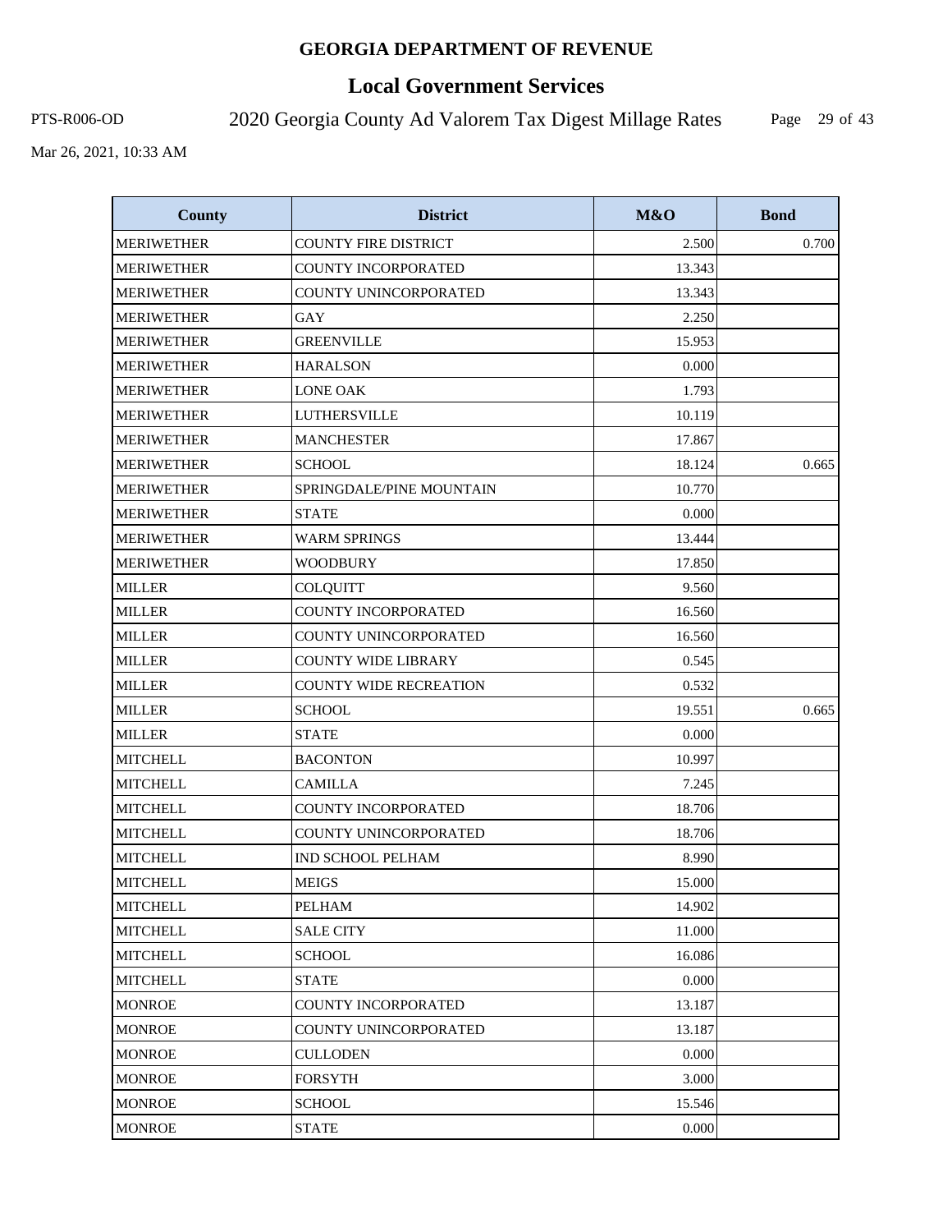# GEORGIA DEPARTMENT OF REVENUE

## Local Government Services

PTS-R006-OD 2020 Georgia County Ad Valorem Tax Digest Millage Rates

Mar 26, 2021, 10:33 AM

| County | District | M&O | Bond |
| --- | --- | --- | --- |
| MERIWETHER | COUNTY FIRE DISTRICT | 2.500 | 0.700 |
| MERIWETHER | COUNTY INCORPORATED | 13.343 | |
| MERIWETHER | COUNTY UNINCORPORATED | 13.343 | |
| MERIWETHER | GAY | 2.250 | |
| MERIWETHER | GREENVILLE | 15.953 | |
| MERIWETHER | HARALSON | 0.000 | |
| MERIWETHER | LONE OAK | 1.793 | |
| MERIWETHER | LUTHERSVILLE | 10.119 | |
| MERIWETHER | MANCHESTER | 17.867 | |
| MERIWETHER | SCHOOL | 18.124 | 0.665 |
| MERIWETHER | SPRINGDALE/PINE MOUNTAIN | 10.770 | |
| MERIWETHER | STATE | 0.000 | |
| MERIWETHER | WARM SPRINGS | 13.444 | |
| MERIWETHER | WOODBURY | 17.850 | |
| MILLER | COLQUITT | 9.560 | |
| MILLER | COUNTY INCORPORATED | 16.560 | |
| MILLER | COUNTY UNINCORPORATED | 16.560 | |
| MILLER | COUNTY WIDE LIBRARY | 0.545 | |
| MILLER | COUNTY WIDE RECREATION | 0.532 | |
| MILLER | SCHOOL | 19.551 | 0.665 |
| MILLER | STATE | 0.000 | |
| MITCHELL | BACONTON | 10.997 | |
| MITCHELL | CAMILLA | 7.245 | |
| MITCHELL | COUNTY INCORPORATED | 18.706 | |
| MITCHELL | COUNTY UNINCORPORATED | 18.706 | |
| MITCHELL | IND SCHOOL PELHAM | 8.990 | |
| MITCHELL | MEIGS | 15.000 | |
| MITCHELL | PELHAM | 14.902 | |
| MITCHELL | SALE CITY | 11.000 | |
| MITCHELL | SCHOOL | 16.086 | |
| MITCHELL | STATE | 0.000 | |
| MONROE | COUNTY INCORPORATED | 13.187 | |
| MONROE | COUNTY UNINCORPORATED | 13.187 | |
| MONROE | CULLODEN | 0.000 | |
| MONROE | FORSYTH | 3.000 | |
| MONROE | SCHOOL | 15.546 | |
| MONROE | STATE | 0.000 | |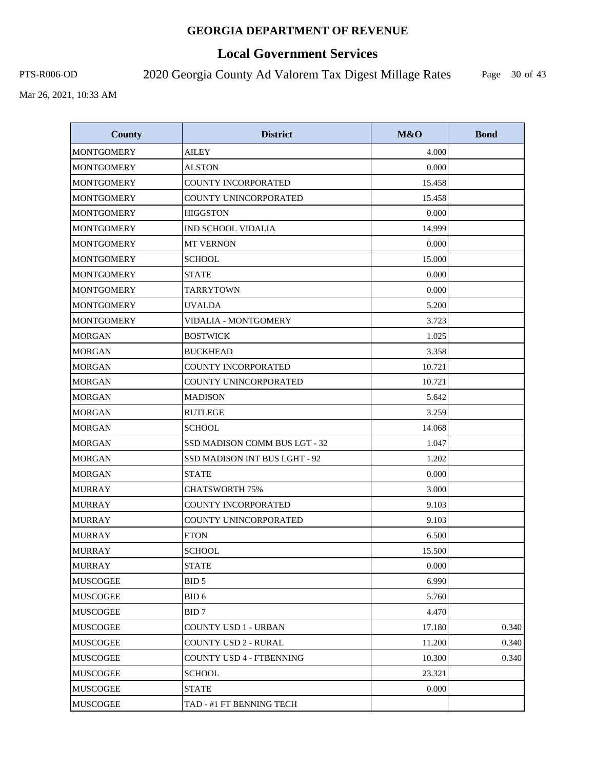**GEORGIA DEPARTMENT OF REVENUE**

# Local Government Services

PTS-R006-OD 2020 Georgia County Ad Valorem Tax Digest Millage Rates

Mar 26, 2021, 10:33 AM

| County | District | M&O | Bond |
|---|---|---|---|
| MONTGOMERY | AILEY | 4.000 | |
| MONTGOMERY | ALSTON | 0.000 | |
| MONTGOMERY | COUNTY INCORPORATED | 15.458 | |
| MONTGOMERY | COUNTY UNINCORPORATED | 15.458 | |
| MONTGOMERY | HIGGSTON | 0.000 | |
| MONTGOMERY | IND SCHOOL VIDALIA | 14.999 | |
| MONTGOMERY | MT VERNON | 0.000 | |
| MONTGOMERY | SCHOOL | 15.000 | |
| MONTGOMERY | STATE | 0.000 | |
| MONTGOMERY | TARRYTOWN | 0.000 | |
| MONTGOMERY | UVALDA | 5.200 | |
| MONTGOMERY | VIDALIA - MONTGOMERY | 3.723 | |
| MORGAN | BOSTWICK | 1.025 | |
| MORGAN | BUCKHEAD | 3.358 | |
| MORGAN | COUNTY INCORPORATED | 10.721 | |
| MORGAN | COUNTY UNINCORPORATED | 10.721 | |
| MORGAN | MADISON | 5.642 | |
| MORGAN | RUTLEGE | 3.259 | |
| MORGAN | SCHOOL | 14.068 | |
| MORGAN | SSD MADISON COMM BUS LGT - 32 | 1.047 | |
| MORGAN | SSD MADISON INT BUS LGHT - 92 | 1.202 | |
| MORGAN | STATE | 0.000 | |
| MURRAY | CHATSWORTH 75% | 3.000 | |
| MURRAY | COUNTY INCORPORATED | 9.103 | |
| MURRAY | COUNTY UNINCORPORATED | 9.103 | |
| MURRAY | ETON | 6.500 | |
| MURRAY | SCHOOL | 15.500 | |
| MURRAY | STATE | 0.000 | |
| MUSCOGEE | BID 5 | 6.990 | |
| MUSCOGEE | BID 6 | 5.760 | |
| MUSCOGEE | BID 7 | 4.470 | |
| MUSCOGEE | COUNTY USD 1 - URBAN | 17.180 | 0.340 |
| MUSCOGEE | COUNTY USD 2 - RURAL | 11.200 | 0.340 |
| MUSCOGEE | COUNTY USD 4 - FTBENNING | 10.300 | 0.340 |
| MUSCOGEE | SCHOOL | 23.321 | |
| MUSCOGEE | STATE | 0.000 | |
| MUSCOGEE | TAD - #1 FT BENNING TECH | | |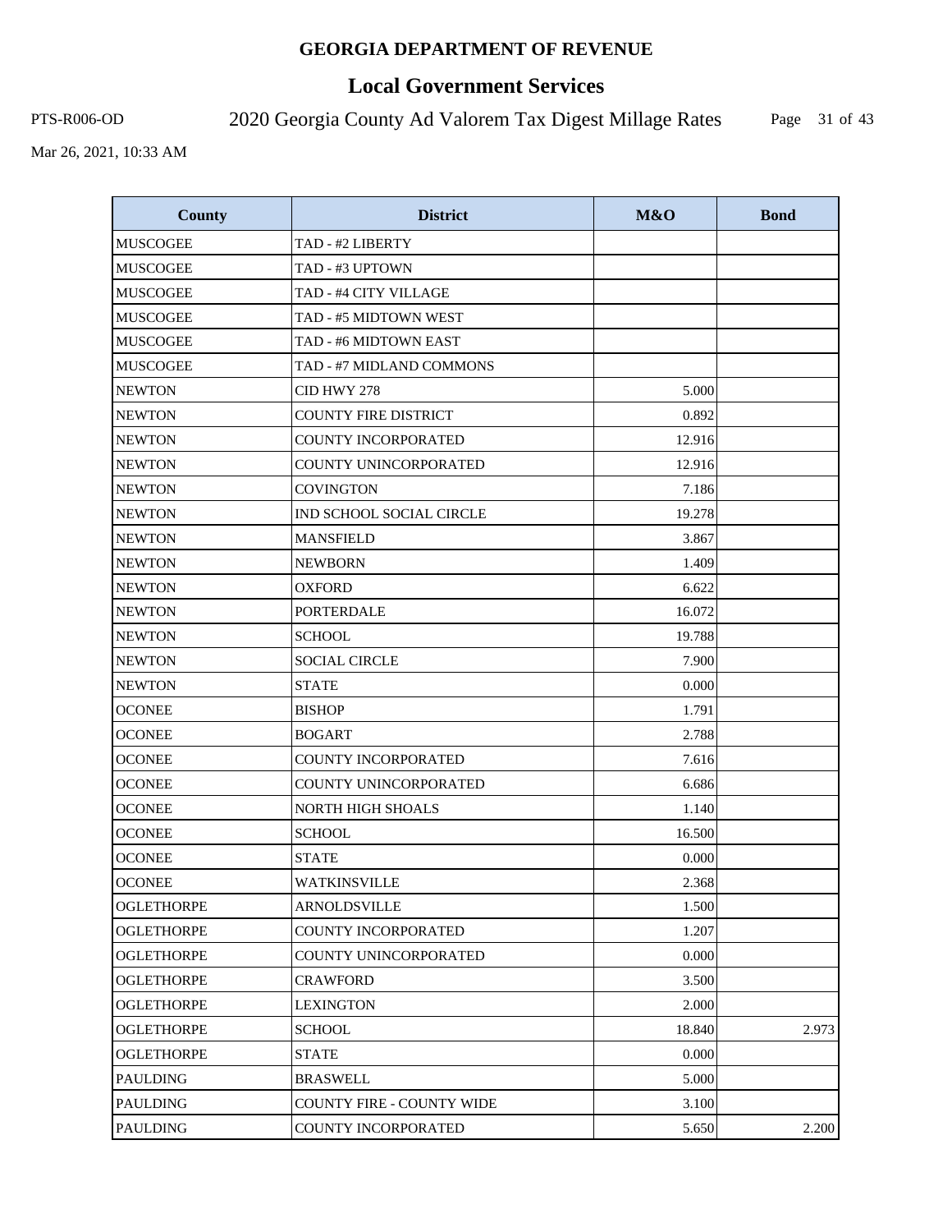# GEORGIA DEPARTMENT OF REVENUE

## Local Government Services

PTS-R006-OD

2020 Georgia County Ad Valorem Tax Digest Millage Rates

Mar 26, 2021, 10:33 AM

| County | District | M&O | Bond |
|---|---|---|---|
| MUSCOGEE | TAD - #2 LIBERTY | | |
| MUSCOGEE | TAD - #3 UPTOWN | | |
| MUSCOGEE | TAD - #4 CITY VILLAGE | | |
| MUSCOGEE | TAD - #5 MIDTOWN WEST | | |
| MUSCOGEE | TAD - #6 MIDTOWN EAST | | |
| MUSCOGEE | TAD - #7 MIDLAND COMMONS | | |
| NEWTON | CID HWY 278 | 5.000 | |
| NEWTON | COUNTY FIRE DISTRICT | 0.892 | |
| NEWTON | COUNTY INCORPORATED | 12.916 | |
| NEWTON | COUNTY UNINCORPORATED | 12.916 | |
| NEWTON | COVINGTON | 7.186 | |
| NEWTON | IND SCHOOL SOCIAL CIRCLE | 19.278 | |
| NEWTON | MANSFIELD | 3.867 | |
| NEWTON | NEWBORN | 1.409 | |
| NEWTON | OXFORD | 6.622 | |
| NEWTON | PORTERDALE | 16.072 | |
| NEWTON | SCHOOL | 19.788 | |
| NEWTON | SOCIAL CIRCLE | 7.900 | |
| NEWTON | STATE | 0.000 | |
| OCONEE | BISHOP | 1.791 | |
| OCONEE | BOGART | 2.788 | |
| OCONEE | COUNTY INCORPORATED | 7.616 | |
| OCONEE | COUNTY UNINCORPORATED | 6.686 | |
| OCONEE | NORTH HIGH SHOALS | 1.140 | |
| OCONEE | SCHOOL | 16.500 | |
| OCONEE | STATE | 0.000 | |
| OCONEE | WATKINSVILLE | 2.368 | |
| OGLETHORPE | ARNOLDSVILLE | 1.500 | |
| OGLETHORPE | COUNTY INCORPORATED | 1.207 | |
| OGLETHORPE | COUNTY UNINCORPORATED | 0.000 | |
| OGLETHORPE | CRAWFORD | 3.500 | |
| OGLETHORPE | LEXINGTON | 2.000 | |
| OGLETHORPE | SCHOOL | 18.840 | 2.973 |
| OGLETHORPE | STATE | 0.000 | |
| PAULDING | BRASWELL | 5.000 | |
| PAULDING | COUNTY FIRE - COUNTY WIDE | 3.100 | |
| PAULDING | COUNTY INCORPORATED | 5.650 | 2.200 |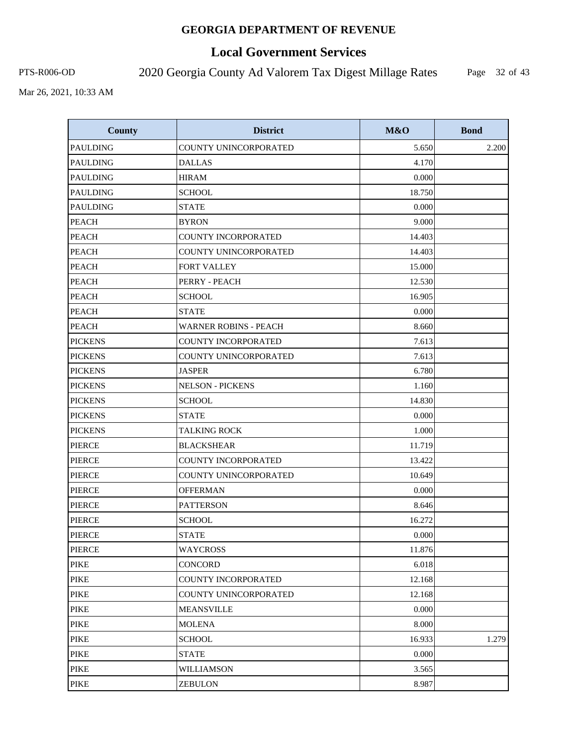**GEORGIA DEPARTMENT OF REVENUE**

# Local Government Services

PTS-R006-OD

## 2020 Georgia County Ad Valorem Tax Digest Millage Rates

Mar 26, 2021, 10:33 AM

| County | District | M&O | Bond |
|---|---|---|---|
| PAULDING | COUNTY UNINCORPORATED | 5.650 | 2.200 |
| PAULDING | DALLAS | 4.170 | |
| PAULDING | HIRAM | 0.000 | |
| PAULDING | SCHOOL | 18.750 | |
| PAULDING | STATE | 0.000 | |
| PEACH | BYRON | 9.000 | |
| PEACH | COUNTY INCORPORATED | 14.403 | |
| PEACH | COUNTY UNINCORPORATED | 14.403 | |
| PEACH | FORT VALLEY | 15.000 | |
| PEACH | PERRY - PEACH | 12.530 | |
| PEACH | SCHOOL | 16.905 | |
| PEACH | STATE | 0.000 | |
| PEACH | WARNER ROBINS - PEACH | 8.660 | |
| PICKENS | COUNTY INCORPORATED | 7.613 | |
| PICKENS | COUNTY UNINCORPORATED | 7.613 | |
| PICKENS | JASPER | 6.780 | |
| PICKENS | NELSON - PICKENS | 1.160 | |
| PICKENS | SCHOOL | 14.830 | |
| PICKENS | STATE | 0.000 | |
| PICKENS | TALKING ROCK | 1.000 | |
| PIERCE | BLACKSHEAR | 11.719 | |
| PIERCE | COUNTY INCORPORATED | 13.422 | |
| PIERCE | COUNTY UNINCORPORATED | 10.649 | |
| PIERCE | OFFERMAN | 0.000 | |
| PIERCE | PATTERSON | 8.646 | |
| PIERCE | SCHOOL | 16.272 | |
| PIERCE | STATE | 0.000 | |
| PIERCE | WAYCROSS | 11.876 | |
| PIKE | CONCORD | 6.018 | |
| PIKE | COUNTY INCORPORATED | 12.168 | |
| PIKE | COUNTY UNINCORPORATED | 12.168 | |
| PIKE | MEANSVILLE | 0.000 | |
| PIKE | MOLENA | 8.000 | |
| PIKE | SCHOOL | 16.933 | 1.279 |
| PIKE | STATE | 0.000 | |
| PIKE | WILLIAMSON | 3.565 | |
| PIKE | ZEBULON | 8.987 | |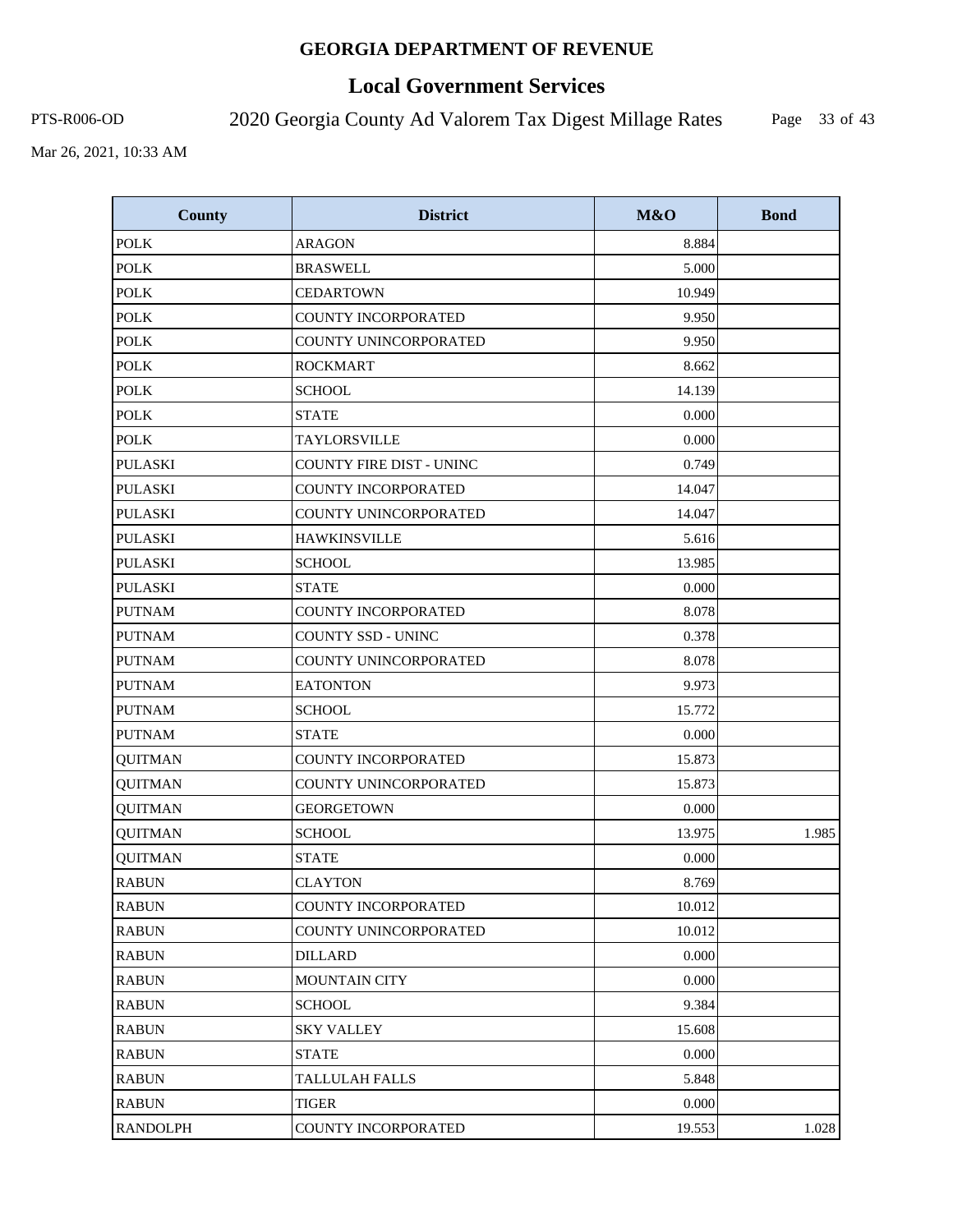# GEORGIA DEPARTMENT OF REVENUE

## Local Government Services

PTS-R006-OD 2020 Georgia County Ad Valorem Tax Digest Millage Rates

Mar 26, 2021, 10:33 AM

| County | District | M&O | Bond |
|---|---|---|---|
| POLK | ARAGON | 8.884 | |
| POLK | BRASWELL | 5.000 | |
| POLK | CEDARTOWN | 10.949 | |
| POLK | COUNTY INCORPORATED | 9.950 | |
| POLK | COUNTY UNINCORPORATED | 9.950 | |
| POLK | ROCKMART | 8.662 | |
| POLK | SCHOOL | 14.139 | |
| POLK | STATE | 0.000 | |
| POLK | TAYLORSVILLE | 0.000 | |
| PULASKI | COUNTY FIRE DIST - UNINC | 0.749 | |
| PULASKI | COUNTY INCORPORATED | 14.047 | |
| PULASKI | COUNTY UNINCORPORATED | 14.047 | |
| PULASKI | HAWKINSVILLE | 5.616 | |
| PULASKI | SCHOOL | 13.985 | |
| PULASKI | STATE | 0.000 | |
| PUTNAM | COUNTY INCORPORATED | 8.078 | |
| PUTNAM | COUNTY SSD - UNINC | 0.378 | |
| PUTNAM | COUNTY UNINCORPORATED | 8.078 | |
| PUTNAM | EATONTON | 9.973 | |
| PUTNAM | SCHOOL | 15.772 | |
| PUTNAM | STATE | 0.000 | |
| QUITMAN | COUNTY INCORPORATED | 15.873 | |
| QUITMAN | COUNTY UNINCORPORATED | 15.873 | |
| QUITMAN | GEORGETOWN | 0.000 | |
| QUITMAN | SCHOOL | 13.975 | 1.985 |
| QUITMAN | STATE | 0.000 | |
| RABUN | CLAYTON | 8.769 | |
| RABUN | COUNTY INCORPORATED | 10.012 | |
| RABUN | COUNTY UNINCORPORATED | 10.012 | |
| RABUN | DILLARD | 0.000 | |
| RABUN | MOUNTAIN CITY | 0.000 | |
| RABUN | SCHOOL | 9.384 | |
| RABUN | SKY VALLEY | 15.608 | |
| RABUN | STATE | 0.000 | |
| RABUN | TALLULAH FALLS | 5.848 | |
| RABUN | TIGER | 0.000 | |
| RANDOLPH | COUNTY INCORPORATED | 19.553 | 1.028 |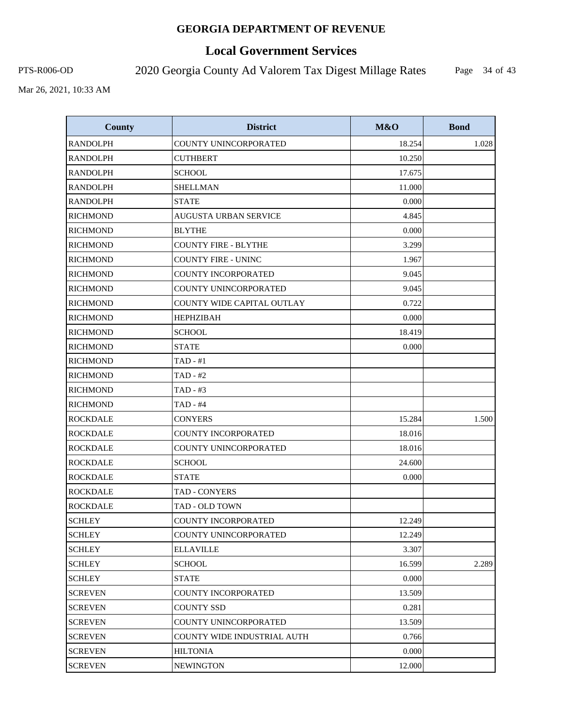# GEORGIA DEPARTMENT OF REVENUE

## Local Government Services

PTS-R006-OD 2020 Georgia County Ad Valorem Tax Digest Millage Rates

Mar 26, 2021, 10:33 AM

| County | District | M&O | Bond |
|---|---|---|---|
| RANDOLPH | COUNTY UNINCORPORATED | 18.254 | 1.028 |
| RANDOLPH | CUTHBERT | 10.250 | |
| RANDOLPH | SCHOOL | 17.675 | |
| RANDOLPH | SHELLMAN | 11.000 | |
| RANDOLPH | STATE | 0.000 | |
| RICHMOND | AUGUSTA URBAN SERVICE | 4.845 | |
| RICHMOND | BLYTHE | 0.000 | |
| RICHMOND | COUNTY FIRE - BLYTHE | 3.299 | |
| RICHMOND | COUNTY FIRE - UNINC | 1.967 | |
| RICHMOND | COUNTY INCORPORATED | 9.045 | |
| RICHMOND | COUNTY UNINCORPORATED | 9.045 | |
| RICHMOND | COUNTY WIDE CAPITAL OUTLAY | 0.722 | |
| RICHMOND | HEPHZIBAH | 0.000 | |
| RICHMOND | SCHOOL | 18.419 | |
| RICHMOND | STATE | 0.000 | |
| RICHMOND | TAD - #1 | | |
| RICHMOND | TAD - #2 | | |
| RICHMOND | TAD - #3 | | |
| RICHMOND | TAD - #4 | | |
| ROCKDALE | CONYERS | 15.284 | 1.500 |
| ROCKDALE | COUNTY INCORPORATED | 18.016 | |
| ROCKDALE | COUNTY UNINCORPORATED | 18.016 | |
| ROCKDALE | SCHOOL | 24.600 | |
| ROCKDALE | STATE | 0.000 | |
| ROCKDALE | TAD - CONYERS | | |
| ROCKDALE | TAD - OLD TOWN | | |
| SCHLEY | COUNTY INCORPORATED | 12.249 | |
| SCHLEY | COUNTY UNINCORPORATED | 12.249 | |
| SCHLEY | ELLAVILLE | 3.307 | |
| SCHLEY | SCHOOL | 16.599 | 2.289 |
| SCHLEY | STATE | 0.000 | |
| SCREVEN | COUNTY INCORPORATED | 13.509 | |
| SCREVEN | COUNTY SSD | 0.281 | |
| SCREVEN | COUNTY UNINCORPORATED | 13.509 | |
| SCREVEN | COUNTY WIDE INDUSTRIAL AUTH | 0.766 | |
| SCREVEN | HILTONIA | 0.000 | |
| SCREVEN | NEWINGTON | 12.000 | |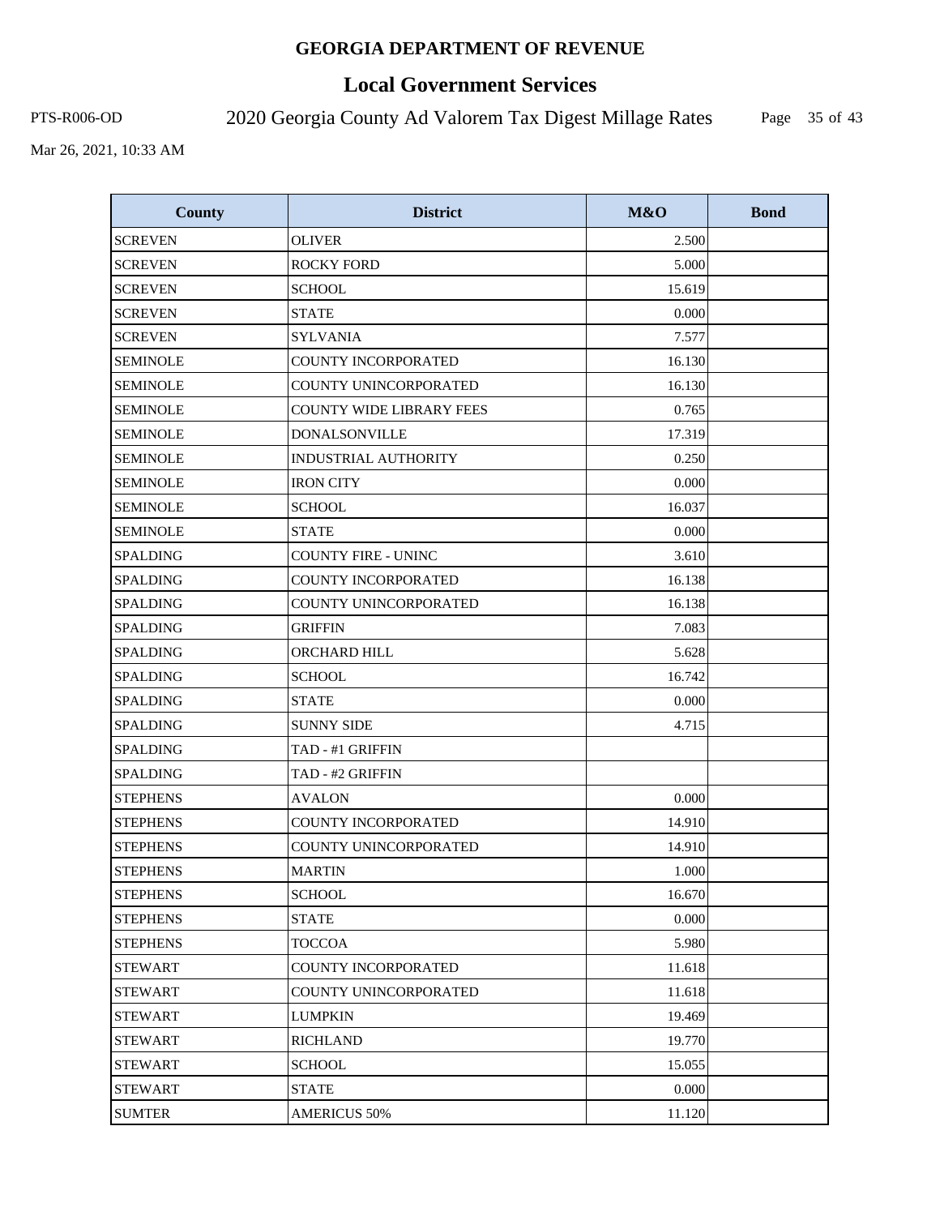# GEORGIA DEPARTMENT OF REVENUE

## Local Government Services

PTS-R006-OD 2020 Georgia County Ad Valorem Tax Digest Millage Rates

Mar 26, 2021, 10:33 AM

| County | District | M&O | Bond |
|---|---|---|---|
| SCREVEN | OLIVER | 2.500 | |
| SCREVEN | ROCKY FORD | 5.000 | |
| SCREVEN | SCHOOL | 15.619 | |
| SCREVEN | STATE | 0.000 | |
| SCREVEN | SYLVANIA | 7.577 | |
| SEMINOLE | COUNTY INCORPORATED | 16.130 | |
| SEMINOLE | COUNTY UNINCORPORATED | 16.130 | |
| SEMINOLE | COUNTY WIDE LIBRARY FEES | 0.765 | |
| SEMINOLE | DONALSONVILLE | 17.319 | |
| SEMINOLE | INDUSTRIAL AUTHORITY | 0.250 | |
| SEMINOLE | IRON CITY | 0.000 | |
| SEMINOLE | SCHOOL | 16.037 | |
| SEMINOLE | STATE | 0.000 | |
| SPALDING | COUNTY FIRE - UNINC | 3.610 | |
| SPALDING | COUNTY INCORPORATED | 16.138 | |
| SPALDING | COUNTY UNINCORPORATED | 16.138 | |
| SPALDING | GRIFFIN | 7.083 | |
| SPALDING | ORCHARD HILL | 5.628 | |
| SPALDING | SCHOOL | 16.742 | |
| SPALDING | STATE | 0.000 | |
| SPALDING | SUNNY SIDE | 4.715 | |
| SPALDING | TAD - #1 GRIFFIN | | |
| SPALDING | TAD - #2 GRIFFIN | | |
| STEPHENS | AVALON | 0.000 | |
| STEPHENS | COUNTY INCORPORATED | 14.910 | |
| STEPHENS | COUNTY UNINCORPORATED | 14.910 | |
| STEPHENS | MARTIN | 1.000 | |
| STEPHENS | SCHOOL | 16.670 | |
| STEPHENS | STATE | 0.000 | |
| STEPHENS | TOCCOA | 5.980 | |
| STEWART | COUNTY INCORPORATED | 11.618 | |
| STEWART | COUNTY UNINCORPORATED | 11.618 | |
| STEWART | LUMPKIN | 19.469 | |
| STEWART | RICHLAND | 19.770 | |
| STEWART | SCHOOL | 15.055 | |
| STEWART | STATE | 0.000 | |
| SUMTER | AMERICUS 50% | 11.120 | |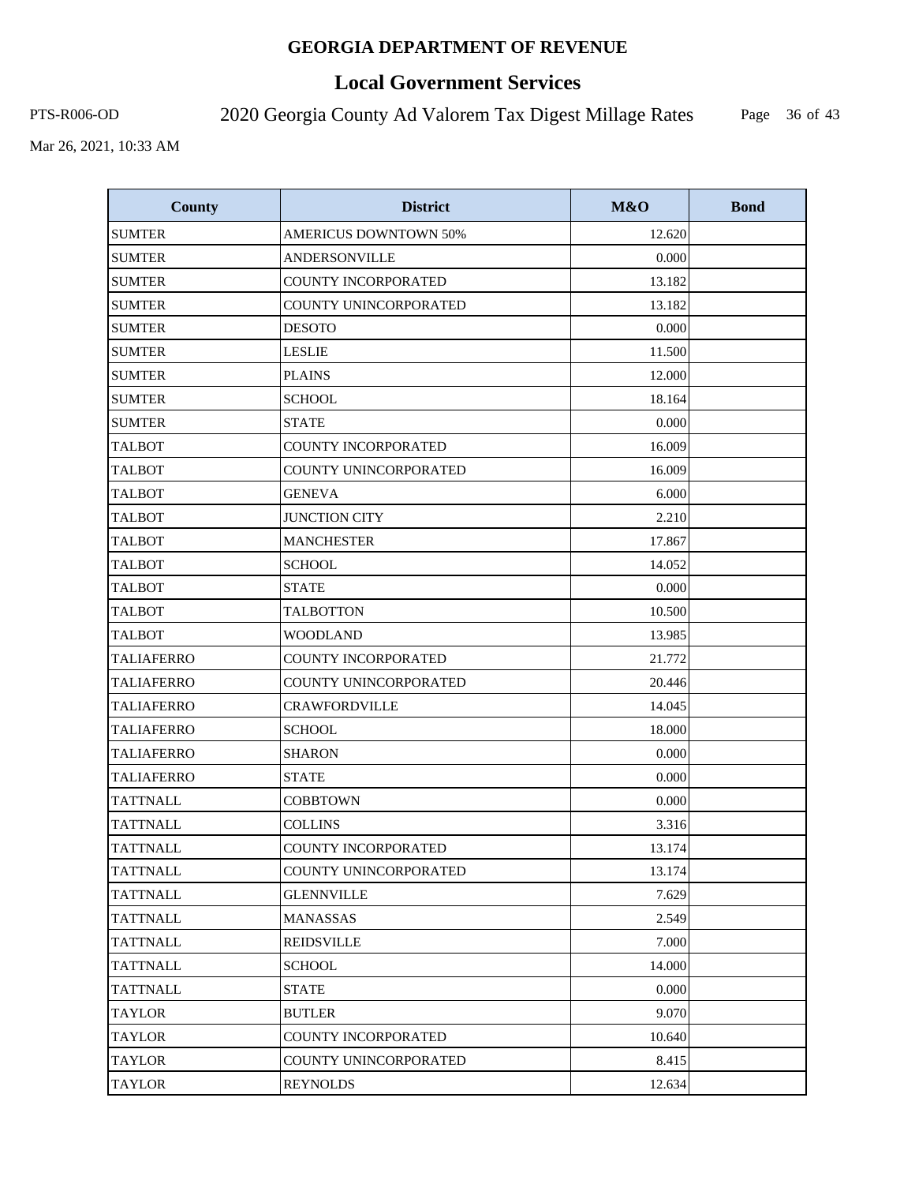# GEORGIA DEPARTMENT OF REVENUE

## Local Government Services

PTS-R006-OD 2020 Georgia County Ad Valorem Tax Digest Millage Rates

Mar 26, 2021, 10:33 AM

| County | District | M&O | Bond |
|---|---|---|---|
| SUMTER | AMERICUS DOWNTOWN 50% | 12.620 | |
| SUMTER | ANDERSONVILLE | 0.000 | |
| SUMTER | COUNTY INCORPORATED | 13.182 | |
| SUMTER | COUNTY UNINCORPORATED | 13.182 | |
| SUMTER | DESOTO | 0.000 | |
| SUMTER | LESLIE | 11.500 | |
| SUMTER | PLAINS | 12.000 | |
| SUMTER | SCHOOL | 18.164 | |
| SUMTER | STATE | 0.000 | |
| TALBOT | COUNTY INCORPORATED | 16.009 | |
| TALBOT | COUNTY UNINCORPORATED | 16.009 | |
| TALBOT | GENEVA | 6.000 | |
| TALBOT | JUNCTION CITY | 2.210 | |
| TALBOT | MANCHESTER | 17.867 | |
| TALBOT | SCHOOL | 14.052 | |
| TALBOT | STATE | 0.000 | |
| TALBOT | TALBOTTON | 10.500 | |
| TALBOT | WOODLAND | 13.985 | |
| TALIAFERRO | COUNTY INCORPORATED | 21.772 | |
| TALIAFERRO | COUNTY UNINCORPORATED | 20.446 | |
| TALIAFERRO | CRAWFORDVILLE | 14.045 | |
| TALIAFERRO | SCHOOL | 18.000 | |
| TALIAFERRO | SHARON | 0.000 | |
| TALIAFERRO | STATE | 0.000 | |
| TATTNALL | COBBTOWN | 0.000 | |
| TATTNALL | COLLINS | 3.316 | |
| TATTNALL | COUNTY INCORPORATED | 13.174 | |
| TATTNALL | COUNTY UNINCORPORATED | 13.174 | |
| TATTNALL | GLENNVILLE | 7.629 | |
| TATTNALL | MANASSAS | 2.549 | |
| TATTNALL | REIDSVILLE | 7.000 | |
| TATTNALL | SCHOOL | 14.000 | |
| TATTNALL | STATE | 0.000 | |
| TAYLOR | BUTLER | 9.070 | |
| TAYLOR | COUNTY INCORPORATED | 10.640 | |
| TAYLOR | COUNTY UNINCORPORATED | 8.415 | |
| TAYLOR | REYNOLDS | 12.634 | |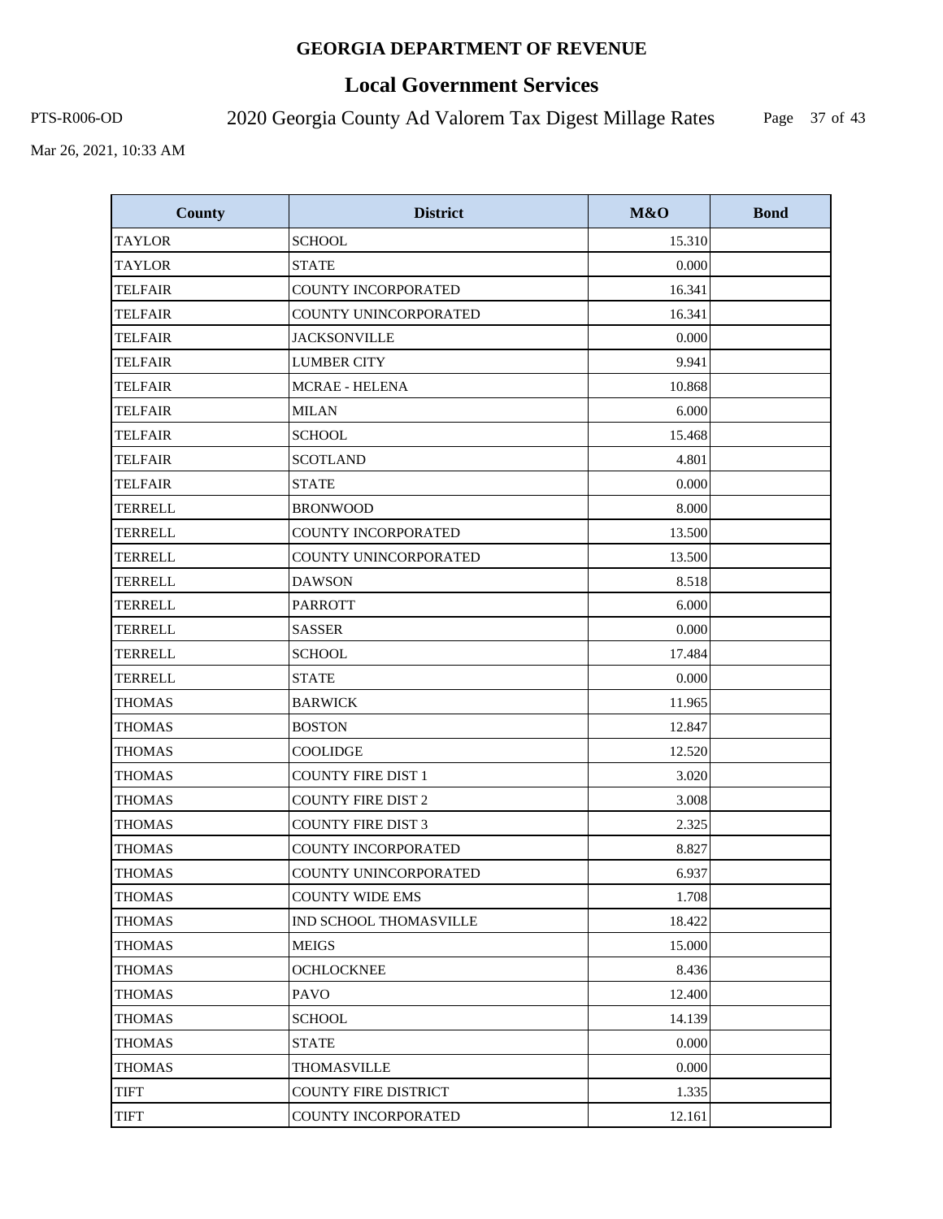**GEORGIA DEPARTMENT OF REVENUE**

# Local Government Services

PTS-R006-OD

2020 Georgia County Ad Valorem Tax Digest Millage Rates

Mar 26, 2021, 10:33 AM

| County | District | M&O | Bond |
|---|---|---|---|
| TAYLOR | SCHOOL | 15.310 | |
| TAYLOR | STATE | 0.000 | |
| TELFAIR | COUNTY INCORPORATED | 16.341 | |
| TELFAIR | COUNTY UNINCORPORATED | 16.341 | |
| TELFAIR | JACKSONVILLE | 0.000 | |
| TELFAIR | LUMBER CITY | 9.941 | |
| TELFAIR | MCRAE - HELENA | 10.868 | |
| TELFAIR | MILAN | 6.000 | |
| TELFAIR | SCHOOL | 15.468 | |
| TELFAIR | SCOTLAND | 4.801 | |
| TELFAIR | STATE | 0.000 | |
| TERRELL | BRONWOOD | 8.000 | |
| TERRELL | COUNTY INCORPORATED | 13.500 | |
| TERRELL | COUNTY UNINCORPORATED | 13.500 | |
| TERRELL | DAWSON | 8.518 | |
| TERRELL | PARROTT | 6.000 | |
| TERRELL | SASSER | 0.000 | |
| TERRELL | SCHOOL | 17.484 | |
| TERRELL | STATE | 0.000 | |
| THOMAS | BARWICK | 11.965 | |
| THOMAS | BOSTON | 12.847 | |
| THOMAS | COOLIDGE | 12.520 | |
| THOMAS | COUNTY FIRE DIST 1 | 3.020 | |
| THOMAS | COUNTY FIRE DIST 2 | 3.008 | |
| THOMAS | COUNTY FIRE DIST 3 | 2.325 | |
| THOMAS | COUNTY INCORPORATED | 8.827 | |
| THOMAS | COUNTY UNINCORPORATED | 6.937 | |
| THOMAS | COUNTY WIDE EMS | 1.708 | |
| THOMAS | IND SCHOOL THOMASVILLE | 18.422 | |
| THOMAS | MEIGS | 15.000 | |
| THOMAS | OCHLOCKNEE | 8.436 | |
| THOMAS | PAVO | 12.400 | |
| THOMAS | SCHOOL | 14.139 | |
| THOMAS | STATE | 0.000 | |
| THOMAS | THOMASVILLE | 0.000 | |
| TIFT | COUNTY FIRE DISTRICT | 1.335 | |
| TIFT | COUNTY INCORPORATED | 12.161 | |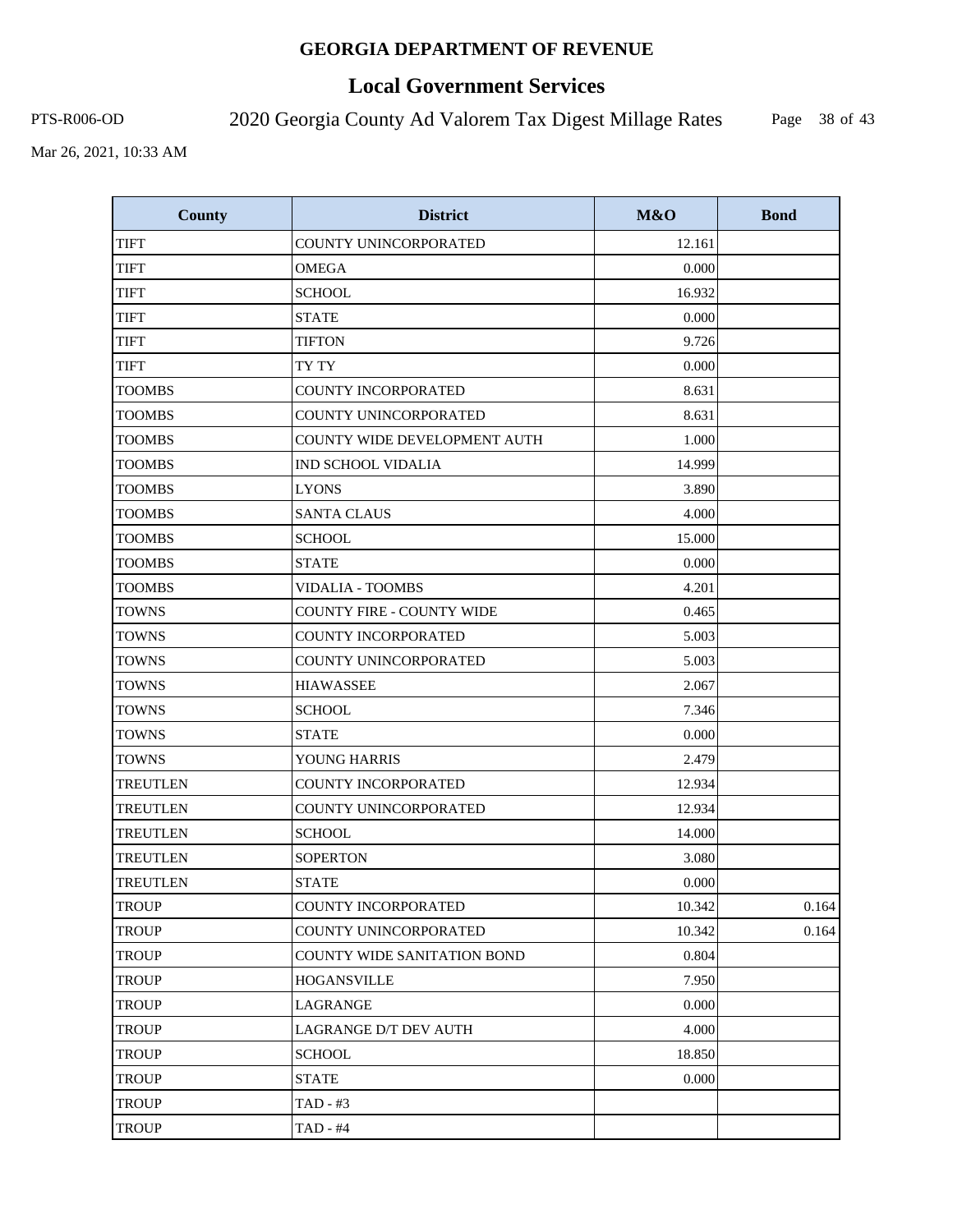# GEORGIA DEPARTMENT OF REVENUE

## Local Government Services

PTS-R006-OD

2020 Georgia County Ad Valorem Tax Digest Millage Rates

Mar 26, 2021, 10:33 AM

| County | District | M&O | Bond |
|---|---|---|---|
| TIFT | COUNTY UNINCORPORATED | 12.161 | |
| TIFT | OMEGA | 0.000 | |
| TIFT | SCHOOL | 16.932 | |
| TIFT | STATE | 0.000 | |
| TIFT | TIFTON | 9.726 | |
| TIFT | TY TY | 0.000 | |
| TOOMBS | COUNTY INCORPORATED | 8.631 | |
| TOOMBS | COUNTY UNINCORPORATED | 8.631 | |
| TOOMBS | COUNTY WIDE DEVELOPMENT AUTH | 1.000 | |
| TOOMBS | IND SCHOOL VIDALIA | 14.999 | |
| TOOMBS | LYONS | 3.890 | |
| TOOMBS | SANTA CLAUS | 4.000 | |
| TOOMBS | SCHOOL | 15.000 | |
| TOOMBS | STATE | 0.000 | |
| TOOMBS | VIDALIA - TOOMBS | 4.201 | |
| TOWNS | COUNTY FIRE - COUNTY WIDE | 0.465 | |
| TOWNS | COUNTY INCORPORATED | 5.003 | |
| TOWNS | COUNTY UNINCORPORATED | 5.003 | |
| TOWNS | HIAWASSEE | 2.067 | |
| TOWNS | SCHOOL | 7.346 | |
| TOWNS | STATE | 0.000 | |
| TOWNS | YOUNG HARRIS | 2.479 | |
| TREUTLEN | COUNTY INCORPORATED | 12.934 | |
| TREUTLEN | COUNTY UNINCORPORATED | 12.934 | |
| TREUTLEN | SCHOOL | 14.000 | |
| TREUTLEN | SOPERTON | 3.080 | |
| TREUTLEN | STATE | 0.000 | |
| TROUP | COUNTY INCORPORATED | 10.342 | 0.164 |
| TROUP | COUNTY UNINCORPORATED | 10.342 | 0.164 |
| TROUP | COUNTY WIDE SANITATION BOND | 0.804 | |
| TROUP | HOGANSVILLE | 7.950 | |
| TROUP | LAGRANGE | 0.000 | |
| TROUP | LAGRANGE D/T DEV AUTH | 4.000 | |
| TROUP | SCHOOL | 18.850 | |
| TROUP | STATE | 0.000 | |
| TROUP | TAD - #3 | | |
| TROUP | TAD - #4 | | |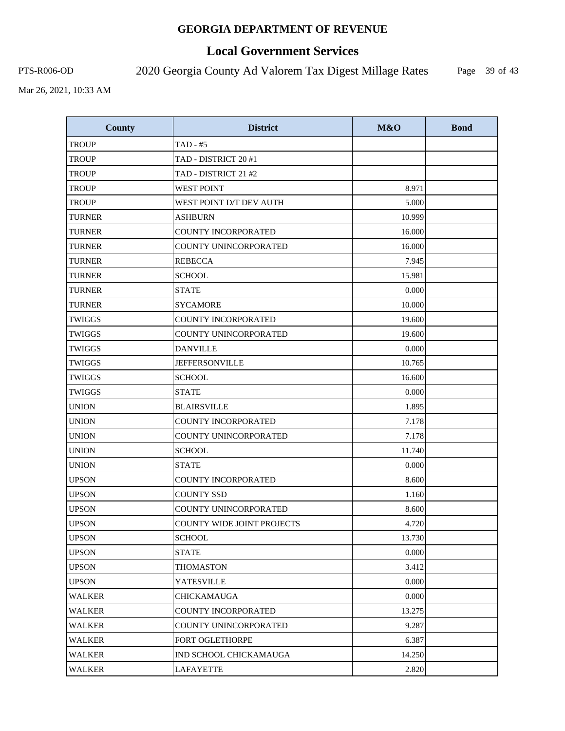# GEORGIA DEPARTMENT OF REVENUE

## Local Government Services

PTS-R006-OD 2020 Georgia County Ad Valorem Tax Digest Millage Rates

Mar 26, 2021, 10:33 AM

| County | District | M&O | Bond |
|---|---|---|---|
| TROUP | TAD - #5 | | |
| TROUP | TAD - DISTRICT 20 #1 | | |
| TROUP | TAD - DISTRICT 21 #2 | | |
| TROUP | WEST POINT | 8.971 | |
| TROUP | WEST POINT D/T DEV AUTH | 5.000 | |
| TURNER | ASHBURN | 10.999 | |
| TURNER | COUNTY INCORPORATED | 16.000 | |
| TURNER | COUNTY UNINCORPORATED | 16.000 | |
| TURNER | REBECCA | 7.945 | |
| TURNER | SCHOOL | 15.981 | |
| TURNER | STATE | 0.000 | |
| TURNER | SYCAMORE | 10.000 | |
| TWIGGS | COUNTY INCORPORATED | 19.600 | |
| TWIGGS | COUNTY UNINCORPORATED | 19.600 | |
| TWIGGS | DANVILLE | 0.000 | |
| TWIGGS | JEFFERSONVILLE | 10.765 | |
| TWIGGS | SCHOOL | 16.600 | |
| TWIGGS | STATE | 0.000 | |
| UNION | BLAIRSVILLE | 1.895 | |
| UNION | COUNTY INCORPORATED | 7.178 | |
| UNION | COUNTY UNINCORPORATED | 7.178 | |
| UNION | SCHOOL | 11.740 | |
| UNION | STATE | 0.000 | |
| UPSON | COUNTY INCORPORATED | 8.600 | |
| UPSON | COUNTY SSD | 1.160 | |
| UPSON | COUNTY UNINCORPORATED | 8.600 | |
| UPSON | COUNTY WIDE JOINT PROJECTS | 4.720 | |
| UPSON | SCHOOL | 13.730 | |
| UPSON | STATE | 0.000 | |
| UPSON | THOMASTON | 3.412 | |
| UPSON | YATESVILLE | 0.000 | |
| WALKER | CHICKAMAUGA | 0.000 | |
| WALKER | COUNTY INCORPORATED | 13.275 | |
| WALKER | COUNTY UNINCORPORATED | 9.287 | |
| WALKER | FORT OGLETHORPE | 6.387 | |
| WALKER | IND SCHOOL CHICKAMAUGA | 14.250 | |
| WALKER | LAFAYETTE | 2.820 | |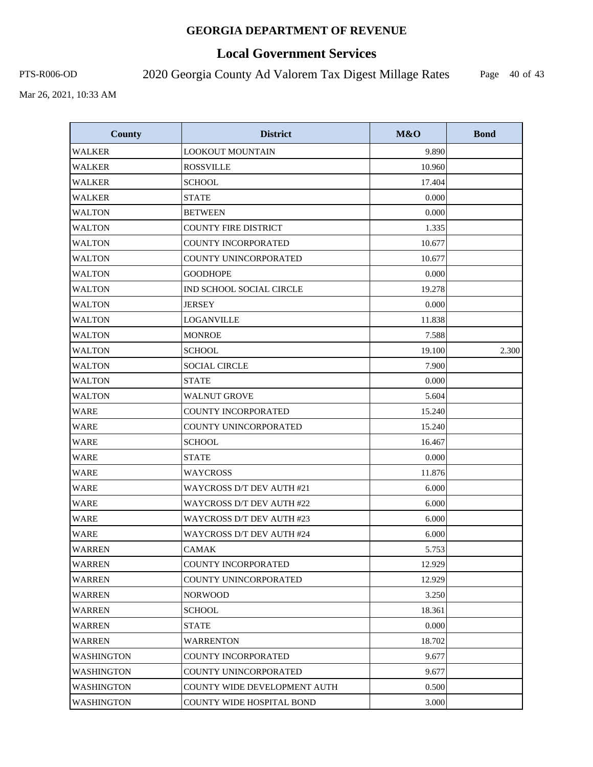# GEORGIA DEPARTMENT OF REVENUE

## Local Government Services

PTS-R006-OD 2020 Georgia County Ad Valorem Tax Digest Millage Rates

Mar 26, 2021, 10:33 AM

| County | District | M&O | Bond |
|---|---|---|---|
| WALKER | LOOKOUT MOUNTAIN | 9.890 | |
| WALKER | ROSSVILLE | 10.960 | |
| WALKER | SCHOOL | 17.404 | |
| WALKER | STATE | 0.000 | |
| WALTON | BETWEEN | 0.000 | |
| WALTON | COUNTY FIRE DISTRICT | 1.335 | |
| WALTON | COUNTY INCORPORATED | 10.677 | |
| WALTON | COUNTY UNINCORPORATED | 10.677 | |
| WALTON | GOODHOPE | 0.000 | |
| WALTON | IND SCHOOL SOCIAL CIRCLE | 19.278 | |
| WALTON | JERSEY | 0.000 | |
| WALTON | LOGANVILLE | 11.838 | |
| WALTON | MONROE | 7.588 | |
| WALTON | SCHOOL | 19.100 | 2.300 |
| WALTON | SOCIAL CIRCLE | 7.900 | |
| WALTON | STATE | 0.000 | |
| WALTON | WALNUT GROVE | 5.604 | |
| WARE | COUNTY INCORPORATED | 15.240 | |
| WARE | COUNTY UNINCORPORATED | 15.240 | |
| WARE | SCHOOL | 16.467 | |
| WARE | STATE | 0.000 | |
| WARE | WAYCROSS | 11.876 | |
| WARE | WAYCROSS D/T DEV AUTH #21 | 6.000 | |
| WARE | WAYCROSS D/T DEV AUTH #22 | 6.000 | |
| WARE | WAYCROSS D/T DEV AUTH #23 | 6.000 | |
| WARE | WAYCROSS D/T DEV AUTH #24 | 6.000 | |
| WARREN | CAMAK | 5.753 | |
| WARREN | COUNTY INCORPORATED | 12.929 | |
| WARREN | COUNTY UNINCORPORATED | 12.929 | |
| WARREN | NORWOOD | 3.250 | |
| WARREN | SCHOOL | 18.361 | |
| WARREN | STATE | 0.000 | |
| WARREN | WARRENTON | 18.702 | |
| WASHINGTON | COUNTY INCORPORATED | 9.677 | |
| WASHINGTON | COUNTY UNINCORPORATED | 9.677 | |
| WASHINGTON | COUNTY WIDE DEVELOPMENT AUTH | 0.500 | |
| WASHINGTON | COUNTY WIDE HOSPITAL BOND | 3.000 | |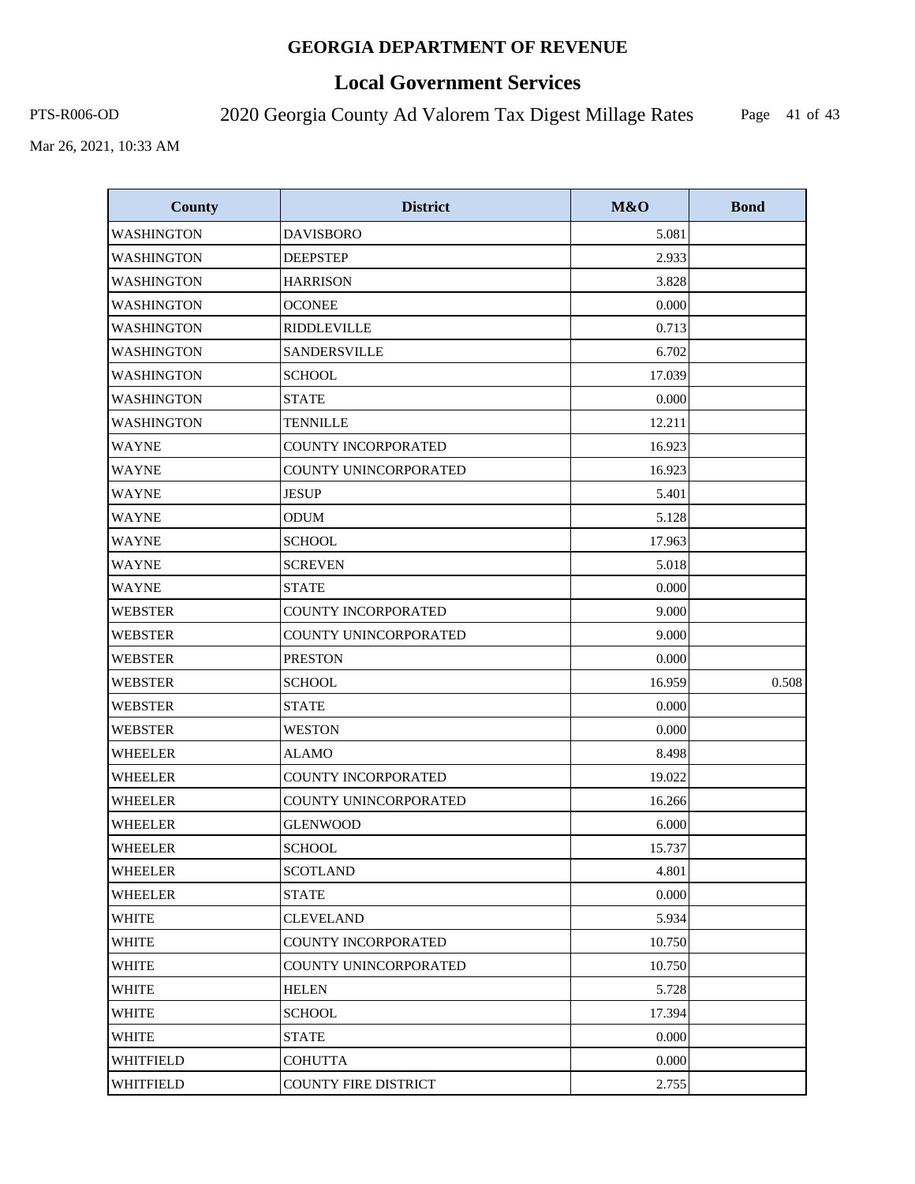# GEORGIA DEPARTMENT OF REVENUE

## Local Government Services

PTS-R006-OD 2020 Georgia County Ad Valorem Tax Digest Millage Rates

Mar 26, 2021, 10:33 AM

| County | District | M&O | Bond |
|---|---|---|---|
| WASHINGTON | DAVISBORO | 5.081 | |
| WASHINGTON | DEEPSTEP | 2.933 | |
| WASHINGTON | HARRISON | 3.828 | |
| WASHINGTON | OCONEE | 0.000 | |
| WASHINGTON | RIDDLEVILLE | 0.713 | |
| WASHINGTON | SANDERSVILLE | 6.702 | |
| WASHINGTON | SCHOOL | 17.039 | |
| WASHINGTON | STATE | 0.000 | |
| WASHINGTON | TENNILLE | 12.211 | |
| WAYNE | COUNTY INCORPORATED | 16.923 | |
| WAYNE | COUNTY UNINCORPORATED | 16.923 | |
| WAYNE | JESUP | 5.401 | |
| WAYNE | ODUM | 5.128 | |
| WAYNE | SCHOOL | 17.963 | |
| WAYNE | SCREVEN | 5.018 | |
| WAYNE | STATE | 0.000 | |
| WEBSTER | COUNTY INCORPORATED | 9.000 | |
| WEBSTER | COUNTY UNINCORPORATED | 9.000 | |
| WEBSTER | PRESTON | 0.000 | |
| WEBSTER | SCHOOL | 16.959 | 0.508 |
| WEBSTER | STATE | 0.000 | |
| WEBSTER | WESTON | 0.000 | |
| WHEELER | ALAMO | 8.498 | |
| WHEELER | COUNTY INCORPORATED | 19.022 | |
| WHEELER | COUNTY UNINCORPORATED | 16.266 | |
| WHEELER | GLENWOOD | 6.000 | |
| WHEELER | SCHOOL | 15.737 | |
| WHEELER | SCOTLAND | 4.801 | |
| WHEELER | STATE | 0.000 | |
| WHITE | CLEVELAND | 5.934 | |
| WHITE | COUNTY INCORPORATED | 10.750 | |
| WHITE | COUNTY UNINCORPORATED | 10.750 | |
| WHITE | HELEN | 5.728 | |
| WHITE | SCHOOL | 17.394 | |
| WHITE | STATE | 0.000 | |
| WHITFIELD | COHUTTA | 0.000 | |
| WHITFIELD | COUNTY FIRE DISTRICT | 2.755 | |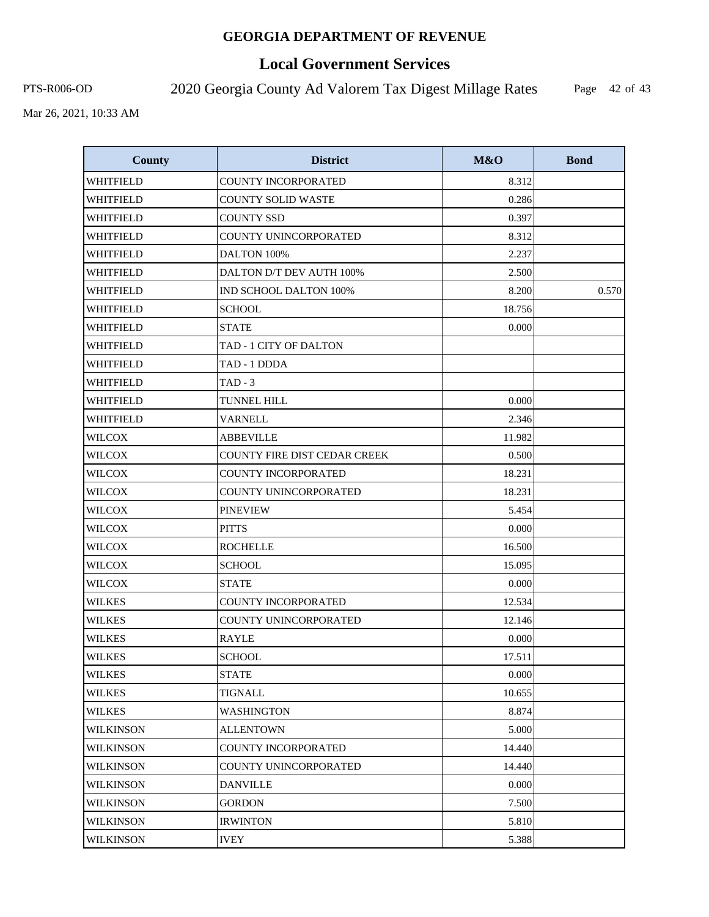**GEORGIA DEPARTMENT OF REVENUE**

# Local Government Services

PTS-R006-OD

2020 Georgia County Ad Valorem Tax Digest Millage Rates

Mar 26, 2021, 10:33 AM

| County | District | M&O | Bond |
|---|---|---|---|
| WHITFIELD | COUNTY INCORPORATED | 8.312 | |
| WHITFIELD | COUNTY SOLID WASTE | 0.286 | |
| WHITFIELD | COUNTY SSD | 0.397 | |
| WHITFIELD | COUNTY UNINCORPORATED | 8.312 | |
| WHITFIELD | DALTON 100% | 2.237 | |
| WHITFIELD | DALTON D/T DEV AUTH 100% | 2.500 | |
| WHITFIELD | IND SCHOOL DALTON 100% | 8.200 | 0.570 |
| WHITFIELD | SCHOOL | 18.756 | |
| WHITFIELD | STATE | 0.000 | |
| WHITFIELD | TAD - 1 CITY OF DALTON | | |
| WHITFIELD | TAD - 1 DDDA | | |
| WHITFIELD | TAD - 3 | | |
| WHITFIELD | TUNNEL HILL | 0.000 | |
| WHITFIELD | VARNELL | 2.346 | |
| WILCOX | ABBEVILLE | 11.982 | |
| WILCOX | COUNTY FIRE DIST CEDAR CREEK | 0.500 | |
| WILCOX | COUNTY INCORPORATED | 18.231 | |
| WILCOX | COUNTY UNINCORPORATED | 18.231 | |
| WILCOX | PINEVIEW | 5.454 | |
| WILCOX | PITTS | 0.000 | |
| WILCOX | ROCHELLE | 16.500 | |
| WILCOX | SCHOOL | 15.095 | |
| WILCOX | STATE | 0.000 | |
| WILKES | COUNTY INCORPORATED | 12.534 | |
| WILKES | COUNTY UNINCORPORATED | 12.146 | |
| WILKES | RAYLE | 0.000 | |
| WILKES | SCHOOL | 17.511 | |
| WILKES | STATE | 0.000 | |
| WILKES | TIGNALL | 10.655 | |
| WILKES | WASHINGTON | 8.874 | |
| WILKINSON | ALLENTOWN | 5.000 | |
| WILKINSON | COUNTY INCORPORATED | 14.440 | |
| WILKINSON | COUNTY UNINCORPORATED | 14.440 | |
| WILKINSON | DANVILLE | 0.000 | |
| WILKINSON | GORDON | 7.500 | |
| WILKINSON | IRWINTON | 5.810 | |
| WILKINSON | IVEY | 5.388 | |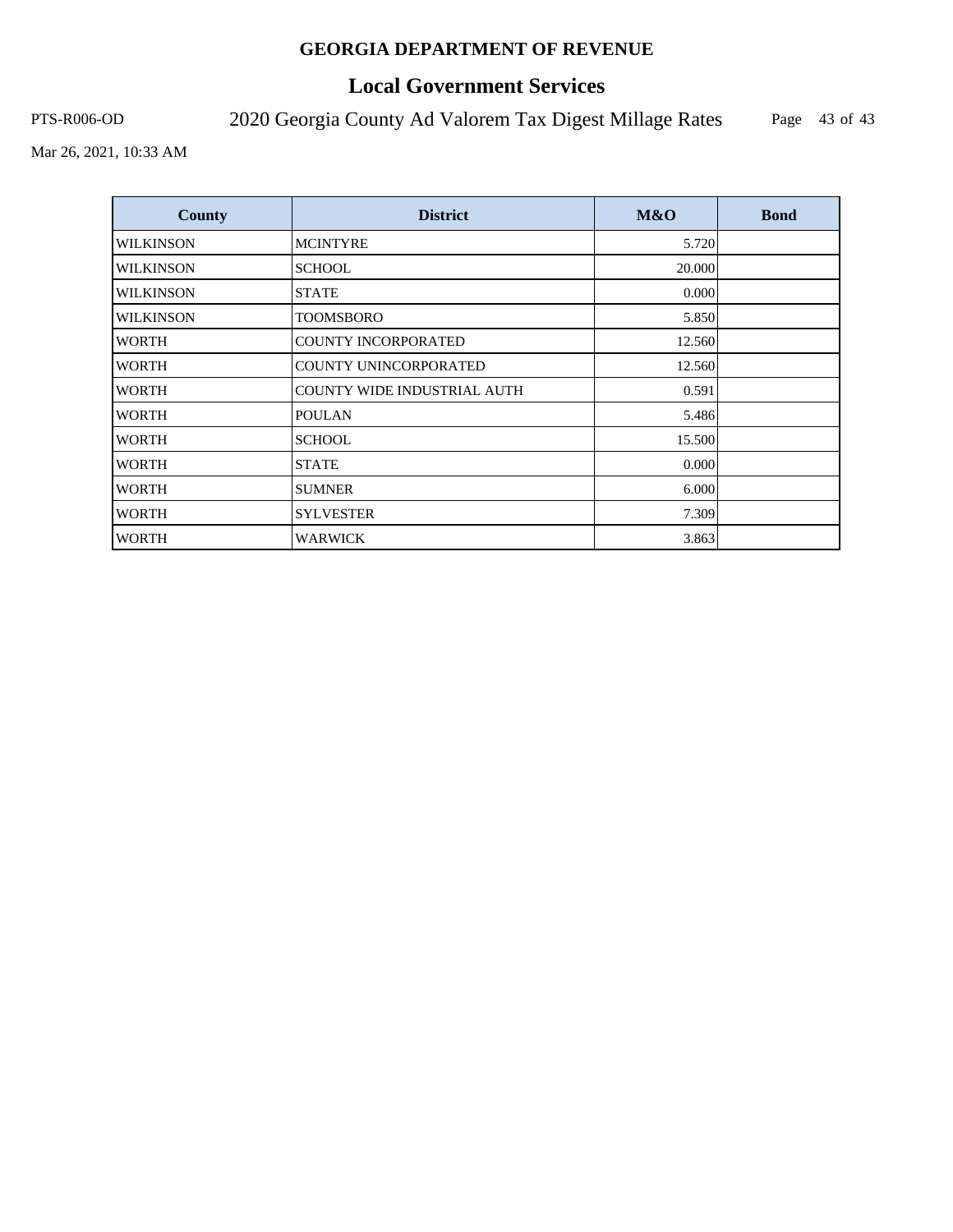| County | District | M&O | Bond |
|---|---|---|---|
| WILKINSON | MCINTYRE | 5.720 | |
| WILKINSON | SCHOOL | 20.000 | |
| WILKINSON | STATE | 0.000 | |
| WILKINSON | TOOMSBORO | 5.850 | |
| WORTH | COUNTY INCORPORATED | 12.560 | |
| WORTH | COUNTY UNINCORPORATED | 12.560 | |
| WORTH | COUNTY WIDE INDUSTRIAL AUTH | 0.591 | |
| WORTH | POULAN | 5.486 | |
| WORTH | SCHOOL | 15.500 | |
| WORTH | STATE | 0.000 | |
| WORTH | SUMNER | 6.000 | |
| WORTH | SYLVESTER | 7.309 | |
| WORTH | WARWICK | 3.863 | |